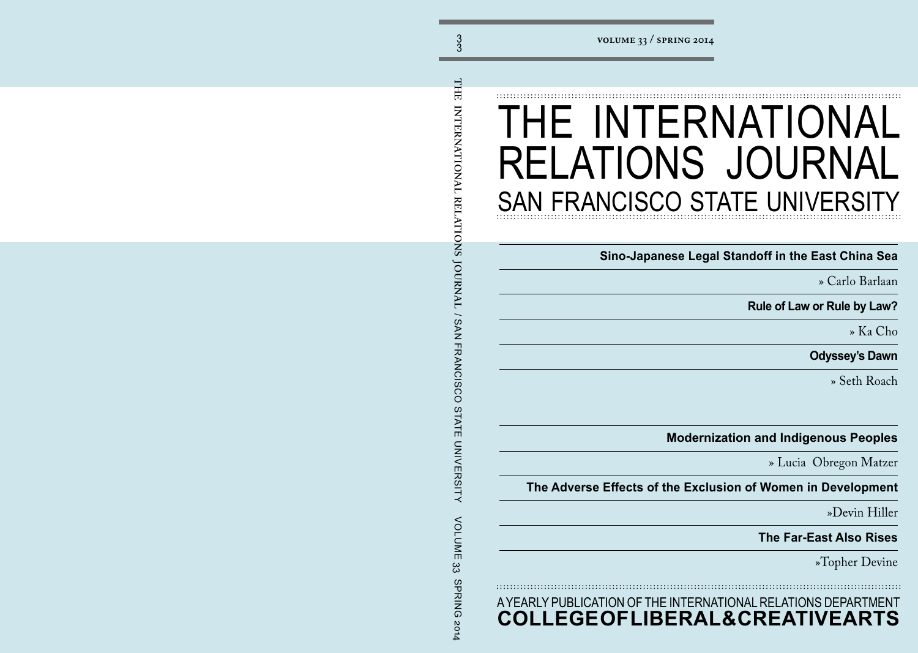VOLUME 33 / SPRING 2014

# THE INTERNATIONAL RELATIONS JOURNAL
## SAN FRANCISCO STATE UNIVERSITY

**Sino-Japanese Legal Standoff in the East China Sea**

» Carlo Barlaan

**Rule of Law or Rule by Law?**

» Ka Cho

**Odyssey's Dawn**

» Seth Roach

**Modernization and Indigenous Peoples**

» Lucia Obregon Matzer

**The Adverse Effects of the Exclusion of Women in Development**

»Devin Hiller

**The Far-East Also Rises**

»Topher Devine

A YEARLY PUBLICATION OF THE INTERNATIONAL RELATIONS DEPARTMENT

**COLLEGE OF LIBERAL & CREATIVE ARTS**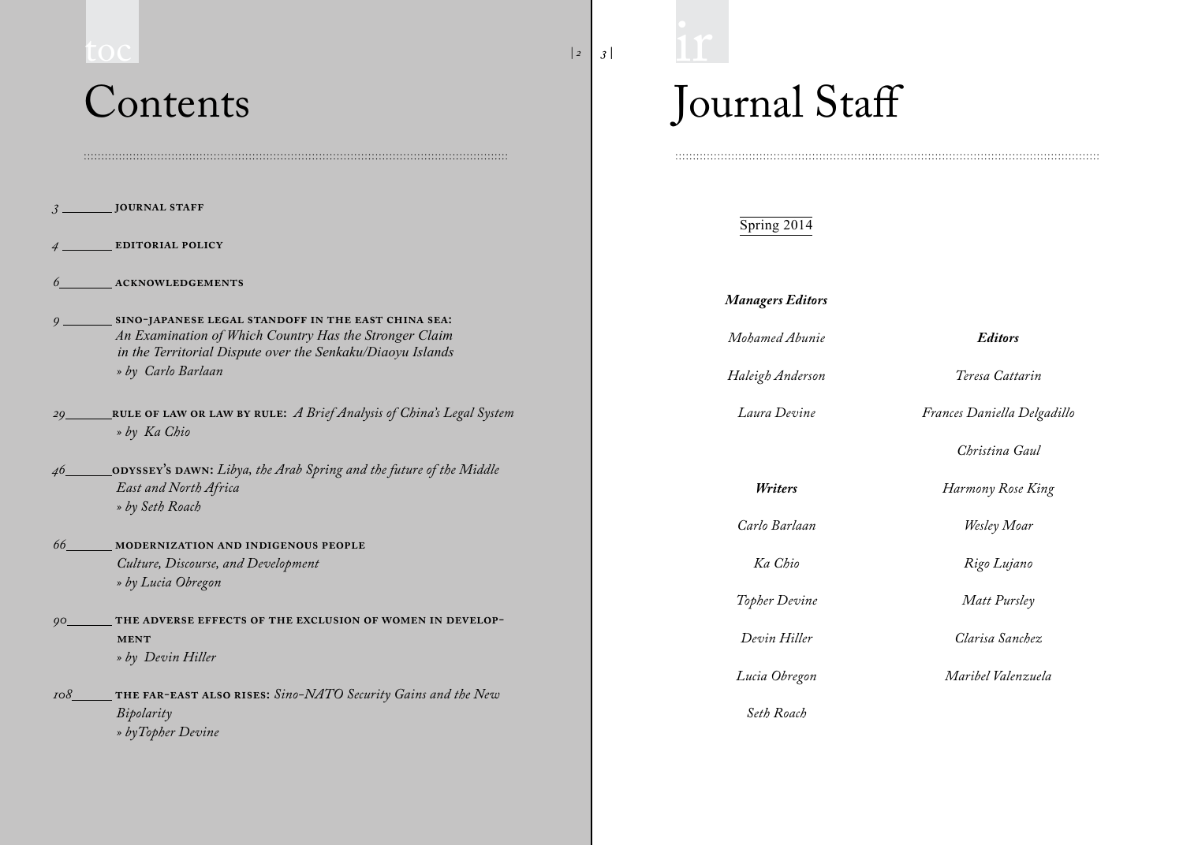# Contents

3 **JOURNAL STAFF**

4 **EDITORIAL POLICY**

6 **ACKNOWLEDGEMENTS**

9 **SINO-JAPANESE LEGAL STANDOFF IN THE EAST CHINA SEA:** *An Examination of Which Country Has the Stronger Claim in the Territorial Dispute over the Senkaku/Diaoyu Islands*
*» by Carlo Barlaan*

29 **RULE OF LAW OR LAW BY RULE:** *A Brief Analysis of China's Legal System*
*» by Ka Chio*

46 **ODYSSEY'S DAWN:** *Libya, the Arab Spring and the future of the Middle East and North Africa*
*» by Seth Roach*

66 **MODERNIZATION AND INDIGENOUS PEOPLE**
*Culture, Discourse, and Development*
*» by Lucia Obregon*

90 **THE ADVERSE EFFECTS OF THE EXCLUSION OF WOMEN IN DEVELOPMENT**
*» by Devin Hiller*

108 **THE FAR-EAST ALSO RISES:** *Sino-NATO Security Gains and the New Bipolarity*
*» byTopher Devine*

# Journal Staff

Spring 2014

***Managers Editors***

*Mohamed Abunie*

*Haleigh Anderson*

*Laura Devine*

***Writers***

*Carlo Barlaan*

*Ka Chio*

*Topher Devine*

*Devin Hiller*

*Lucia Obregon*

*Seth Roach*

***Editors***

*Teresa Cattarin*

*Frances Daniella Delgadillo*

*Christina Gaul*

*Harmony Rose King*

*Wesley Moar*

*Rigo Lujano*

*Matt Pursley*

*Clarisa Sanchez*

*Maribel Valenzuela*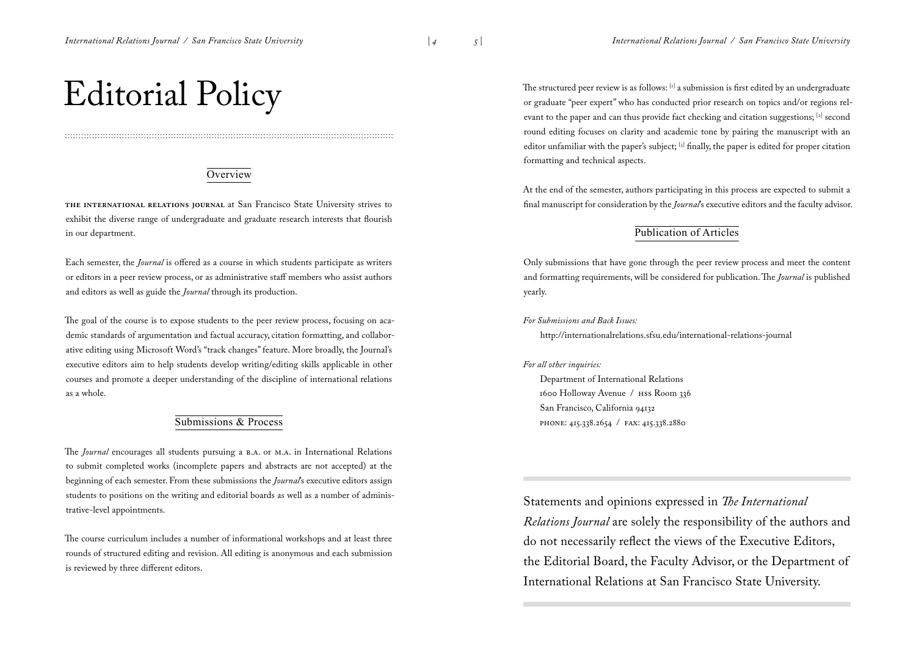# Editorial Policy

## Overview

**The International Relations Journal** at San Francisco State University strives to exhibit the diverse range of undergraduate and graduate research interests that flourish in our department.

Each semester, the *Journal* is offered as a course in which students participate as writers or editors in a peer review process, or as administrative staff members who assist authors and editors as well as guide the *Journal* through its production.

The goal of the course is to expose students to the peer review process, focusing on academic standards of argumentation and factual accuracy, citation formatting, and collaborative editing using Microsoft Word's "track changes" feature. More broadly, the Journal's executive editors aim to help students develop writing/editing skills applicable in other courses and promote a deeper understanding of the discipline of international relations as a whole.

## Submissions & Process

The *Journal* encourages all students pursuing a B.A. or M.A. in International Relations to submit completed works (incomplete papers and abstracts are not accepted) at the beginning of each semester. From these submissions the *Journal*'s executive editors assign students to positions on the writing and editorial boards as well as a number of administrative-level appointments.

The course curriculum includes a number of informational workshops and at least three rounds of structured editing and revision. All editing is anonymous and each submission is reviewed by three different editors.

The structured peer review is as follows: [1] a submission is first edited by an undergraduate or graduate "peer expert" who has conducted prior research on topics and/or regions relevant to the paper and can thus provide fact checking and citation suggestions; [2] second round editing focuses on clarity and academic tone by pairing the manuscript with an editor unfamiliar with the paper's subject; [3] finally, the paper is edited for proper citation formatting and technical aspects.

At the end of the semester, authors participating in this process are expected to submit a final manuscript for consideration by the *Journal*'s executive editors and the faculty advisor.

## Publication of Articles

Only submissions that have gone through the peer review process and meet the content and formatting requirements, will be considered for publication. The *Journal* is published yearly.

*For Submissions and Back Issues:*

http://internationalrelations.sfsu.edu/international-relations-journal

*For all other inquiries:*

Department of International Relations
1600 Holloway Avenue / HSS Room 336
San Francisco, California 94132
PHONE: 415.338.2654 / FAX: 415.338.2880

Statements and opinions expressed in *The International Relations Journal* are solely the responsibility of the authors and do not necessarily reflect the views of the Executive Editors, the Editorial Board, the Faculty Advisor, or the Department of International Relations at San Francisco State University.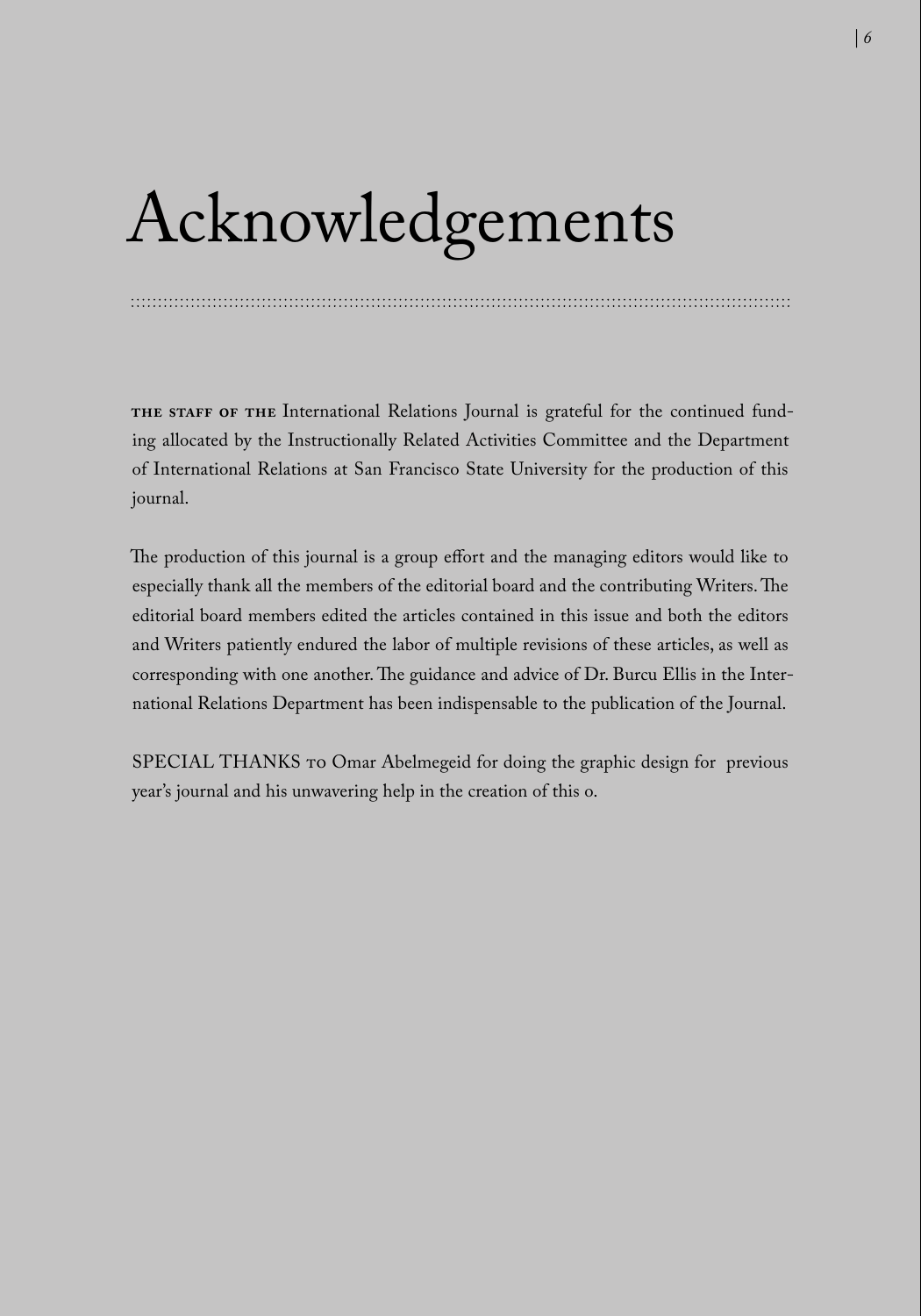# Acknowledgements

**THE STAFF OF THE** International Relations Journal is grateful for the continued funding allocated by the Instructionally Related Activities Committee and the Department of International Relations at San Francisco State University for the production of this journal.

The production of this journal is a group effort and the managing editors would like to especially thank all the members of the editorial board and the contributing Writers. The editorial board members edited the articles contained in this issue and both the editors and Writers patiently endured the labor of multiple revisions of these articles, as well as corresponding with one another. The guidance and advice of Dr. Burcu Ellis in the International Relations Department has been indispensable to the publication of the Journal.

SPECIAL THANKS TO Omar Abelmegeid for doing the graphic design for previous year's journal and his unwavering help in the creation of this o.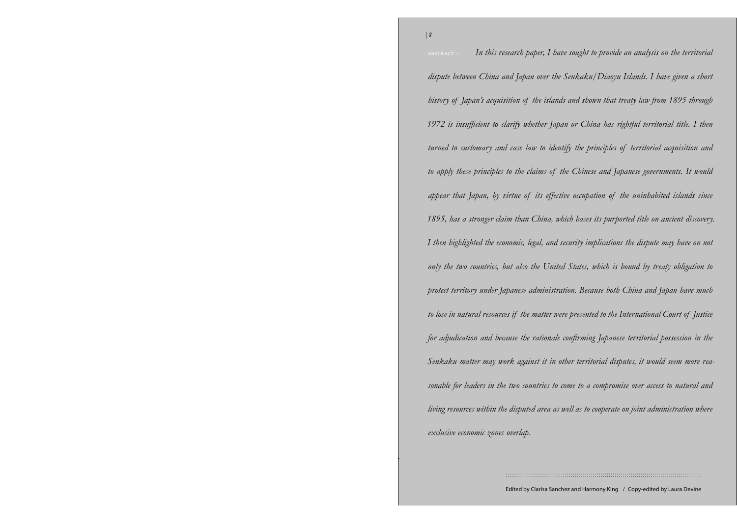ABSTRACT » *In this research paper, I have sought to provide an analysis on the territorial dispute between China and Japan over the Senkaku/Diaoyu Islands. I have given a short history of Japan's acquisition of the islands and shown that treaty law from 1895 through 1972 is insufficient to clarify whether Japan or China has rightful territorial title. I then turned to customary and case law to identify the principles of territorial acquisition and to apply these principles to the claims of the Chinese and Japanese governments. It would appear that Japan, by virtue of its effective occupation of the uninhabited islands since 1895, has a stronger claim than China, which bases its purported title on ancient discovery. I then highlighted the economic, legal, and security implications the dispute may have on not only the two countries, but also the United States, which is bound by treaty obligation to protect territory under Japanese administration. Because both China and Japan have much to lose in natural resources if the matter were presented to the International Court of Justice for adjudication and because the rationale confirming Japanese territorial possession in the Senkaku matter may work against it in other territorial disputes, it would seem more reasonable for leaders in the two countries to come to a compromise over access to natural and living resources within the disputed area as well as to cooperate on joint administration where exclusive economic zones overlap.*

Edited by Clarisa Sanchez and Harmony King / Copy-edited by Laura Devine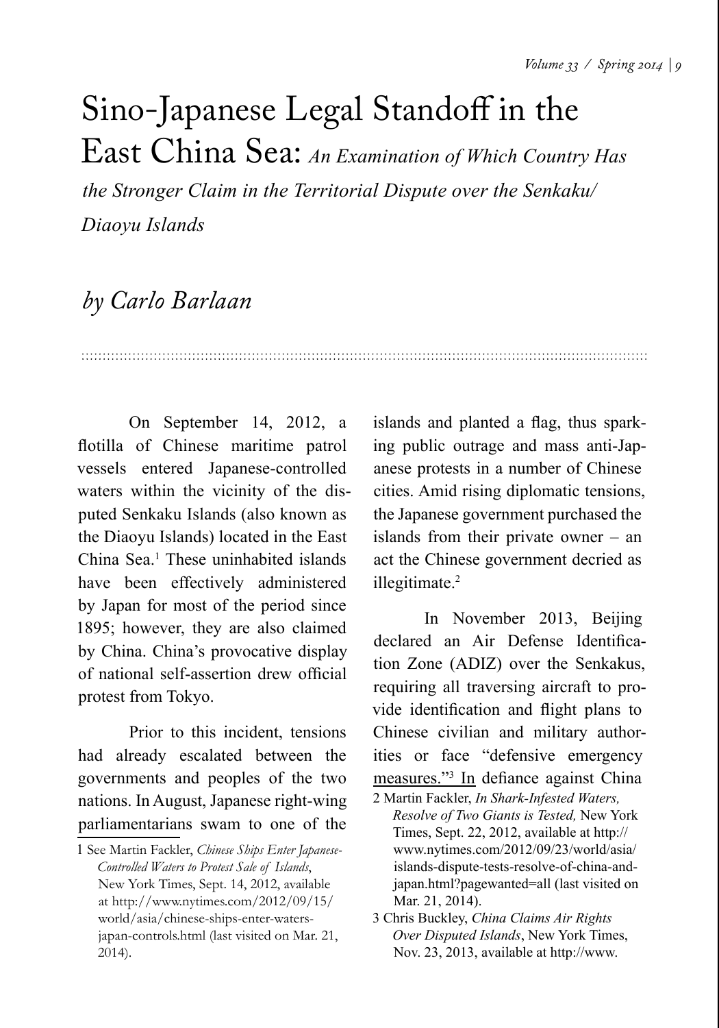# Sino-Japanese Legal Standoff in the East China Sea: *An Examination of Which Country Has the Stronger Claim in the Territorial Dispute over the Senkaku/Diaoyu Islands*

## *by Carlo Barlaan*

On September 14, 2012, a flotilla of Chinese maritime patrol vessels entered Japanese-controlled waters within the vicinity of the disputed Senkaku Islands (also known as the Diaoyu Islands) located in the East China Sea.[1] These uninhabited islands have been effectively administered by Japan for most of the period since 1895; however, they are also claimed by China. China's provocative display of national self-assertion drew official protest from Tokyo.

Prior to this incident, tensions had already escalated between the governments and peoples of the two nations. In August, Japanese right-wing parliamentarians swam to one of the islands and planted a flag, thus sparking public outrage and mass anti-Japanese protests in a number of Chinese cities. Amid rising diplomatic tensions, the Japanese government purchased the islands from their private owner – an act the Chinese government decried as illegitimate.[2]

In November 2013, Beijing declared an Air Defense Identification Zone (ADIZ) over the Senkakus, requiring all traversing aircraft to provide identification and flight plans to Chinese civilian and military authorities or face "defensive emergency measures."[3] In defiance against China

---

1 See Martin Fackler, *Chinese Ships Enter Japanese-Controlled Waters to Protest Sale of Islands*, New York Times, Sept. 14, 2012, available at http://www.nytimes.com/2012/09/15/world/asia/chinese-ships-enter-waters-japan-controls.html (last visited on Mar. 21, 2014).

2 Martin Fackler, *In Shark-Infested Waters, Resolve of Two Giants is Tested,* New York Times, Sept. 22, 2012, available at http://www.nytimes.com/2012/09/23/world/asia/islands-dispute-tests-resolve-of-china-and-japan.html?pagewanted=all (last visited on Mar. 21, 2014).

3 Chris Buckley, *China Claims Air Rights Over Disputed Islands*, New York Times, Nov. 23, 2013, available at http://www.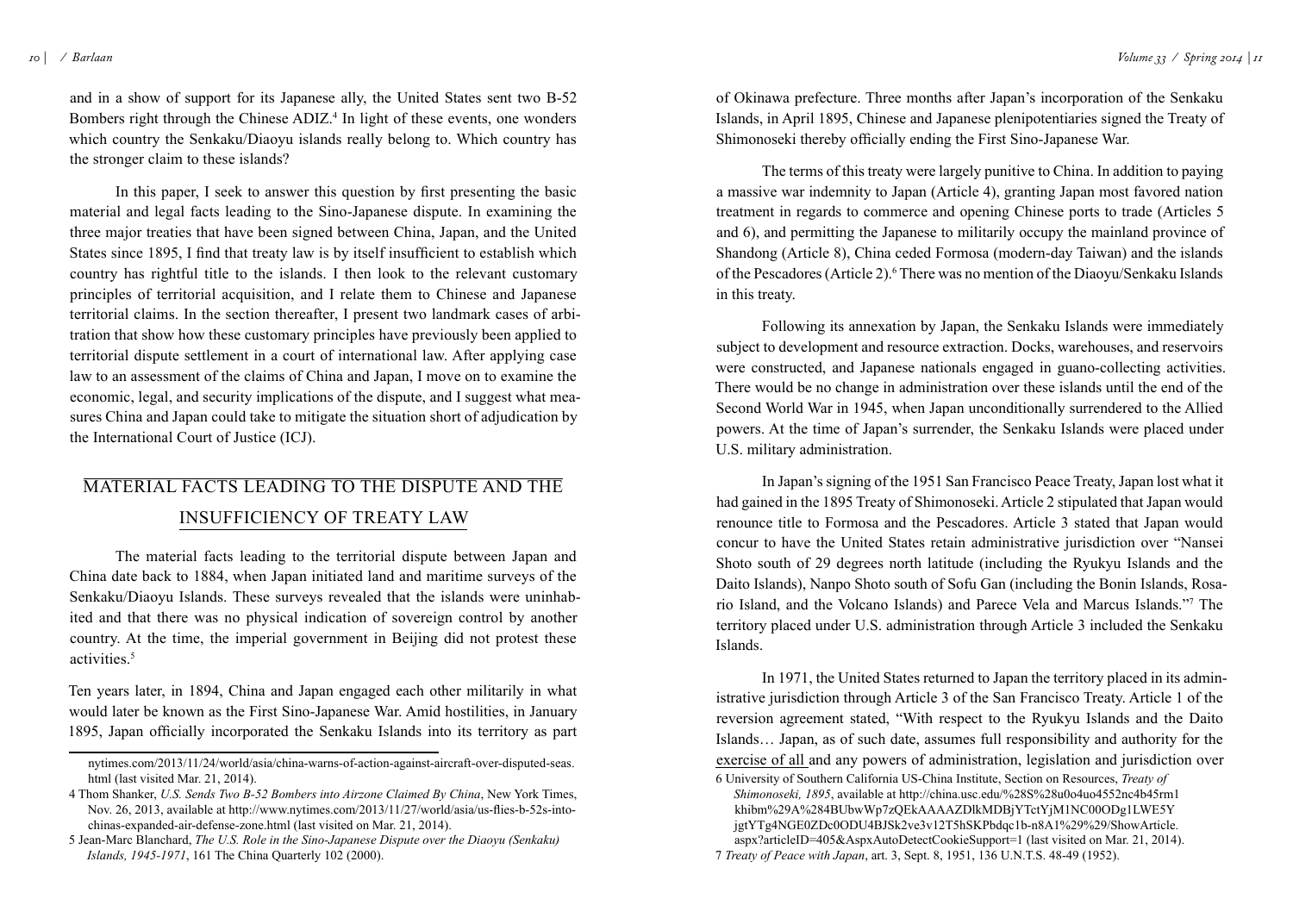and in a show of support for its Japanese ally, the United States sent two B-52 Bombers right through the Chinese ADIZ.[4] In light of these events, one wonders which country the Senkaku/Diaoyu islands really belong to. Which country has the stronger claim to these islands?

In this paper, I seek to answer this question by first presenting the basic material and legal facts leading to the Sino-Japanese dispute. In examining the three major treaties that have been signed between China, Japan, and the United States since 1895, I find that treaty law is by itself insufficient to establish which country has rightful title to the islands. I then look to the relevant customary principles of territorial acquisition, and I relate them to Chinese and Japanese territorial claims. In the section thereafter, I present two landmark cases of arbitration that show how these customary principles have previously been applied to territorial dispute settlement in a court of international law. After applying case law to an assessment of the claims of China and Japan, I move on to examine the economic, legal, and security implications of the dispute, and I suggest what measures China and Japan could take to mitigate the situation short of adjudication by the International Court of Justice (ICJ).

## MATERIAL FACTS LEADING TO THE DISPUTE AND THE INSUFFICIENCY OF TREATY LAW

The material facts leading to the territorial dispute between Japan and China date back to 1884, when Japan initiated land and maritime surveys of the Senkaku/Diaoyu Islands. These surveys revealed that the islands were uninhabited and that there was no physical indication of sovereign control by another country. At the time, the imperial government in Beijing did not protest these activities.[5]

Ten years later, in 1894, China and Japan engaged each other militarily in what would later be known as the First Sino-Japanese War. Amid hostilities, in January 1895, Japan officially incorporated the Senkaku Islands into its territory as part of Okinawa prefecture. Three months after Japan's incorporation of the Senkaku Islands, in April 1895, Chinese and Japanese plenipotentiaries signed the Treaty of Shimonoseki thereby officially ending the First Sino-Japanese War.

The terms of this treaty were largely punitive to China. In addition to paying a massive war indemnity to Japan (Article 4), granting Japan most favored nation treatment in regards to commerce and opening Chinese ports to trade (Articles 5 and 6), and permitting the Japanese to militarily occupy the mainland province of Shandong (Article 8), China ceded Formosa (modern-day Taiwan) and the islands of the Pescadores (Article 2).[6] There was no mention of the Diaoyu/Senkaku Islands in this treaty.

Following its annexation by Japan, the Senkaku Islands were immediately subject to development and resource extraction. Docks, warehouses, and reservoirs were constructed, and Japanese nationals engaged in guano-collecting activities. There would be no change in administration over these islands until the end of the Second World War in 1945, when Japan unconditionally surrendered to the Allied powers. At the time of Japan's surrender, the Senkaku Islands were placed under U.S. military administration.

In Japan's signing of the 1951 San Francisco Peace Treaty, Japan lost what it had gained in the 1895 Treaty of Shimonoseki. Article 2 stipulated that Japan would renounce title to Formosa and the Pescadores. Article 3 stated that Japan would concur to have the United States retain administrative jurisdiction over "Nansei Shoto south of 29 degrees north latitude (including the Ryukyu Islands and the Daito Islands), Nanpo Shoto south of Sofu Gan (including the Bonin Islands, Rosario Island, and the Volcano Islands) and Parece Vela and Marcus Islands."[7] The territory placed under U.S. administration through Article 3 included the Senkaku Islands.

In 1971, the United States returned to Japan the territory placed in its administrative jurisdiction through Article 3 of the San Francisco Treaty. Article 1 of the reversion agreement stated, "With respect to the Ryukyu Islands and the Daito Islands… Japan, as of such date, assumes full responsibility and authority for the exercise of all and any powers of administration, legislation and jurisdiction over

---

nytimes.com/2013/11/24/world/asia/china-warns-of-action-against-aircraft-over-disputed-seas.html (last visited Mar. 21, 2014).

4 Thom Shanker, *U.S. Sends Two B-52 Bombers into Airzone Claimed By China*, New York Times, Nov. 26, 2013, available at http://www.nytimes.com/2013/11/27/world/asia/us-flies-b-52s-into-chinas-expanded-air-defense-zone.html (last visited on Mar. 21, 2014).

5 Jean-Marc Blanchard, *The U.S. Role in the Sino-Japanese Dispute over the Diaoyu (Senkaku) Islands, 1945-1971*, 161 The China Quarterly 102 (2000).

6 University of Southern California US-China Institute, Section on Resources, *Treaty of Shimonoseki, 1895*, available at http://china.usc.edu/%28S%28u0o4uo4552nc4b45rm1khibm%29A%284BUbwWp7zQEkAAAAZDlkMDBjYTctYjM1NC00ODg1LWE5YjgtYTg4NGE0ZDc0ODU4BJSk2ve3v12T5hSKPbdqc1b-n8A1%29%29/ShowArticle.aspx?articleID=405&AspxAutoDetectCookieSupport=1 (last visited on Mar. 21, 2014).

7 *Treaty of Peace with Japan*, art. 3, Sept. 8, 1951, 136 U.N.T.S. 48-49 (1952).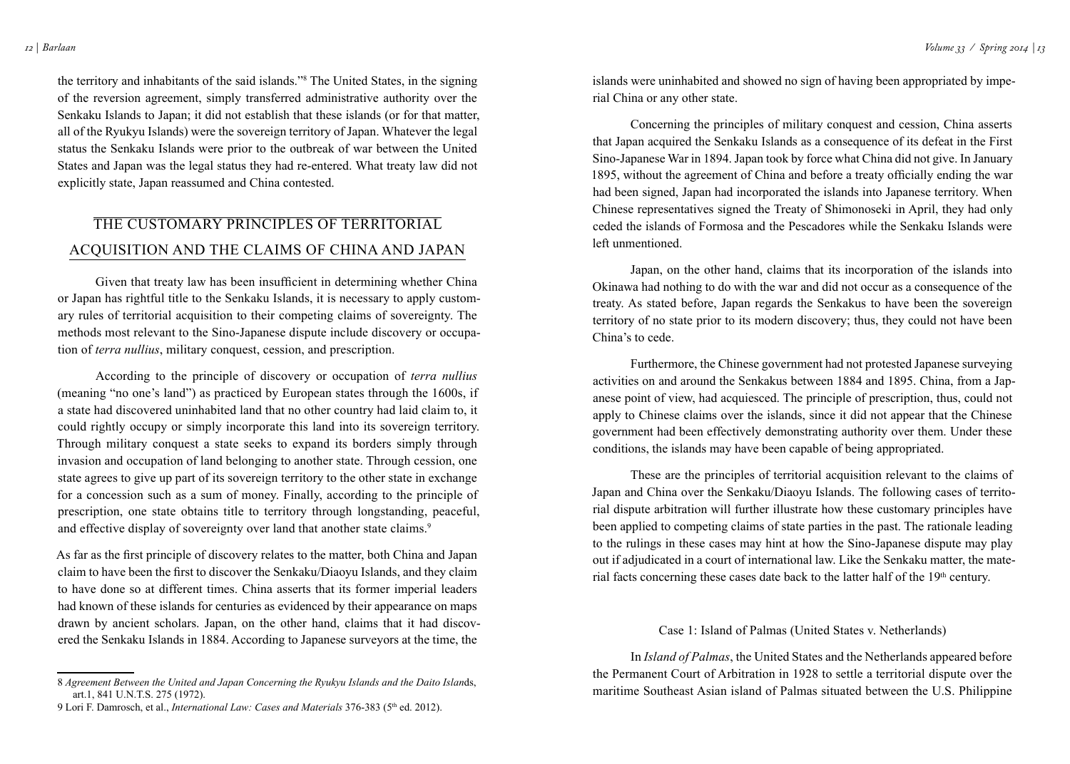the territory and inhabitants of the said islands."[8] The United States, in the signing of the reversion agreement, simply transferred administrative authority over the Senkaku Islands to Japan; it did not establish that these islands (or for that matter, all of the Ryukyu Islands) were the sovereign territory of Japan. Whatever the legal status the Senkaku Islands were prior to the outbreak of war between the United States and Japan was the legal status they had re-entered. What treaty law did not explicitly state, Japan reassumed and China contested.

## THE CUSTOMARY PRINCIPLES OF TERRITORIAL ACQUISITION AND THE CLAIMS OF CHINA AND JAPAN

Given that treaty law has been insufficient in determining whether China or Japan has rightful title to the Senkaku Islands, it is necessary to apply customary rules of territorial acquisition to their competing claims of sovereignty. The methods most relevant to the Sino-Japanese dispute include discovery or occupation of *terra nullius*, military conquest, cession, and prescription.

According to the principle of discovery or occupation of *terra nullius* (meaning "no one's land") as practiced by European states through the 1600s, if a state had discovered uninhabited land that no other country had laid claim to, it could rightly occupy or simply incorporate this land into its sovereign territory. Through military conquest a state seeks to expand its borders simply through invasion and occupation of land belonging to another state. Through cession, one state agrees to give up part of its sovereign territory to the other state in exchange for a concession such as a sum of money. Finally, according to the principle of prescription, one state obtains title to territory through longstanding, peaceful, and effective display of sovereignty over land that another state claims.[9]

As far as the first principle of discovery relates to the matter, both China and Japan claim to have been the first to discover the Senkaku/Diaoyu Islands, and they claim to have done so at different times. China asserts that its former imperial leaders had known of these islands for centuries as evidenced by their appearance on maps drawn by ancient scholars. Japan, on the other hand, claims that it had discovered the Senkaku Islands in 1884. According to Japanese surveyors at the time, the islands were uninhabited and showed no sign of having been appropriated by imperial China or any other state.

Concerning the principles of military conquest and cession, China asserts that Japan acquired the Senkaku Islands as a consequence of its defeat in the First Sino-Japanese War in 1894. Japan took by force what China did not give. In January 1895, without the agreement of China and before a treaty officially ending the war had been signed, Japan had incorporated the islands into Japanese territory. When Chinese representatives signed the Treaty of Shimonoseki in April, they had only ceded the islands of Formosa and the Pescadores while the Senkaku Islands were left unmentioned.

Japan, on the other hand, claims that its incorporation of the islands into Okinawa had nothing to do with the war and did not occur as a consequence of the treaty. As stated before, Japan regards the Senkakus to have been the sovereign territory of no state prior to its modern discovery; thus, they could not have been China's to cede.

Furthermore, the Chinese government had not protested Japanese surveying activities on and around the Senkakus between 1884 and 1895. China, from a Japanese point of view, had acquiesced. The principle of prescription, thus, could not apply to Chinese claims over the islands, since it did not appear that the Chinese government had been effectively demonstrating authority over them. Under these conditions, the islands may have been capable of being appropriated.

These are the principles of territorial acquisition relevant to the claims of Japan and China over the Senkaku/Diaoyu Islands. The following cases of territorial dispute arbitration will further illustrate how these customary principles have been applied to competing claims of state parties in the past. The rationale leading to the rulings in these cases may hint at how the Sino-Japanese dispute may play out if adjudicated in a court of international law. Like the Senkaku matter, the material facts concerning these cases date back to the latter half of the 19th century.

### Case 1: Island of Palmas (United States v. Netherlands)

In *Island of Palmas*, the United States and the Netherlands appeared before the Permanent Court of Arbitration in 1928 to settle a territorial dispute over the maritime Southeast Asian island of Palmas situated between the U.S. Philippine

---

8 *Agreement Between the United and Japan Concerning the Ryukyu Islands and the Daito Islan*ds, art.1, 841 U.N.T.S. 275 (1972).

9 Lori F. Damrosch, et al., *International Law: Cases and Materials* 376-383 (5th ed. 2012).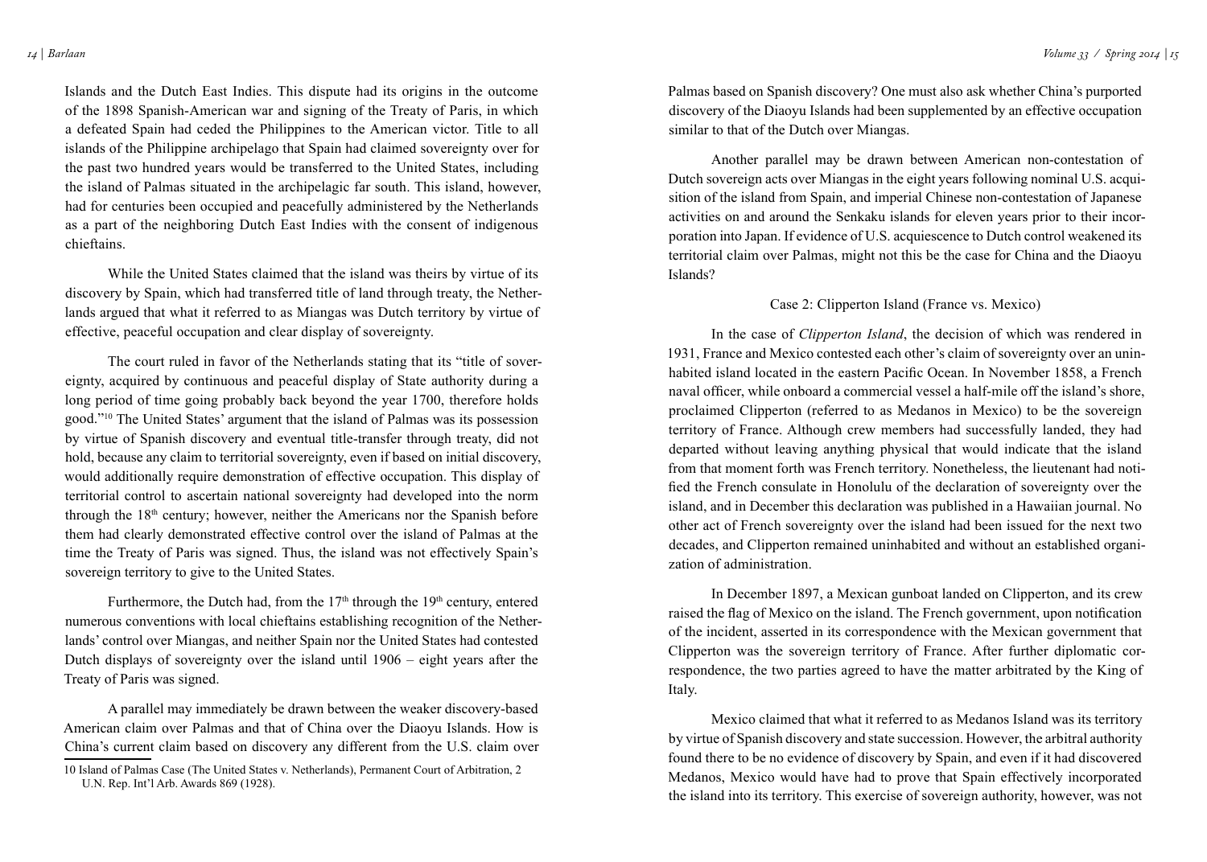Islands and the Dutch East Indies. This dispute had its origins in the outcome of the 1898 Spanish-American war and signing of the Treaty of Paris, in which a defeated Spain had ceded the Philippines to the American victor. Title to all islands of the Philippine archipelago that Spain had claimed sovereignty over for the past two hundred years would be transferred to the United States, including the island of Palmas situated in the archipelagic far south. This island, however, had for centuries been occupied and peacefully administered by the Netherlands as a part of the neighboring Dutch East Indies with the consent of indigenous chieftains.

While the United States claimed that the island was theirs by virtue of its discovery by Spain, which had transferred title of land through treaty, the Netherlands argued that what it referred to as Miangas was Dutch territory by virtue of effective, peaceful occupation and clear display of sovereignty.

The court ruled in favor of the Netherlands stating that its "title of sovereignty, acquired by continuous and peaceful display of State authority during a long period of time going probably back beyond the year 1700, therefore holds good."[10] The United States' argument that the island of Palmas was its possession by virtue of Spanish discovery and eventual title-transfer through treaty, did not hold, because any claim to territorial sovereignty, even if based on initial discovery, would additionally require demonstration of effective occupation. This display of territorial control to ascertain national sovereignty had developed into the norm through the 18th century; however, neither the Americans nor the Spanish before them had clearly demonstrated effective control over the island of Palmas at the time the Treaty of Paris was signed. Thus, the island was not effectively Spain's sovereign territory to give to the United States.

Furthermore, the Dutch had, from the 17th through the 19th century, entered numerous conventions with local chieftains establishing recognition of the Netherlands' control over Miangas, and neither Spain nor the United States had contested Dutch displays of sovereignty over the island until 1906 – eight years after the Treaty of Paris was signed.

A parallel may immediately be drawn between the weaker discovery-based American claim over Palmas and that of China over the Diaoyu Islands. How is China's current claim based on discovery any different from the U.S. claim over Palmas based on Spanish discovery? One must also ask whether China's purported discovery of the Diaoyu Islands had been supplemented by an effective occupation similar to that of the Dutch over Miangas.

Another parallel may be drawn between American non-contestation of Dutch sovereign acts over Miangas in the eight years following nominal U.S. acquisition of the island from Spain, and imperial Chinese non-contestation of Japanese activities on and around the Senkaku islands for eleven years prior to their incorporation into Japan. If evidence of U.S. acquiescence to Dutch control weakened its territorial claim over Palmas, might not this be the case for China and the Diaoyu Islands?

### Case 2: Clipperton Island (France vs. Mexico)

In the case of *Clipperton Island*, the decision of which was rendered in 1931, France and Mexico contested each other's claim of sovereignty over an uninhabited island located in the eastern Pacific Ocean. In November 1858, a French naval officer, while onboard a commercial vessel a half-mile off the island's shore, proclaimed Clipperton (referred to as Medanos in Mexico) to be the sovereign territory of France. Although crew members had successfully landed, they had departed without leaving anything physical that would indicate that the island from that moment forth was French territory. Nonetheless, the lieutenant had notified the French consulate in Honolulu of the declaration of sovereignty over the island, and in December this declaration was published in a Hawaiian journal. No other act of French sovereignty over the island had been issued for the next two decades, and Clipperton remained uninhabited and without an established organization of administration.

In December 1897, a Mexican gunboat landed on Clipperton, and its crew raised the flag of Mexico on the island. The French government, upon notification of the incident, asserted in its correspondence with the Mexican government that Clipperton was the sovereign territory of France. After further diplomatic correspondence, the two parties agreed to have the matter arbitrated by the King of Italy.

Mexico claimed that what it referred to as Medanos Island was its territory by virtue of Spanish discovery and state succession. However, the arbitral authority found there to be no evidence of discovery by Spain, and even if it had discovered Medanos, Mexico would have had to prove that Spain effectively incorporated the island into its territory. This exercise of sovereign authority, however, was not

10 Island of Palmas Case (The United States v. Netherlands), Permanent Court of Arbitration, 2 U.N. Rep. Int'l Arb. Awards 869 (1928).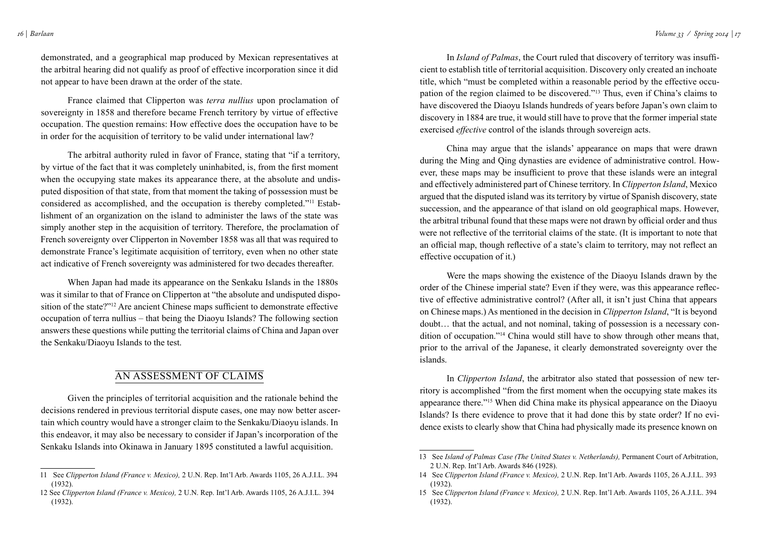demonstrated, and a geographical map produced by Mexican representatives at the arbitral hearing did not qualify as proof of effective incorporation since it did not appear to have been drawn at the order of the state.

France claimed that Clipperton was *terra nullius* upon proclamation of sovereignty in 1858 and therefore became French territory by virtue of effective occupation. The question remains: How effective does the occupation have to be in order for the acquisition of territory to be valid under international law?

The arbitral authority ruled in favor of France, stating that "if a territory, by virtue of the fact that it was completely uninhabited, is, from the first moment when the occupying state makes its appearance there, at the absolute and undisputed disposition of that state, from that moment the taking of possession must be considered as accomplished, and the occupation is thereby completed."[11] Establishment of an organization on the island to administer the laws of the state was simply another step in the acquisition of territory. Therefore, the proclamation of French sovereignty over Clipperton in November 1858 was all that was required to demonstrate France's legitimate acquisition of territory, even when no other state act indicative of French sovereignty was administered for two decades thereafter.

When Japan had made its appearance on the Senkaku Islands in the 1880s was it similar to that of France on Clipperton at "the absolute and undisputed disposition of the state?"[12] Are ancient Chinese maps sufficient to demonstrate effective occupation of terra nullius – that being the Diaoyu Islands? The following section answers these questions while putting the territorial claims of China and Japan over the Senkaku/Diaoyu Islands to the test.

## AN ASSESSMENT OF CLAIMS

Given the principles of territorial acquisition and the rationale behind the decisions rendered in previous territorial dispute cases, one may now better ascertain which country would have a stronger claim to the Senkaku/Diaoyu islands. In this endeavor, it may also be necessary to consider if Japan's incorporation of the Senkaku Islands into Okinawa in January 1895 constituted a lawful acquisition.

In *Island of Palmas*, the Court ruled that discovery of territory was insufficient to establish title of territorial acquisition. Discovery only created an inchoate title, which "must be completed within a reasonable period by the effective occupation of the region claimed to be discovered."[13] Thus, even if China's claims to have discovered the Diaoyu Islands hundreds of years before Japan's own claim to discovery in 1884 are true, it would still have to prove that the former imperial state exercised *effective* control of the islands through sovereign acts.

China may argue that the islands' appearance on maps that were drawn during the Ming and Qing dynasties are evidence of administrative control. However, these maps may be insufficient to prove that these islands were an integral and effectively administered part of Chinese territory. In *Clipperton Island*, Mexico argued that the disputed island was its territory by virtue of Spanish discovery, state succession, and the appearance of that island on old geographical maps. However, the arbitral tribunal found that these maps were not drawn by official order and thus were not reflective of the territorial claims of the state. (It is important to note that an official map, though reflective of a state's claim to territory, may not reflect an effective occupation of it.)

Were the maps showing the existence of the Diaoyu Islands drawn by the order of the Chinese imperial state? Even if they were, was this appearance reflective of effective administrative control? (After all, it isn't just China that appears on Chinese maps.) As mentioned in the decision in *Clipperton Island*, "It is beyond doubt… that the actual, and not nominal, taking of possession is a necessary condition of occupation."[14] China would still have to show through other means that, prior to the arrival of the Japanese, it clearly demonstrated sovereignty over the islands.

In *Clipperton Island*, the arbitrator also stated that possession of new territory is accomplished "from the first moment when the occupying state makes its appearance there."[15] When did China make its physical appearance on the Diaoyu Islands? Is there evidence to prove that it had done this by state order? If no evidence exists to clearly show that China had physically made its presence known on

---

11 See *Clipperton Island (France v. Mexico),* 2 U.N. Rep. Int'l Arb. Awards 1105, 26 A.J.I.L. 394 (1932).

12 See *Clipperton Island (France v. Mexico),* 2 U.N. Rep. Int'l Arb. Awards 1105, 26 A.J.I.L. 394 (1932).

13 See *Island of Palmas Case (The United States v. Netherlands),* Permanent Court of Arbitration, 2 U.N. Rep. Int'l Arb. Awards 846 (1928).

14 See *Clipperton Island (France v. Mexico),* 2 U.N. Rep. Int'l Arb. Awards 1105, 26 A.J.I.L. 393 (1932).

15 See *Clipperton Island (France v. Mexico),* 2 U.N. Rep. Int'l Arb. Awards 1105, 26 A.J.I.L. 394 (1932).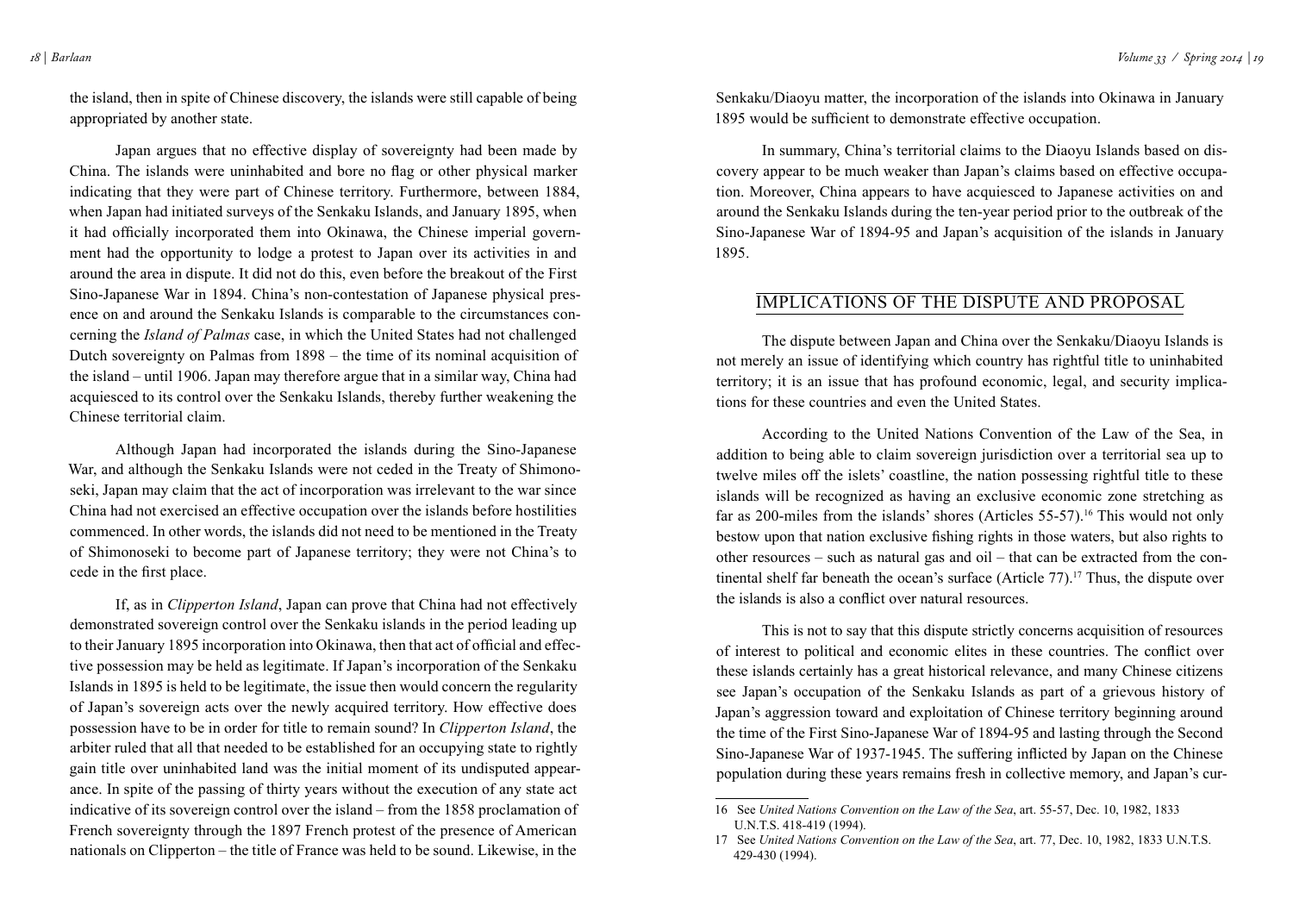the island, then in spite of Chinese discovery, the islands were still capable of being appropriated by another state.

Japan argues that no effective display of sovereignty had been made by China. The islands were uninhabited and bore no flag or other physical marker indicating that they were part of Chinese territory. Furthermore, between 1884, when Japan had initiated surveys of the Senkaku Islands, and January 1895, when it had officially incorporated them into Okinawa, the Chinese imperial government had the opportunity to lodge a protest to Japan over its activities in and around the area in dispute. It did not do this, even before the breakout of the First Sino-Japanese War in 1894. China's non-contestation of Japanese physical presence on and around the Senkaku Islands is comparable to the circumstances concerning the *Island of Palmas* case, in which the United States had not challenged Dutch sovereignty on Palmas from 1898 – the time of its nominal acquisition of the island – until 1906. Japan may therefore argue that in a similar way, China had acquiesced to its control over the Senkaku Islands, thereby further weakening the Chinese territorial claim.

Although Japan had incorporated the islands during the Sino-Japanese War, and although the Senkaku Islands were not ceded in the Treaty of Shimonoseki, Japan may claim that the act of incorporation was irrelevant to the war since China had not exercised an effective occupation over the islands before hostilities commenced. In other words, the islands did not need to be mentioned in the Treaty of Shimonoseki to become part of Japanese territory; they were not China's to cede in the first place.

If, as in *Clipperton Island*, Japan can prove that China had not effectively demonstrated sovereign control over the Senkaku islands in the period leading up to their January 1895 incorporation into Okinawa, then that act of official and effective possession may be held as legitimate. If Japan's incorporation of the Senkaku Islands in 1895 is held to be legitimate, the issue then would concern the regularity of Japan's sovereign acts over the newly acquired territory. How effective does possession have to be in order for title to remain sound? In *Clipperton Island*, the arbiter ruled that all that needed to be established for an occupying state to rightly gain title over uninhabited land was the initial moment of its undisputed appearance. In spite of the passing of thirty years without the execution of any state act indicative of its sovereign control over the island – from the 1858 proclamation of French sovereignty through the 1897 French protest of the presence of American nationals on Clipperton – the title of France was held to be sound. Likewise, in the Senkaku/Diaoyu matter, the incorporation of the islands into Okinawa in January 1895 would be sufficient to demonstrate effective occupation.

In summary, China's territorial claims to the Diaoyu Islands based on discovery appear to be much weaker than Japan's claims based on effective occupation. Moreover, China appears to have acquiesced to Japanese activities on and around the Senkaku Islands during the ten-year period prior to the outbreak of the Sino-Japanese War of 1894-95 and Japan's acquisition of the islands in January 1895.

## IMPLICATIONS OF THE DISPUTE AND PROPOSAL

The dispute between Japan and China over the Senkaku/Diaoyu Islands is not merely an issue of identifying which country has rightful title to uninhabited territory; it is an issue that has profound economic, legal, and security implications for these countries and even the United States.

According to the United Nations Convention of the Law of the Sea, in addition to being able to claim sovereign jurisdiction over a territorial sea up to twelve miles off the islets' coastline, the nation possessing rightful title to these islands will be recognized as having an exclusive economic zone stretching as far as 200-miles from the islands' shores (Articles 55-57).[16] This would not only bestow upon that nation exclusive fishing rights in those waters, but also rights to other resources – such as natural gas and oil – that can be extracted from the continental shelf far beneath the ocean's surface (Article 77).[17] Thus, the dispute over the islands is also a conflict over natural resources.

This is not to say that this dispute strictly concerns acquisition of resources of interest to political and economic elites in these countries. The conflict over these islands certainly has a great historical relevance, and many Chinese citizens see Japan's occupation of the Senkaku Islands as part of a grievous history of Japan's aggression toward and exploitation of Chinese territory beginning around the time of the First Sino-Japanese War of 1894-95 and lasting through the Second Sino-Japanese War of 1937-1945. The suffering inflicted by Japan on the Chinese population during these years remains fresh in collective memory, and Japan's cur-

16 See *United Nations Convention on the Law of the Sea*, art. 55-57, Dec. 10, 1982, 1833 U.N.T.S. 418-419 (1994).

17 See *United Nations Convention on the Law of the Sea*, art. 77, Dec. 10, 1982, 1833 U.N.T.S. 429-430 (1994).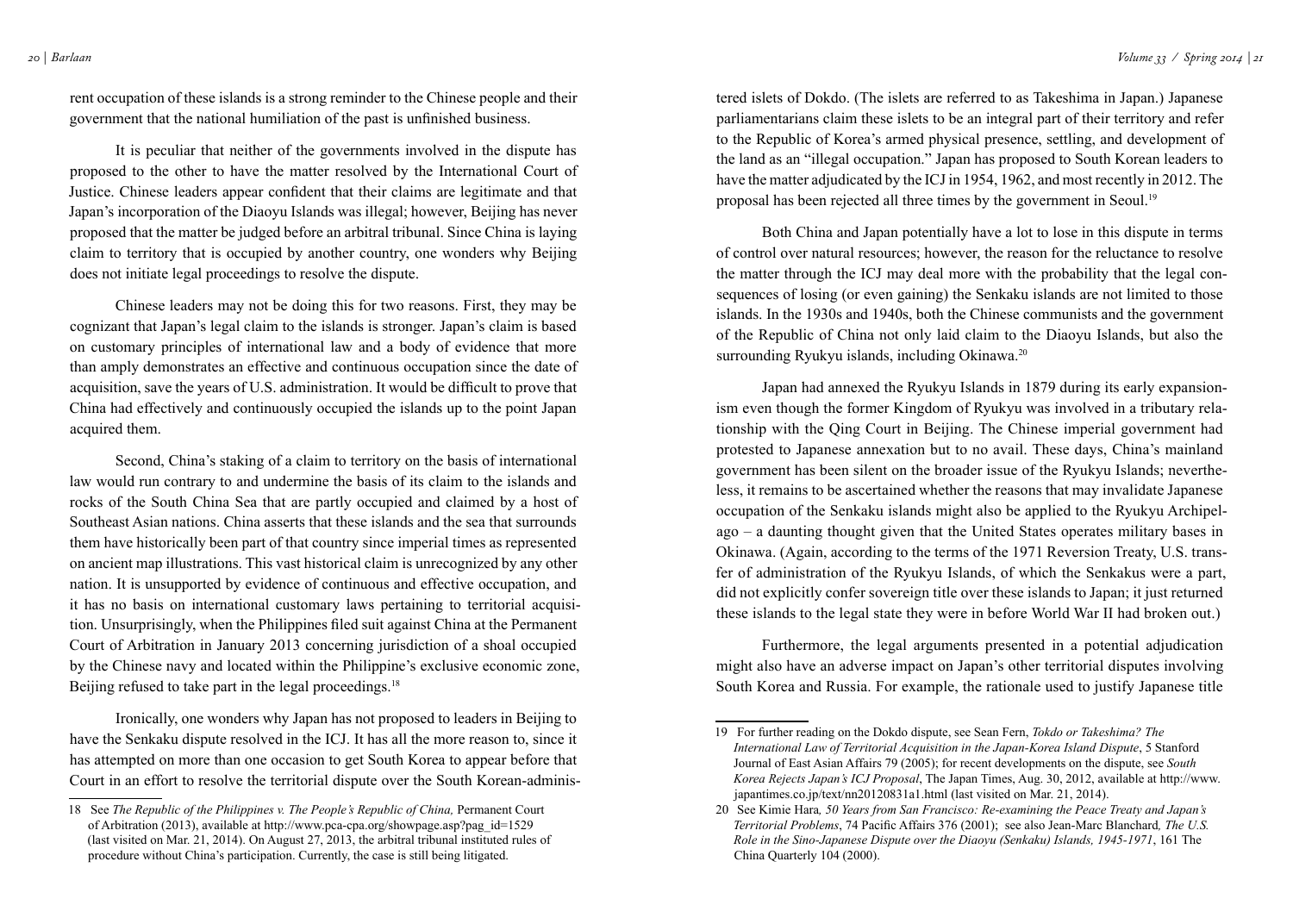rent occupation of these islands is a strong reminder to the Chinese people and their government that the national humiliation of the past is unfinished business.

It is peculiar that neither of the governments involved in the dispute has proposed to the other to have the matter resolved by the International Court of Justice. Chinese leaders appear confident that their claims are legitimate and that Japan's incorporation of the Diaoyu Islands was illegal; however, Beijing has never proposed that the matter be judged before an arbitral tribunal. Since China is laying claim to territory that is occupied by another country, one wonders why Beijing does not initiate legal proceedings to resolve the dispute.

Chinese leaders may not be doing this for two reasons. First, they may be cognizant that Japan's legal claim to the islands is stronger. Japan's claim is based on customary principles of international law and a body of evidence that more than amply demonstrates an effective and continuous occupation since the date of acquisition, save the years of U.S. administration. It would be difficult to prove that China had effectively and continuously occupied the islands up to the point Japan acquired them.

Second, China's staking of a claim to territory on the basis of international law would run contrary to and undermine the basis of its claim to the islands and rocks of the South China Sea that are partly occupied and claimed by a host of Southeast Asian nations. China asserts that these islands and the sea that surrounds them have historically been part of that country since imperial times as represented on ancient map illustrations. This vast historical claim is unrecognized by any other nation. It is unsupported by evidence of continuous and effective occupation, and it has no basis on international customary laws pertaining to territorial acquisition. Unsurprisingly, when the Philippines filed suit against China at the Permanent Court of Arbitration in January 2013 concerning jurisdiction of a shoal occupied by the Chinese navy and located within the Philippine's exclusive economic zone, Beijing refused to take part in the legal proceedings.[18]

Ironically, one wonders why Japan has not proposed to leaders in Beijing to have the Senkaku dispute resolved in the ICJ. It has all the more reason to, since it has attempted on more than one occasion to get South Korea to appear before that Court in an effort to resolve the territorial dispute over the South Korean-administered islets of Dokdo. (The islets are referred to as Takeshima in Japan.) Japanese parliamentarians claim these islets to be an integral part of their territory and refer to the Republic of Korea's armed physical presence, settling, and development of the land as an "illegal occupation." Japan has proposed to South Korean leaders to have the matter adjudicated by the ICJ in 1954, 1962, and most recently in 2012. The proposal has been rejected all three times by the government in Seoul.[19]

Both China and Japan potentially have a lot to lose in this dispute in terms of control over natural resources; however, the reason for the reluctance to resolve the matter through the ICJ may deal more with the probability that the legal consequences of losing (or even gaining) the Senkaku islands are not limited to those islands. In the 1930s and 1940s, both the Chinese communists and the government of the Republic of China not only laid claim to the Diaoyu Islands, but also the surrounding Ryukyu islands, including Okinawa.[20]

Japan had annexed the Ryukyu Islands in 1879 during its early expansionism even though the former Kingdom of Ryukyu was involved in a tributary relationship with the Qing Court in Beijing. The Chinese imperial government had protested to Japanese annexation but to no avail. These days, China's mainland government has been silent on the broader issue of the Ryukyu Islands; nevertheless, it remains to be ascertained whether the reasons that may invalidate Japanese occupation of the Senkaku islands might also be applied to the Ryukyu Archipelago – a daunting thought given that the United States operates military bases in Okinawa. (Again, according to the terms of the 1971 Reversion Treaty, U.S. transfer of administration of the Ryukyu Islands, of which the Senkakus were a part, did not explicitly confer sovereign title over these islands to Japan; it just returned these islands to the legal state they were in before World War II had broken out.)

Furthermore, the legal arguments presented in a potential adjudication might also have an adverse impact on Japan's other territorial disputes involving South Korea and Russia. For example, the rationale used to justify Japanese title

---

18 See *The Republic of the Philippines v. The People's Republic of China,* Permanent Court of Arbitration (2013), available at http://www.pca-cpa.org/showpage.asp?pag_id=1529 (last visited on Mar. 21, 2014). On August 27, 2013, the arbitral tribunal instituted rules of procedure without China's participation. Currently, the case is still being litigated.

19 For further reading on the Dokdo dispute, see Sean Fern, *Tokdo or Takeshima? The International Law of Territorial Acquisition in the Japan-Korea Island Dispute*, 5 Stanford Journal of East Asian Affairs 79 (2005); for recent developments on the dispute, see *South Korea Rejects Japan's ICJ Proposal*, The Japan Times, Aug. 30, 2012, available at http://www.japantimes.co.jp/text/nn20120831a1.html (last visited on Mar. 21, 2014).

20 See Kimie Hara*, 50 Years from San Francisco: Re-examining the Peace Treaty and Japan's Territorial Problems*, 74 Pacific Affairs 376 (2001); see also Jean-Marc Blanchard*, The U.S. Role in the Sino-Japanese Dispute over the Diaoyu (Senkaku) Islands, 1945-1971*, 161 The China Quarterly 104 (2000).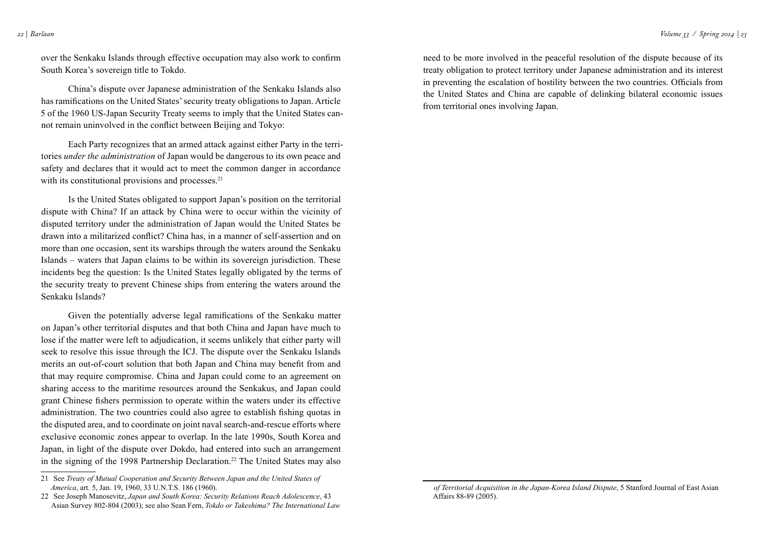over the Senkaku Islands through effective occupation may also work to confirm South Korea's sovereign title to Tokdo.

China's dispute over Japanese administration of the Senkaku Islands also has ramifications on the United States' security treaty obligations to Japan. Article 5 of the 1960 US-Japan Security Treaty seems to imply that the United States cannot remain uninvolved in the conflict between Beijing and Tokyo:

> Each Party recognizes that an armed attack against either Party in the territories *under the administration* of Japan would be dangerous to its own peace and safety and declares that it would act to meet the common danger in accordance with its constitutional provisions and processes.[21]

Is the United States obligated to support Japan's position on the territorial dispute with China? If an attack by China were to occur within the vicinity of disputed territory under the administration of Japan would the United States be drawn into a militarized conflict? China has, in a manner of self-assertion and on more than one occasion, sent its warships through the waters around the Senkaku Islands – waters that Japan claims to be within its sovereign jurisdiction. These incidents beg the question: Is the United States legally obligated by the terms of the security treaty to prevent Chinese ships from entering the waters around the Senkaku Islands?

Given the potentially adverse legal ramifications of the Senkaku matter on Japan's other territorial disputes and that both China and Japan have much to lose if the matter were left to adjudication, it seems unlikely that either party will seek to resolve this issue through the ICJ. The dispute over the Senkaku Islands merits an out-of-court solution that both Japan and China may benefit from and that may require compromise. China and Japan could come to an agreement on sharing access to the maritime resources around the Senkakus, and Japan could grant Chinese fishers permission to operate within the waters under its effective administration. The two countries could also agree to establish fishing quotas in the disputed area, and to coordinate on joint naval search-and-rescue efforts where exclusive economic zones appear to overlap. In the late 1990s, South Korea and Japan, in light of the dispute over Dokdo, had entered into such an arrangement in the signing of the 1998 Partnership Declaration.[22] The United States may also need to be more involved in the peaceful resolution of the dispute because of its treaty obligation to protect territory under Japanese administration and its interest in preventing the escalation of hostility between the two countries. Officials from the United States and China are capable of delinking bilateral economic issues from territorial ones involving Japan.

---

21 See *Treaty of Mutual Cooperation and Security Between Japan and the United States of America*, art. 5, Jan. 19, 1960, 33 U.N.T.S. 186 (1960).

22 See Joseph Manosevitz, *Japan and South Korea: Security Relations Reach Adolescence*, 43 Asian Survey 802-804 (2003); see also Sean Fern, *Tokdo or Takeshima? The International Law of Territorial Acquisition in the Japan-Korea Island Dispute*, 5 Stanford Journal of East Asian Affairs 88-89 (2005).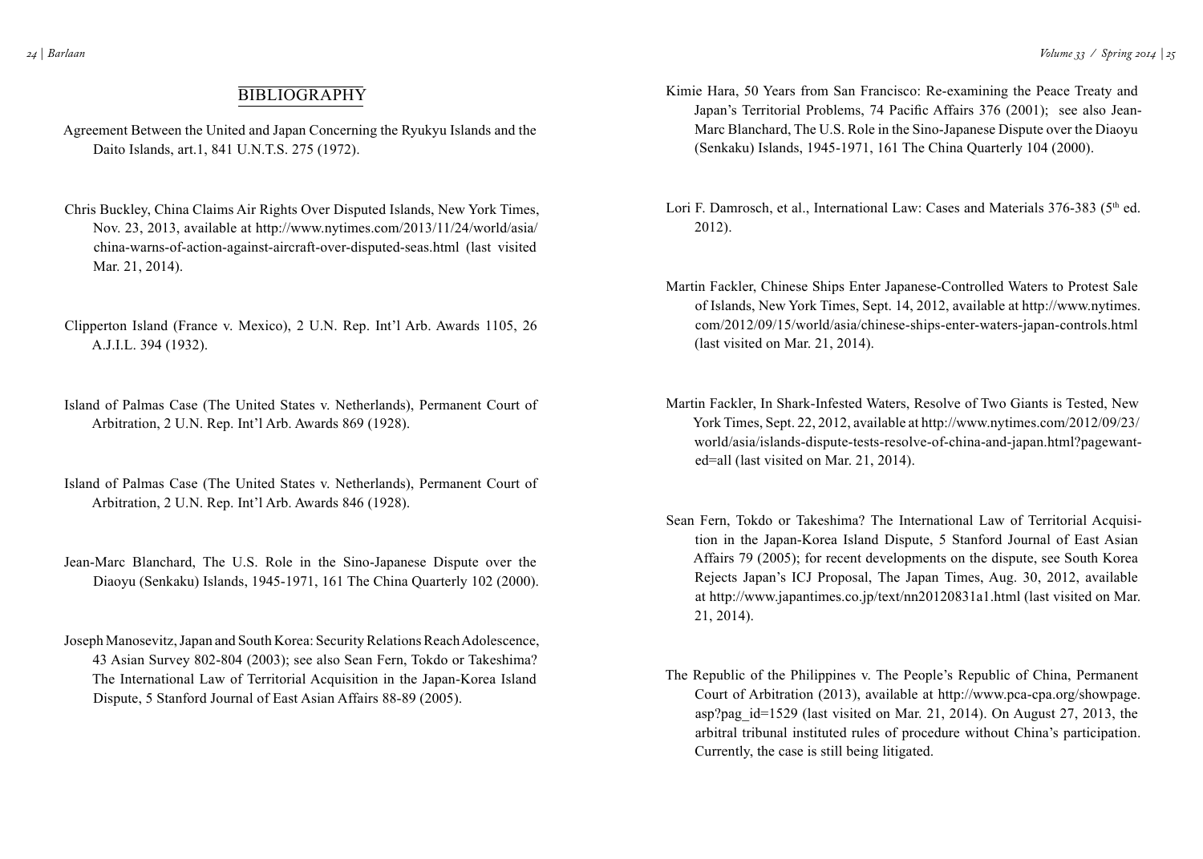## BIBLIOGRAPHY

Agreement Between the United and Japan Concerning the Ryukyu Islands and the Daito Islands, art.1, 841 U.N.T.S. 275 (1972).

Chris Buckley, China Claims Air Rights Over Disputed Islands, New York Times, Nov. 23, 2013, available at http://www.nytimes.com/2013/11/24/world/asia/china-warns-of-action-against-aircraft-over-disputed-seas.html (last visited Mar. 21, 2014).

Clipperton Island (France v. Mexico), 2 U.N. Rep. Int'l Arb. Awards 1105, 26 A.J.I.L. 394 (1932).

Island of Palmas Case (The United States v. Netherlands), Permanent Court of Arbitration, 2 U.N. Rep. Int'l Arb. Awards 869 (1928).

Island of Palmas Case (The United States v. Netherlands), Permanent Court of Arbitration, 2 U.N. Rep. Int'l Arb. Awards 846 (1928).

Jean-Marc Blanchard, The U.S. Role in the Sino-Japanese Dispute over the Diaoyu (Senkaku) Islands, 1945-1971, 161 The China Quarterly 102 (2000).

Joseph Manosevitz, Japan and South Korea: Security Relations Reach Adolescence, 43 Asian Survey 802-804 (2003); see also Sean Fern, Tokdo or Takeshima? The International Law of Territorial Acquisition in the Japan-Korea Island Dispute, 5 Stanford Journal of East Asian Affairs 88-89 (2005).

Kimie Hara, 50 Years from San Francisco: Re-examining the Peace Treaty and Japan's Territorial Problems, 74 Pacific Affairs 376 (2001); see also Jean-Marc Blanchard, The U.S. Role in the Sino-Japanese Dispute over the Diaoyu (Senkaku) Islands, 1945-1971, 161 The China Quarterly 104 (2000).

Lori F. Damrosch, et al., International Law: Cases and Materials 376-383 (5th ed. 2012).

Martin Fackler, Chinese Ships Enter Japanese-Controlled Waters to Protest Sale of Islands, New York Times, Sept. 14, 2012, available at http://www.nytimes.com/2012/09/15/world/asia/chinese-ships-enter-waters-japan-controls.html (last visited on Mar. 21, 2014).

Martin Fackler, In Shark-Infested Waters, Resolve of Two Giants is Tested, New York Times, Sept. 22, 2012, available at http://www.nytimes.com/2012/09/23/world/asia/islands-dispute-tests-resolve-of-china-and-japan.html?pagewanted=all (last visited on Mar. 21, 2014).

Sean Fern, Tokdo or Takeshima? The International Law of Territorial Acquisition in the Japan-Korea Island Dispute, 5 Stanford Journal of East Asian Affairs 79 (2005); for recent developments on the dispute, see South Korea Rejects Japan's ICJ Proposal, The Japan Times, Aug. 30, 2012, available at http://www.japantimes.co.jp/text/nn20120831a1.html (last visited on Mar. 21, 2014).

The Republic of the Philippines v. The People's Republic of China, Permanent Court of Arbitration (2013), available at http://www.pca-cpa.org/showpage.asp?pag_id=1529 (last visited on Mar. 21, 2014). On August 27, 2013, the arbitral tribunal instituted rules of procedure without China's participation. Currently, the case is still being litigated.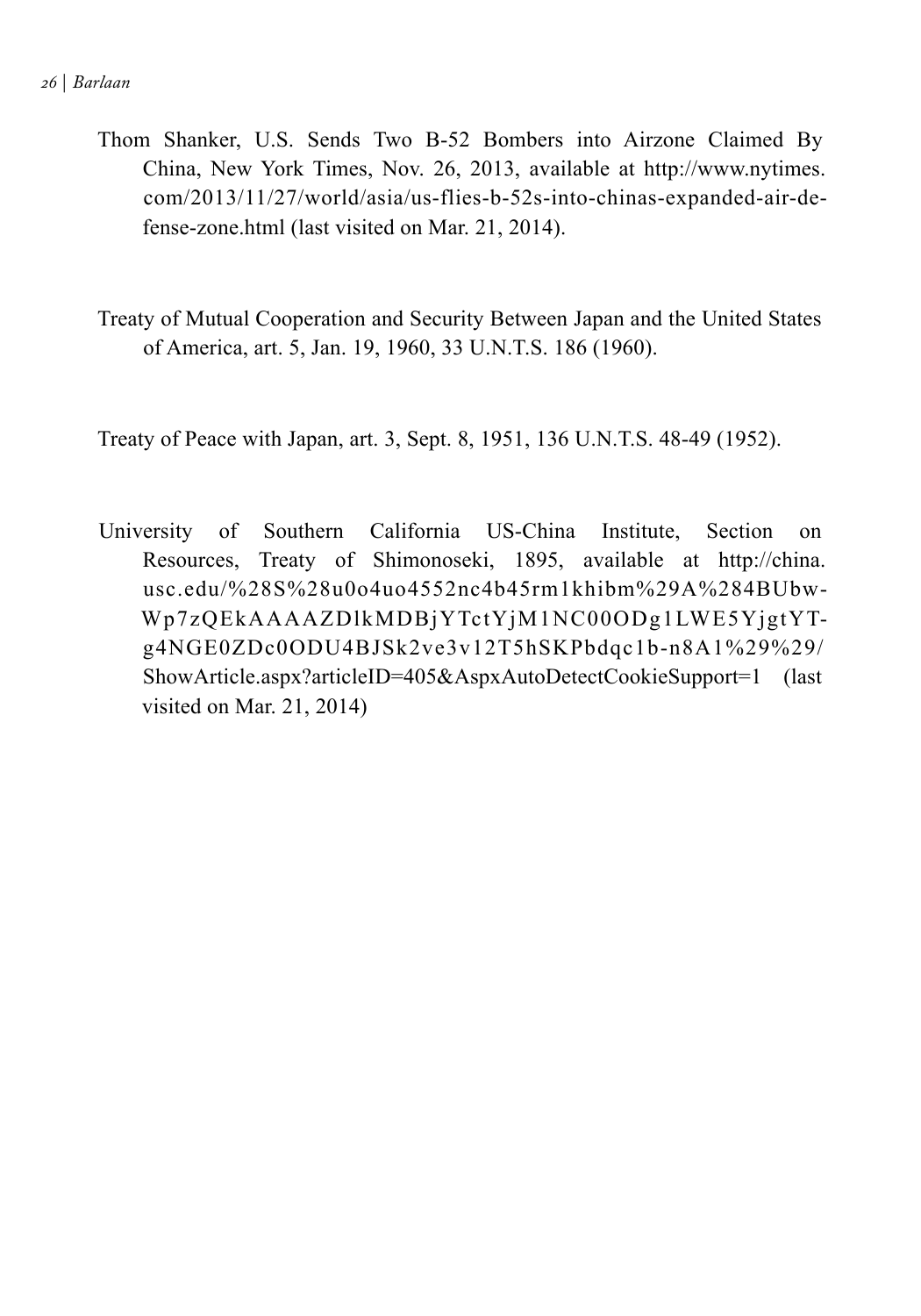Thom Shanker, U.S. Sends Two B-52 Bombers into Airzone Claimed By China, New York Times, Nov. 26, 2013, available at http://www.nytimes.com/2013/11/27/world/asia/us-flies-b-52s-into-chinas-expanded-air-defense-zone.html (last visited on Mar. 21, 2014).

Treaty of Mutual Cooperation and Security Between Japan and the United States of America, art. 5, Jan. 19, 1960, 33 U.N.T.S. 186 (1960).

Treaty of Peace with Japan, art. 3, Sept. 8, 1951, 136 U.N.T.S. 48-49 (1952).

University of Southern California US-China Institute, Section on Resources, Treaty of Shimonoseki, 1895, available at http://china.usc.edu/%28S%28u0o4uo4552nc4b45rm1khibm%29A%284BUbw-Wp7zQEkAAAAZDlkMDBjYTctYjM1NC00ODg1LWE5YjgtYT-g4NGE0ZDc0ODU4BJSk2ve3v12T5hSKPbdqc1b-n8A1%29%29/ShowArticle.aspx?articleID=405&AspxAutoDetectCookieSupport=1 (last visited on Mar. 21, 2014)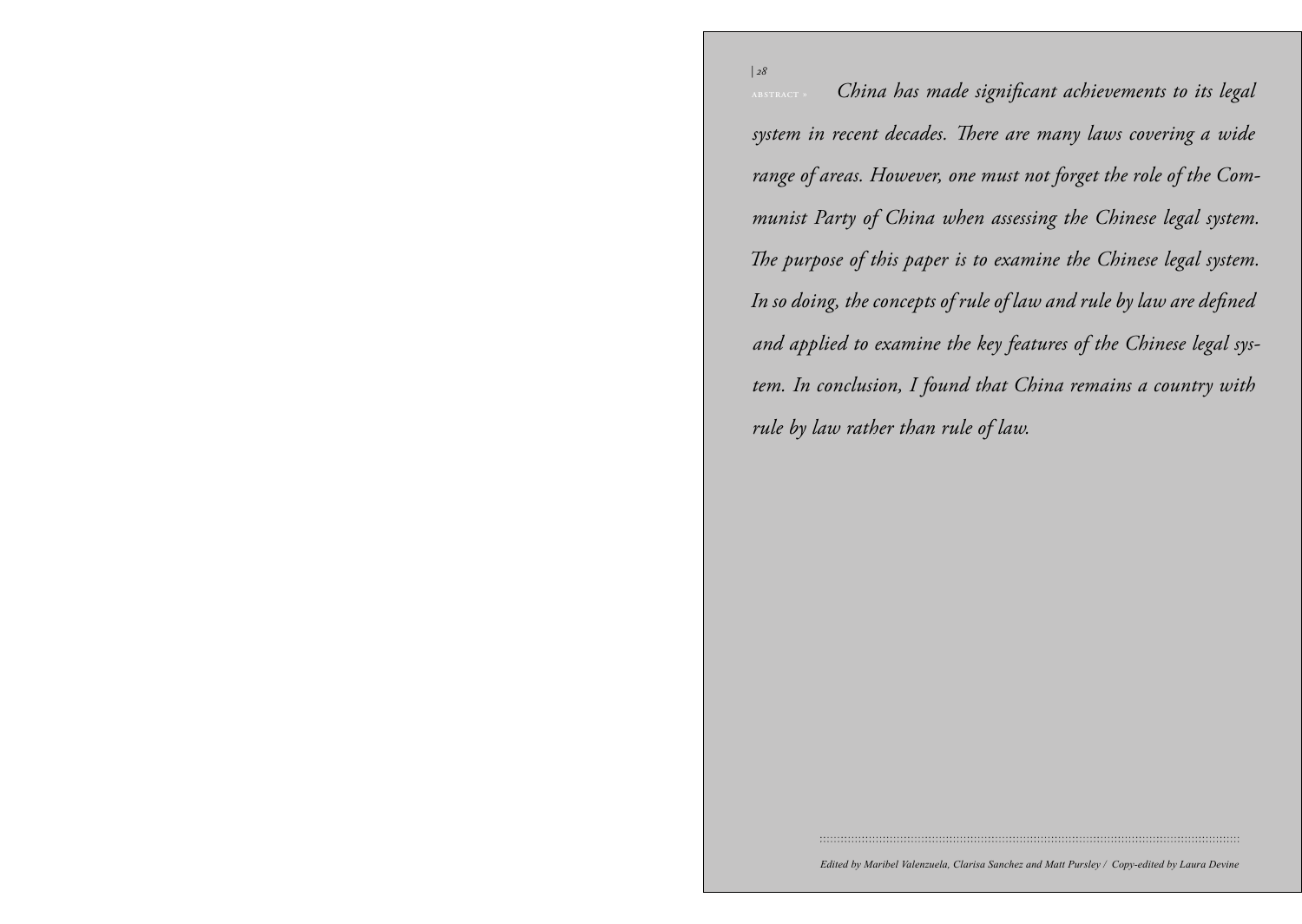ABSTRACT » *China has made significant achievements to its legal system in recent decades. There are many laws covering a wide range of areas. However, one must not forget the role of the Communist Party of China when assessing the Chinese legal system. The purpose of this paper is to examine the Chinese legal system. In so doing, the concepts of rule of law and rule by law are defined and applied to examine the key features of the Chinese legal system. In conclusion, I found that China remains a country with rule by law rather than rule of law.*

*Edited by Maribel Valenzuela, Clarisa Sanchez and Matt Pursley / Copy-edited by Laura Devine*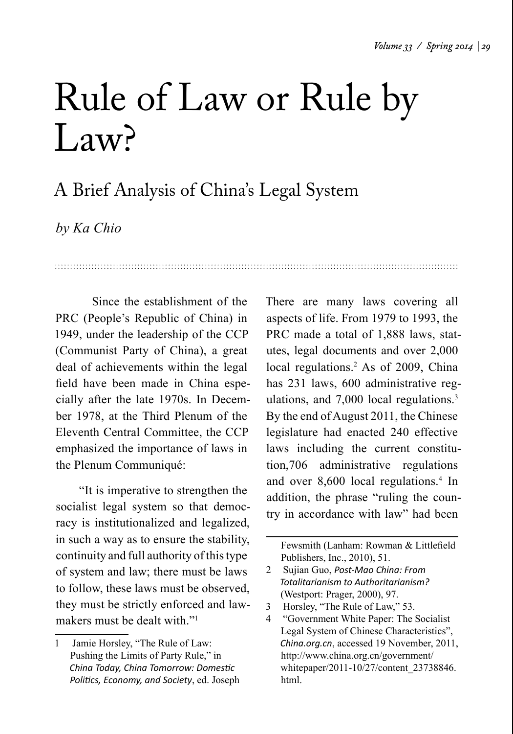# Rule of Law or Rule by Law?

## A Brief Analysis of China's Legal System

*by Ka Chio*

Since the establishment of the PRC (People's Republic of China) in 1949, under the leadership of the CCP (Communist Party of China), a great deal of achievements within the legal field have been made in China especially after the late 1970s. In December 1978, at the Third Plenum of the Eleventh Central Committee, the CCP emphasized the importance of laws in the Plenum Communiqué:

"It is imperative to strengthen the socialist legal system so that democracy is institutionalized and legalized, in such a way as to ensure the stability, continuity and full authority of this type of system and law; there must be laws to follow, these laws must be observed, they must be strictly enforced and lawmakers must be dealt with."[1]

There are many laws covering all aspects of life. From 1979 to 1993, the PRC made a total of 1,888 laws, statutes, legal documents and over 2,000 local regulations.[2] As of 2009, China has 231 laws, 600 administrative regulations, and 7,000 local regulations.[3] By the end of August 2011, the Chinese legislature had enacted 240 effective laws including the current constitution,706 administrative regulations and over 8,600 local regulations.[4] In addition, the phrase "ruling the country in accordance with law" had been

---

1 Jamie Horsley, "The Rule of Law: Pushing the Limits of Party Rule," in *China Today, China Tomorrow: Domestic Politics, Economy, and Society*, ed. Joseph Fewsmith (Lanham: Rowman & Littlefield Publishers, Inc., 2010), 51.

2 Sujian Guo, *Post-Mao China: From Totalitarianism to Authoritarianism?* (Westport: Prager, 2000), 97.

3 Horsley, "The Rule of Law," 53.

4 "Government White Paper: The Socialist Legal System of Chinese Characteristics", *China.org.cn*, accessed 19 November, 2011, http://www.china.org.cn/government/whitepaper/2011-10/27/content_23738846.html.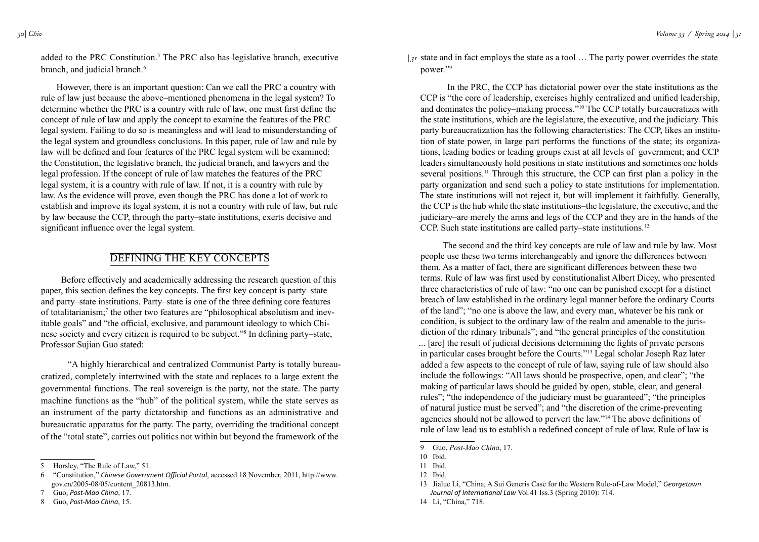added to the PRC Constitution.[5] The PRC also has legislative branch, executive branch, and judicial branch.[6]

However, there is an important question: Can we call the PRC a country with rule of law just because the above–mentioned phenomena in the legal system? To determine whether the PRC is a country with rule of law, one must first define the concept of rule of law and apply the concept to examine the features of the PRC legal system. Failing to do so is meaningless and will lead to misunderstanding of the legal system and groundless conclusions. In this paper, rule of law and rule by law will be defined and four features of the PRC legal system will be examined: the Constitution, the legislative branch, the judicial branch, and lawyers and the legal profession. If the concept of rule of law matches the features of the PRC legal system, it is a country with rule of law. If not, it is a country with rule by law. As the evidence will prove, even though the PRC has done a lot of work to establish and improve its legal system, it is not a country with rule of law, but rule by law because the CCP, through the party–state institutions, exerts decisive and significant influence over the legal system.

## DEFINING THE KEY CONCEPTS

Before effectively and academically addressing the research question of this paper, this section defines the key concepts. The first key concept is party–state and party–state institutions. Party–state is one of the three defining core features of totalitarianism;[7] the other two features are "philosophical absolutism and inevitable goals" and "the official, exclusive, and paramount ideology to which Chinese society and every citizen is required to be subject."[8] In defining party–state, Professor Sujian Guo stated:

> "A highly hierarchical and centralized Communist Party is totally bureaucratized, completely intertwined with the state and replaces to a large extent the governmental functions. The real sovereign is the party, not the state. The party machine functions as the "hub" of the political system, while the state serves as an instrument of the party dictatorship and functions as an administrative and bureaucratic apparatus for the party. The party, overriding the traditional concept of the "total state", carries out politics not within but beyond the framework of the state and in fact employs the state as a tool … The party power overrides the state power."[9]

In the PRC, the CCP has dictatorial power over the state institutions as the CCP is "the core of leadership, exercises highly centralized and unified leadership, and dominates the policy–making process."[10] The CCP totally bureaucratizes with the state institutions, which are the legislature, the executive, and the judiciary. This party bureaucratization has the following characteristics: The CCP, likes an institution of state power, in large part performs the functions of the state; its organizations, leading bodies or leading groups exist at all levels of government; and CCP leaders simultaneously hold positions in state institutions and sometimes one holds several positions.[11] Through this structure, the CCP can first plan a policy in the party organization and send such a policy to state institutions for implementation. The state institutions will not reject it, but will implement it faithfully. Generally, the CCP is the hub while the state institutions–the legislature, the executive, and the judiciary–are merely the arms and legs of the CCP and they are in the hands of the CCP. Such state institutions are called party–state institutions.[12]

The second and the third key concepts are rule of law and rule by law. Most people use these two terms interchangeably and ignore the differences between them. As a matter of fact, there are significant differences between these two terms. Rule of law was first used by constitutionalist Albert Dicey, who presented three characteristics of rule of law: "no one can be punished except for a distinct breach of law established in the ordinary legal manner before the ordinary Courts of the land"; "no one is above the law, and every man, whatever be his rank or condition, is subject to the ordinary law of the realm and amenable to the jurisdiction of the rdinary tribunals"; and "the general principles of the constitution ... [are] the result of judicial decisions determining the fights of private persons in particular cases brought before the Courts."[13] Legal scholar Joseph Raz later added a few aspects to the concept of rule of law, saying rule of law should also include the followings: "All laws should be prospective, open, and clear"; "the making of particular laws should be guided by open, stable, clear, and general rules"; "the independence of the judiciary must be guaranteed"; "the principles of natural justice must be served"; and "the discretion of the crime-preventing agencies should not be allowed to pervert the law."[14] The above definitions of rule of law lead us to establish a redefined concept of rule of law. Rule of law is

---

5 Horsley, "The Rule of Law," 51.

6 "Constitution," *Chinese Government Official Portal*, accessed 18 November, 2011, http://www.gov.cn/2005-08/05/content_20813.htm.

7 Guo, *Post-Mao China*, 17.

8 Guo, *Post-Mao China*, 15.

9 Guo, *Post-Mao China*, 17.

10 Ibid.

11 Ibid.

12 Ibid.

13 Jialue Li, "China, A Sui Generis Case for the Western Rule-of-Law Model," *Georgetown Journal of International Law* Vol.41 Iss.3 (Spring 2010): 714.

14 Li, "China," 718.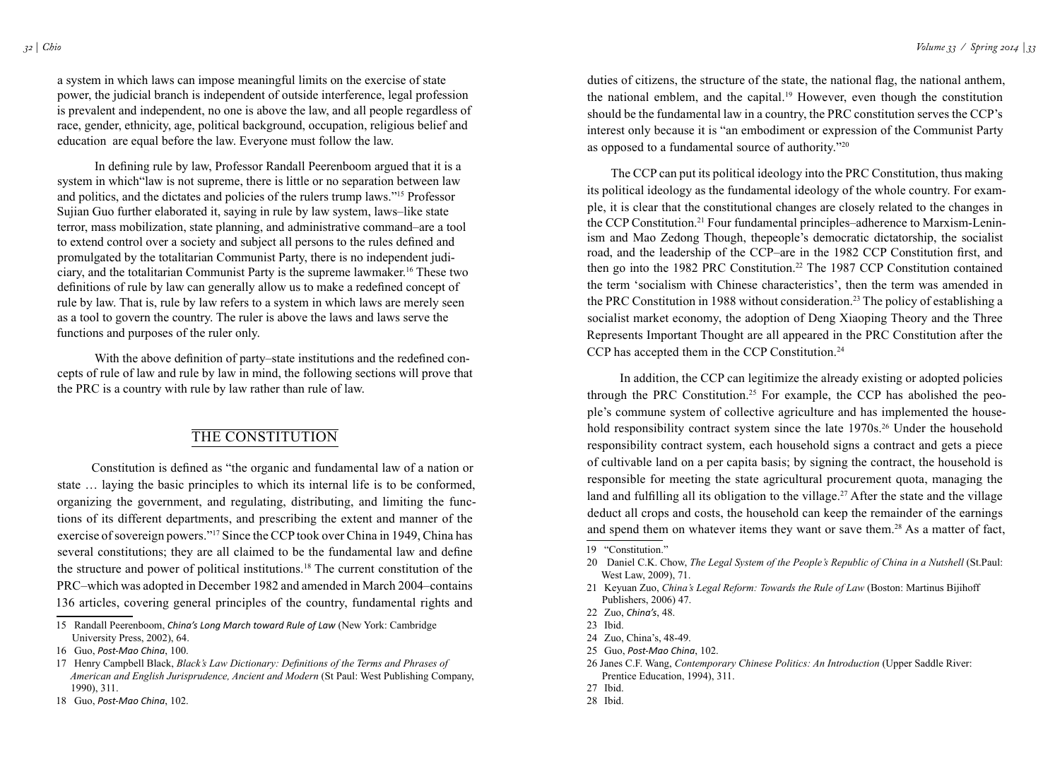a system in which laws can impose meaningful limits on the exercise of state power, the judicial branch is independent of outside interference, legal profession is prevalent and independent, no one is above the law, and all people regardless of race, gender, ethnicity, age, political background, occupation, religious belief and education are equal before the law. Everyone must follow the law.

In defining rule by law, Professor Randall Peerenboom argued that it is a system in which"law is not supreme, there is little or no separation between law and politics, and the dictates and policies of the rulers trump laws."[15] Professor Sujian Guo further elaborated it, saying in rule by law system, laws–like state terror, mass mobilization, state planning, and administrative command–are a tool to extend control over a society and subject all persons to the rules defined and promulgated by the totalitarian Communist Party, there is no independent judiciary, and the totalitarian Communist Party is the supreme lawmaker.[16] These two definitions of rule by law can generally allow us to make a redefined concept of rule by law. That is, rule by law refers to a system in which laws are merely seen as a tool to govern the country. The ruler is above the laws and laws serve the functions and purposes of the ruler only.

With the above definition of party–state institutions and the redefined concepts of rule of law and rule by law in mind, the following sections will prove that the PRC is a country with rule by law rather than rule of law.

## THE CONSTITUTION

Constitution is defined as "the organic and fundamental law of a nation or state … laying the basic principles to which its internal life is to be conformed, organizing the government, and regulating, distributing, and limiting the functions of its different departments, and prescribing the extent and manner of the exercise of sovereign powers."[17] Since the CCP took over China in 1949, China has several constitutions; they are all claimed to be the fundamental law and define the structure and power of political institutions.[18] The current constitution of the PRC–which was adopted in December 1982 and amended in March 2004–contains 136 articles, covering general principles of the country, fundamental rights and duties of citizens, the structure of the state, the national flag, the national anthem, the national emblem, and the capital.[19] However, even though the constitution should be the fundamental law in a country, the PRC constitution serves the CCP's interest only because it is "an embodiment or expression of the Communist Party as opposed to a fundamental source of authority."[20]

The CCP can put its political ideology into the PRC Constitution, thus making its political ideology as the fundamental ideology of the whole country. For example, it is clear that the constitutional changes are closely related to the changes in the CCP Constitution.[21] Four fundamental principles–adherence to Marxism-Leninism and Mao Zedong Though, thepeople's democratic dictatorship, the socialist road, and the leadership of the CCP–are in the 1982 CCP Constitution first, and then go into the 1982 PRC Constitution.[22] The 1987 CCP Constitution contained the term 'socialism with Chinese characteristics', then the term was amended in the PRC Constitution in 1988 without consideration.[23] The policy of establishing a socialist market economy, the adoption of Deng Xiaoping Theory and the Three Represents Important Thought are all appeared in the PRC Constitution after the CCP has accepted them in the CCP Constitution.[24]

In addition, the CCP can legitimize the already existing or adopted policies through the PRC Constitution.[25] For example, the CCP has abolished the people's commune system of collective agriculture and has implemented the household responsibility contract system since the late 1970s.[26] Under the household responsibility contract system, each household signs a contract and gets a piece of cultivable land on a per capita basis; by signing the contract, the household is responsible for meeting the state agricultural procurement quota, managing the land and fulfilling all its obligation to the village.[27] After the state and the village deduct all crops and costs, the household can keep the remainder of the earnings and spend them on whatever items they want or save them.[28] As a matter of fact,

---

15 Randall Peerenboom, *China's Long March toward Rule of Law* (New York: Cambridge University Press, 2002), 64.

16 Guo, *Post-Mao China*, 100.

17 Henry Campbell Black, *Black's Law Dictionary: Definitions of the Terms and Phrases of American and English Jurisprudence, Ancient and Modern* (St Paul: West Publishing Company, 1990), 311.

18 Guo, *Post-Mao China*, 102.

19 "Constitution."

20 Daniel C.K. Chow, *The Legal System of the People's Republic of China in a Nutshell* (St.Paul: West Law, 2009), 71.

21 Keyuan Zuo, *China's Legal Reform: Towards the Rule of Law* (Boston: Martinus Bijihoff Publishers, 2006) 47.

22 Zuo, *China's*, 48.

23 Ibid.

24 Zuo, China's, 48-49.

25 Guo, *Post-Mao China*, 102.

26 Janes C.F. Wang, *Contemporary Chinese Politics: An Introduction* (Upper Saddle River: Prentice Education, 1994), 311.

27 Ibid.

28 Ibid.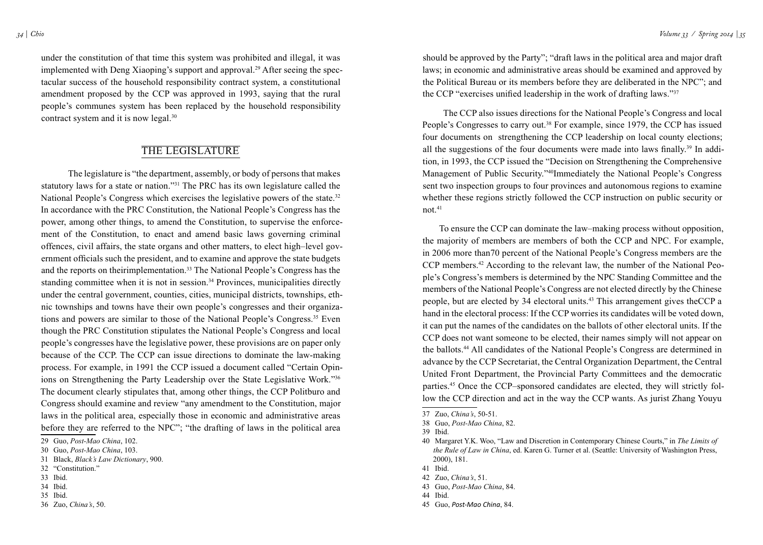under the constitution of that time this system was prohibited and illegal, it was implemented with Deng Xiaoping's support and approval.[29] After seeing the spectacular success of the household responsibility contract system, a constitutional amendment proposed by the CCP was approved in 1993, saying that the rural people's communes system has been replaced by the household responsibility contract system and it is now legal.[30]

## THE LEGISLATURE

The legislature is "the department, assembly, or body of persons that makes statutory laws for a state or nation."[31] The PRC has its own legislature called the National People's Congress which exercises the legislative powers of the state.[32] In accordance with the PRC Constitution, the National People's Congress has the power, among other things, to amend the Constitution, to supervise the enforcement of the Constitution, to enact and amend basic laws governing criminal offences, civil affairs, the state organs and other matters, to elect high–level government officials such the president, and to examine and approve the state budgets and the reports on theirimplementation.[33] The National People's Congress has the standing committee when it is not in session.[34] Provinces, municipalities directly under the central government, counties, cities, municipal districts, townships, ethnic townships and towns have their own people's congresses and their organizations and powers are similar to those of the National People's Congress.[35] Even though the PRC Constitution stipulates the National People's Congress and local people's congresses have the legislative power, these provisions are on paper only because of the CCP. The CCP can issue directions to dominate the law-making process. For example, in 1991 the CCP issued a document called "Certain Opinions on Strengthening the Party Leadership over the State Legislative Work."[36] The document clearly stipulates that, among other things, the CCP Politburo and Congress should examine and review "any amendment to the Constitution, major laws in the political area, especially those in economic and administrative areas before they are referred to the NPC"; "the drafting of laws in the political area should be approved by the Party"; "draft laws in the political area and major draft laws; in economic and administrative areas should be examined and approved by the Political Bureau or its members before they are deliberated in the NPC"; and the CCP "exercises unified leadership in the work of drafting laws."[37]

The CCP also issues directions for the National People's Congress and local People's Congresses to carry out.[38] For example, since 1979, the CCP has issued four documents on strengthening the CCP leadership on local county elections; all the suggestions of the four documents were made into laws finally.[39] In addition, in 1993, the CCP issued the "Decision on Strengthening the Comprehensive Management of Public Security."[40]Immediately the National People's Congress sent two inspection groups to four provinces and autonomous regions to examine whether these regions strictly followed the CCP instruction on public security or not.[41]

To ensure the CCP can dominate the law–making process without opposition, the majority of members are members of both the CCP and NPC. For example, in 2006 more than70 percent of the National People's Congress members are the CCP members.[42] According to the relevant law, the number of the National People's Congress's members is determined by the NPC Standing Committee and the members of the National People's Congress are not elected directly by the Chinese people, but are elected by 34 electoral units.[43] This arrangement gives theCCP a hand in the electoral process: If the CCP worries its candidates will be voted down, it can put the names of the candidates on the ballots of other electoral units. If the CCP does not want someone to be elected, their names simply will not appear on the ballots.[44] All candidates of the National People's Congress are determined in advance by the CCP Secretariat, the Central Organization Department, the Central United Front Department, the Provincial Party Committees and the democratic parties.[45] Once the CCP–sponsored candidates are elected, they will strictly follow the CCP direction and act in the way the CCP wants. As jurist Zhang Youyu

---

29 Guo, *Post-Mao China*, 102.

30 Guo, *Post-Mao China*, 103.

31 Black, *Black's Law Dictionary*, 900.

32 "Constitution."

33 Ibid.

34 Ibid.

35 Ibid.

36 Zuo, *China's*, 50.

37 Zuo, *China's*, 50-51.

38 Guo, *Post-Mao China*, 82.

39 Ibid.

40 Margaret Y.K. Woo, "Law and Discretion in Contemporary Chinese Courts," in *The Limits of the Rule of Law in China*, ed. Karen G. Turner et al. (Seattle: University of Washington Press, 2000), 181.

41 Ibid.

42 Zuo, *China's*, 51.

43 Guo, *Post-Mao China*, 84.

44 Ibid.

45 Guo, *Post-Mao China*, 84.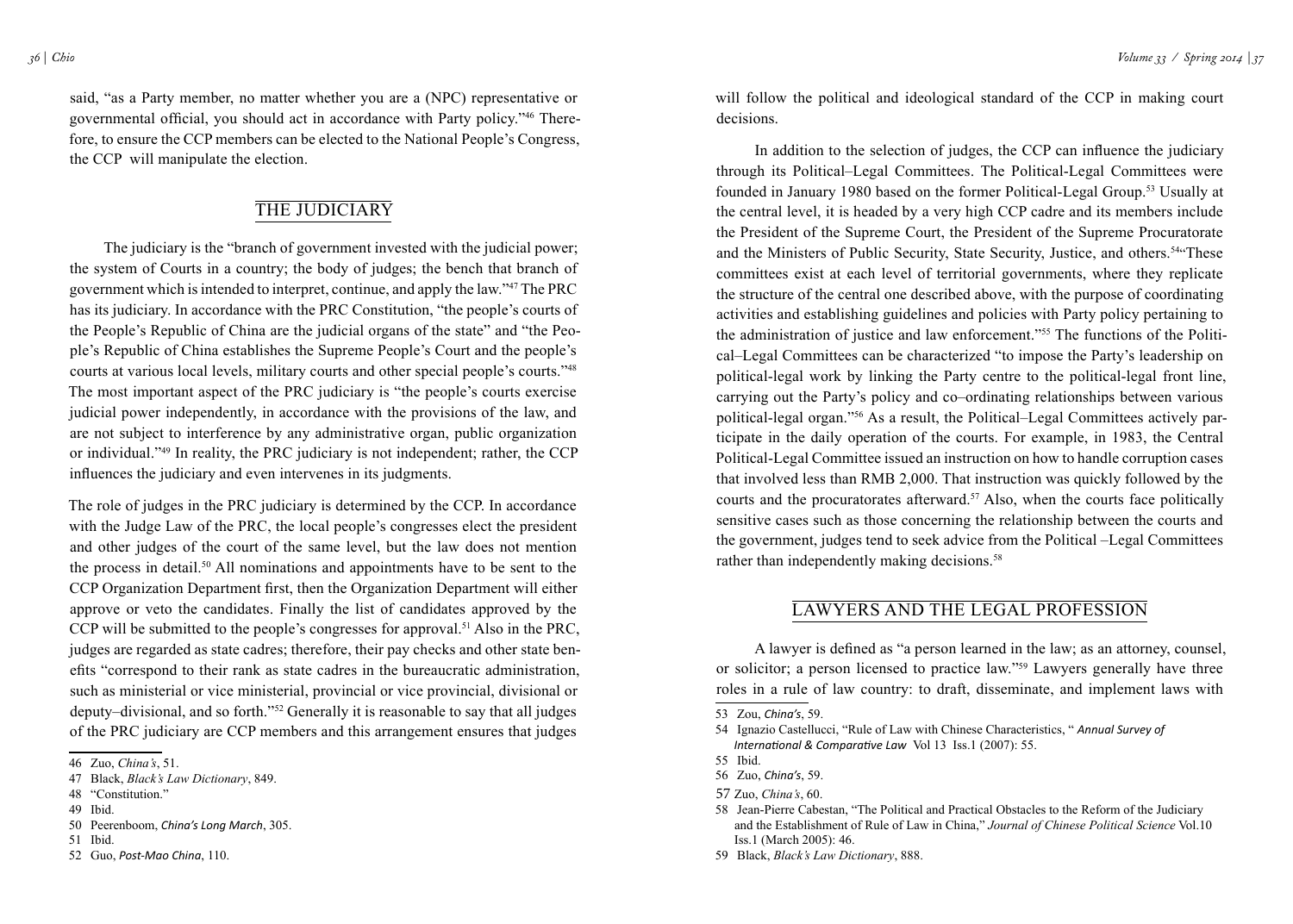said, "as a Party member, no matter whether you are a (NPC) representative or governmental official, you should act in accordance with Party policy."[46] Therefore, to ensure the CCP members can be elected to the National People's Congress, the CCP will manipulate the election.

## THE JUDICIARY

The judiciary is the "branch of government invested with the judicial power; the system of Courts in a country; the body of judges; the bench that branch of government which is intended to interpret, continue, and apply the law."[47] The PRC has its judiciary. In accordance with the PRC Constitution, "the people's courts of the People's Republic of China are the judicial organs of the state" and "the People's Republic of China establishes the Supreme People's Court and the people's courts at various local levels, military courts and other special people's courts."[48] The most important aspect of the PRC judiciary is "the people's courts exercise judicial power independently, in accordance with the provisions of the law, and are not subject to interference by any administrative organ, public organization or individual."[49] In reality, the PRC judiciary is not independent; rather, the CCP influences the judiciary and even intervenes in its judgments.

The role of judges in the PRC judiciary is determined by the CCP. In accordance with the Judge Law of the PRC, the local people's congresses elect the president and other judges of the court of the same level, but the law does not mention the process in detail.[50] All nominations and appointments have to be sent to the CCP Organization Department first, then the Organization Department will either approve or veto the candidates. Finally the list of candidates approved by the CCP will be submitted to the people's congresses for approval.[51] Also in the PRC, judges are regarded as state cadres; therefore, their pay checks and other state benefits "correspond to their rank as state cadres in the bureaucratic administration, such as ministerial or vice ministerial, provincial or vice provincial, divisional or deputy–divisional, and so forth."[52] Generally it is reasonable to say that all judges of the PRC judiciary are CCP members and this arrangement ensures that judges will follow the political and ideological standard of the CCP in making court decisions.

In addition to the selection of judges, the CCP can influence the judiciary through its Political–Legal Committees. The Political-Legal Committees were founded in January 1980 based on the former Political-Legal Group.[53] Usually at the central level, it is headed by a very high CCP cadre and its members include the President of the Supreme Court, the President of the Supreme Procuratorate and the Ministers of Public Security, State Security, Justice, and others.[54] "These committees exist at each level of territorial governments, where they replicate the structure of the central one described above, with the purpose of coordinating activities and establishing guidelines and policies with Party policy pertaining to the administration of justice and law enforcement."[55] The functions of the Political–Legal Committees can be characterized "to impose the Party's leadership on political-legal work by linking the Party centre to the political-legal front line, carrying out the Party's policy and co–ordinating relationships between various political-legal organ."[56] As a result, the Political–Legal Committees actively participate in the daily operation of the courts. For example, in 1983, the Central Political-Legal Committee issued an instruction on how to handle corruption cases that involved less than RMB 2,000. That instruction was quickly followed by the courts and the procuratorates afterward.[57] Also, when the courts face politically sensitive cases such as those concerning the relationship between the courts and the government, judges tend to seek advice from the Political –Legal Committees rather than independently making decisions.[58]

## LAWYERS AND THE LEGAL PROFESSION

A lawyer is defined as "a person learned in the law; as an attorney, counsel, or solicitor; a person licensed to practice law."[59] Lawyers generally have three roles in a rule of law country: to draft, disseminate, and implement laws with

---

46 Zuo, *China's*, 51.

47 Black, *Black's Law Dictionary*, 849.

48 "Constitution."

49 Ibid.

50 Peerenboom, *China's Long March*, 305.

51 Ibid.

52 Guo, *Post-Mao China*, 110.

53 Zou, *China's*, 59.

54 Ignazio Castellucci, "Rule of Law with Chinese Characteristics, " *Annual Survey of International & Comparative Law* Vol 13 Iss.1 (2007): 55.

55 Ibid.

56 Zuo, *China's*, 59.

57 Zuo, *China's*, 60.

58 Jean-Pierre Cabestan, "The Political and Practical Obstacles to the Reform of the Judiciary and the Establishment of Rule of Law in China," *Journal of Chinese Political Science* Vol.10 Iss.1 (March 2005): 46.

59 Black, *Black's Law Dictionary*, 888.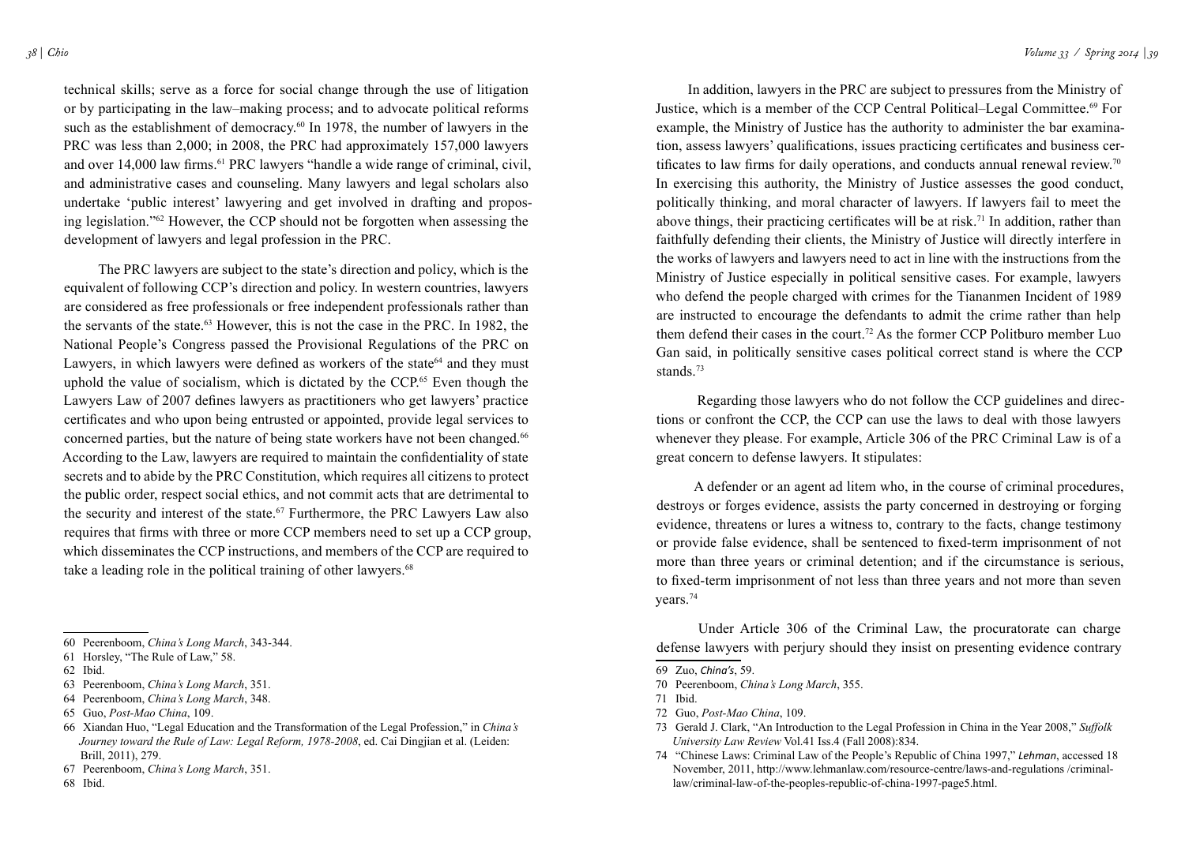technical skills; serve as a force for social change through the use of litigation or by participating in the law–making process; and to advocate political reforms such as the establishment of democracy.[60] In 1978, the number of lawyers in the PRC was less than 2,000; in 2008, the PRC had approximately 157,000 lawyers and over 14,000 law firms.[61] PRC lawyers "handle a wide range of criminal, civil, and administrative cases and counseling. Many lawyers and legal scholars also undertake 'public interest' lawyering and get involved in drafting and proposing legislation."[62] However, the CCP should not be forgotten when assessing the development of lawyers and legal profession in the PRC.

The PRC lawyers are subject to the state's direction and policy, which is the equivalent of following CCP's direction and policy. In western countries, lawyers are considered as free professionals or free independent professionals rather than the servants of the state.[63] However, this is not the case in the PRC. In 1982, the National People's Congress passed the Provisional Regulations of the PRC on Lawyers, in which lawyers were defined as workers of the state[64] and they must uphold the value of socialism, which is dictated by the CCP.[65] Even though the Lawyers Law of 2007 defines lawyers as practitioners who get lawyers' practice certificates and who upon being entrusted or appointed, provide legal services to concerned parties, but the nature of being state workers have not been changed.[66] According to the Law, lawyers are required to maintain the confidentiality of state secrets and to abide by the PRC Constitution, which requires all citizens to protect the public order, respect social ethics, and not commit acts that are detrimental to the security and interest of the state.[67] Furthermore, the PRC Lawyers Law also requires that firms with three or more CCP members need to set up a CCP group, which disseminates the CCP instructions, and members of the CCP are required to take a leading role in the political training of other lawyers.[68]

In addition, lawyers in the PRC are subject to pressures from the Ministry of Justice, which is a member of the CCP Central Political–Legal Committee.[69] For example, the Ministry of Justice has the authority to administer the bar examination, assess lawyers' qualifications, issues practicing certificates and business certificates to law firms for daily operations, and conducts annual renewal review.[70] In exercising this authority, the Ministry of Justice assesses the good conduct, politically thinking, and moral character of lawyers. If lawyers fail to meet the above things, their practicing certificates will be at risk.[71] In addition, rather than faithfully defending their clients, the Ministry of Justice will directly interfere in the works of lawyers and lawyers need to act in line with the instructions from the Ministry of Justice especially in political sensitive cases. For example, lawyers who defend the people charged with crimes for the Tiananmen Incident of 1989 are instructed to encourage the defendants to admit the crime rather than help them defend their cases in the court.[72] As the former CCP Politburo member Luo Gan said, in politically sensitive cases political correct stand is where the CCP stands.[73]

Regarding those lawyers who do not follow the CCP guidelines and directions or confront the CCP, the CCP can use the laws to deal with those lawyers whenever they please. For example, Article 306 of the PRC Criminal Law is of a great concern to defense lawyers. It stipulates:

> A defender or an agent ad litem who, in the course of criminal procedures, destroys or forges evidence, assists the party concerned in destroying or forging evidence, threatens or lures a witness to, contrary to the facts, change testimony or provide false evidence, shall be sentenced to fixed-term imprisonment of not more than three years or criminal detention; and if the circumstance is serious, to fixed-term imprisonment of not less than three years and not more than seven years.[74]

Under Article 306 of the Criminal Law, the procuratorate can charge defense lawyers with perjury should they insist on presenting evidence contrary

---

60 Peerenboom, *China's Long March*, 343-344.

61 Horsley, "The Rule of Law," 58.

62 Ibid.

63 Peerenboom, *China's Long March*, 351.

64 Peerenboom, *China's Long March*, 348.

65 Guo, *Post-Mao China*, 109.

66 Xiandan Huo, "Legal Education and the Transformation of the Legal Profession," in *China's Journey toward the Rule of Law: Legal Reform, 1978-2008*, ed. Cai Dingjian et al. (Leiden: Brill, 2011), 279.

67 Peerenboom, *China's Long March*, 351.

68 Ibid.

69 Zuo, *China's*, 59.

70 Peerenboom, *China's Long March*, 355.

71 Ibid.

72 Guo, *Post-Mao China*, 109.

73 Gerald J. Clark, "An Introduction to the Legal Profession in China in the Year 2008," *Suffolk University Law Review* Vol.41 Iss.4 (Fall 2008):834.

74 "Chinese Laws: Criminal Law of the People's Republic of China 1997," *Lehman*, accessed 18 November, 2011, http://www.lehmanlaw.com/resource-centre/laws-and-regulations /criminal-law/criminal-law-of-the-peoples-republic-of-china-1997-page5.html.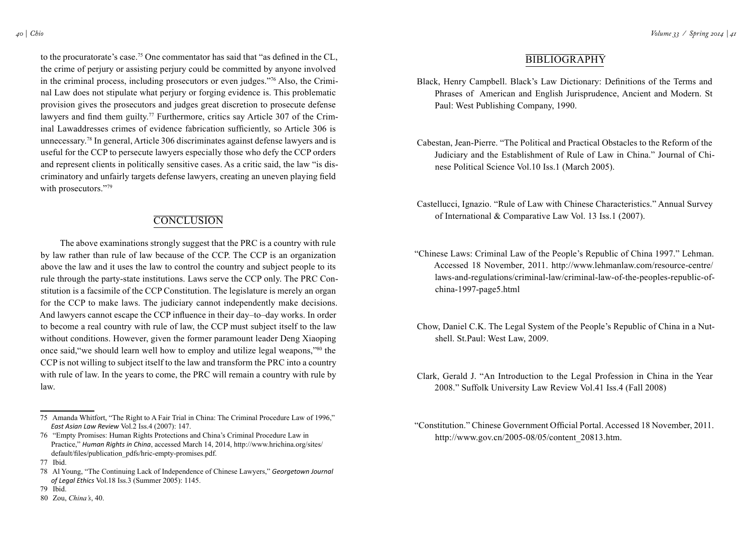to the procuratorate's case.[75] One commentator has said that "as defined in the CL, the crime of perjury or assisting perjury could be committed by anyone involved in the criminal process, including prosecutors or even judges."[76] Also, the Criminal Law does not stipulate what perjury or forging evidence is. This problematic provision gives the prosecutors and judges great discretion to prosecute defense lawyers and find them guilty.[77] Furthermore, critics say Article 307 of the Criminal Lawaddresses crimes of evidence fabrication sufficiently, so Article 306 is unnecessary.[78] In general, Article 306 discriminates against defense lawyers and is useful for the CCP to persecute lawyers especially those who defy the CCP orders and represent clients in politically sensitive cases. As a critic said, the law "is discriminatory and unfairly targets defense lawyers, creating an uneven playing field with prosecutors."[79]

## CONCLUSION

The above examinations strongly suggest that the PRC is a country with rule by law rather than rule of law because of the CCP. The CCP is an organization above the law and it uses the law to control the country and subject people to its rule through the party-state institutions. Laws serve the CCP only. The PRC Constitution is a facsimile of the CCP Constitution. The legislature is merely an organ for the CCP to make laws. The judiciary cannot independently make decisions. And lawyers cannot escape the CCP influence in their day–to–day works. In order to become a real country with rule of law, the CCP must subject itself to the law without conditions. However, given the former paramount leader Deng Xiaoping once said,"we should learn well how to employ and utilize legal weapons,"[80] the CCP is not willing to subject itself to the law and transform the PRC into a country with rule of law. In the years to come, the PRC will remain a country with rule by law.

---

75 Amanda Whitfort, "The Right to A Fair Trial in China: The Criminal Procedure Law of 1996," *East Asian Law Review* Vol.2 Iss.4 (2007): 147.

76 "Empty Promises: Human Rights Protections and China's Criminal Procedure Law in Practice," *Human Rights in China*, accessed March 14, 2014, http://www.hrichina.org/sites/default/files/publication_pdfs/hric-empty-promises.pdf.

77 Ibid.

78 Al Young, "The Continuing Lack of Independence of Chinese Lawyers," *Georgetown Journal of Legal Ethics* Vol.18 Iss.3 (Summer 2005): 1145.

79 Ibid.

80 Zou, *China's*, 40.

## BIBLIOGRAPHY

Black, Henry Campbell. Black's Law Dictionary: Definitions of the Terms and Phrases of American and English Jurisprudence, Ancient and Modern. St Paul: West Publishing Company, 1990.

Cabestan, Jean-Pierre. "The Political and Practical Obstacles to the Reform of the Judiciary and the Establishment of Rule of Law in China." Journal of Chinese Political Science Vol.10 Iss.1 (March 2005).

Castellucci, Ignazio. "Rule of Law with Chinese Characteristics." Annual Survey of International & Comparative Law Vol. 13 Iss.1 (2007).

"Chinese Laws: Criminal Law of the People's Republic of China 1997." Lehman. Accessed 18 November, 2011. http://www.lehmanlaw.com/resource-centre/laws-and-regulations/criminal-law/criminal-law-of-the-peoples-republic-of-china-1997-page5.html

Chow, Daniel C.K. The Legal System of the People's Republic of China in a Nutshell. St.Paul: West Law, 2009.

Clark, Gerald J. "An Introduction to the Legal Profession in China in the Year 2008." Suffolk University Law Review Vol.41 Iss.4 (Fall 2008)

"Constitution." Chinese Government Official Portal. Accessed 18 November, 2011. http://www.gov.cn/2005-08/05/content_20813.htm.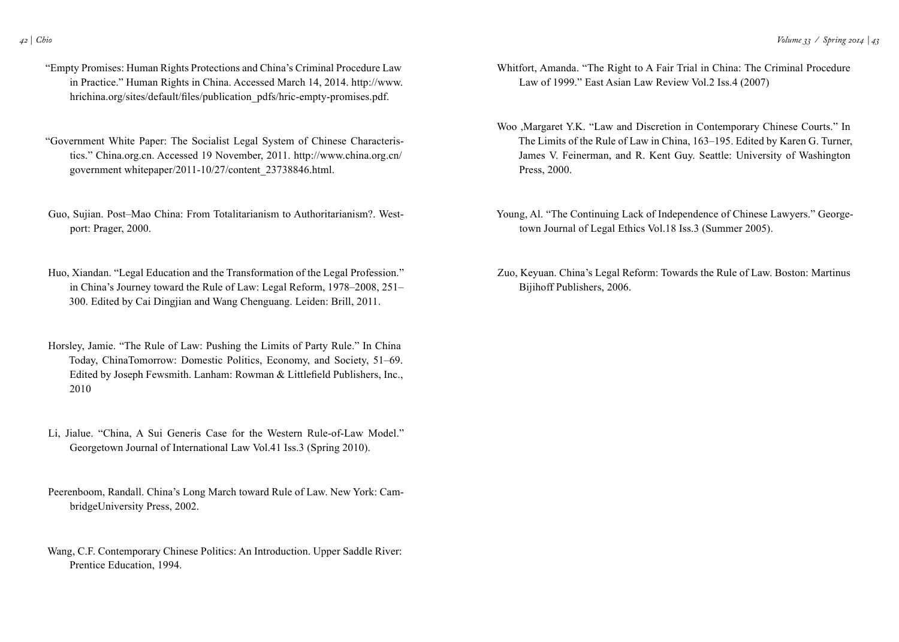"Empty Promises: Human Rights Protections and China's Criminal Procedure Law in Practice." Human Rights in China. Accessed March 14, 2014. http://www.hrichina.org/sites/default/files/publication_pdfs/hric-empty-promises.pdf.

"Government White Paper: The Socialist Legal System of Chinese Characteristics." China.org.cn. Accessed 19 November, 2011. http://www.china.org.cn/government whitepaper/2011-10/27/content_23738846.html.

Guo, Sujian. Post–Mao China: From Totalitarianism to Authoritarianism?. Westport: Prager, 2000.

Huo, Xiandan. "Legal Education and the Transformation of the Legal Profession." in China's Journey toward the Rule of Law: Legal Reform, 1978–2008, 251–300. Edited by Cai Dingjian and Wang Chenguang. Leiden: Brill, 2011.

Horsley, Jamie. "The Rule of Law: Pushing the Limits of Party Rule." In China Today, ChinaTomorrow: Domestic Politics, Economy, and Society, 51–69. Edited by Joseph Fewsmith. Lanham: Rowman & Littlefield Publishers, Inc., 2010

Li, Jialue. "China, A Sui Generis Case for the Western Rule-of-Law Model." Georgetown Journal of International Law Vol.41 Iss.3 (Spring 2010).

Peerenboom, Randall. China's Long March toward Rule of Law. New York: CambridgeUniversity Press, 2002.

Wang, C.F. Contemporary Chinese Politics: An Introduction. Upper Saddle River: Prentice Education, 1994.

Whitfort, Amanda. "The Right to A Fair Trial in China: The Criminal Procedure Law of 1999." East Asian Law Review Vol.2 Iss.4 (2007)

Woo ,Margaret Y.K. "Law and Discretion in Contemporary Chinese Courts." In The Limits of the Rule of Law in China, 163–195. Edited by Karen G. Turner, James V. Feinerman, and R. Kent Guy. Seattle: University of Washington Press, 2000.

Young, Al. "The Continuing Lack of Independence of Chinese Lawyers." Georgetown Journal of Legal Ethics Vol.18 Iss.3 (Summer 2005).

Zuo, Keyuan. China's Legal Reform: Towards the Rule of Law. Boston: Martinus Bijihoff Publishers, 2006.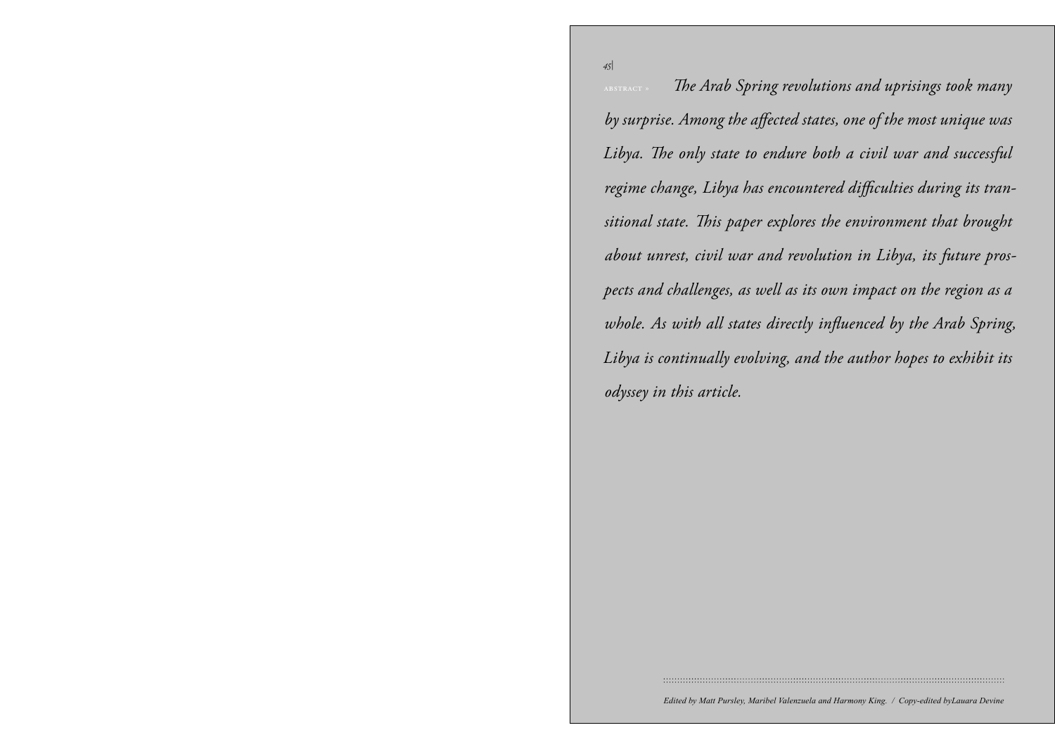ABSTRACT » *The Arab Spring revolutions and uprisings took many by surprise. Among the affected states, one of the most unique was Libya. The only state to endure both a civil war and successful regime change, Libya has encountered difficulties during its transitional state. This paper explores the environment that brought about unrest, civil war and revolution in Libya, its future prospects and challenges, as well as its own impact on the region as a whole. As with all states directly influenced by the Arab Spring, Libya is continually evolving, and the author hopes to exhibit its odyssey in this article.*

*Edited by Matt Pursley, Maribel Valenzuela and Harmony King. / Copy-edited byLauara Devine*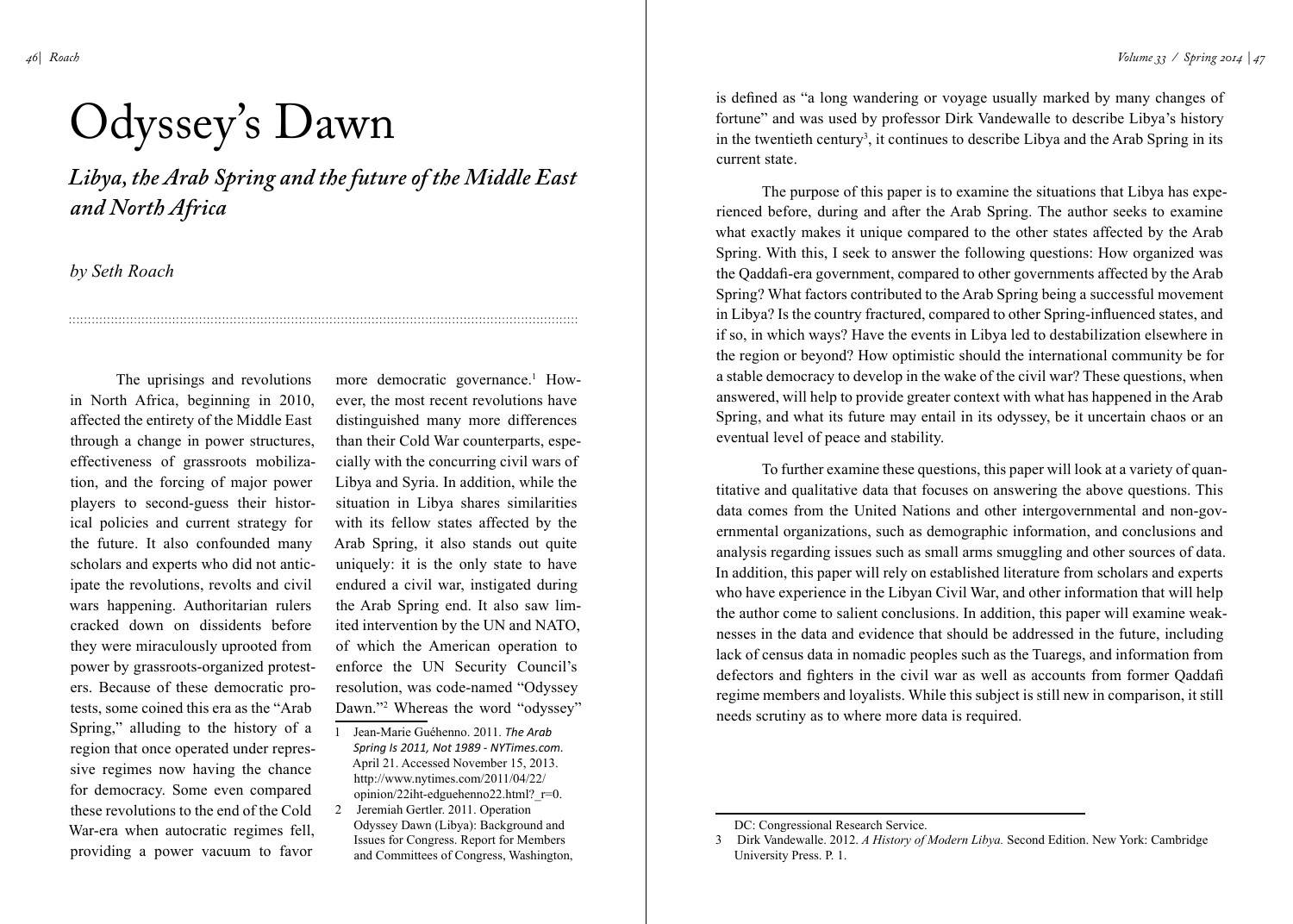# Odyssey's Dawn

## *Libya, the Arab Spring and the future of the Middle East and North Africa*

*by Seth Roach*

The uprisings and revolutions in North Africa, beginning in 2010, affected the entirety of the Middle East through a change in power structures, effectiveness of grassroots mobilization, and the forcing of major power players to second-guess their historical policies and current strategy for the future. It also confounded many scholars and experts who did not anticipate the revolutions, revolts and civil wars happening. Authoritarian rulers cracked down on dissidents before they were miraculously uprooted from power by grassroots-organized protesters. Because of these democratic protests, some coined this era as the "Arab Spring," alluding to the history of a region that once operated under repressive regimes now having the chance for democracy. Some even compared these revolutions to the end of the Cold War-era when autocratic regimes fell, providing a power vacuum to favor more democratic governance.[1] However, the most recent revolutions have distinguished many more differences than their Cold War counterparts, especially with the concurring civil wars of Libya and Syria. In addition, while the situation in Libya shares similarities with its fellow states affected by the Arab Spring, it also stands out quite uniquely: it is the only state to have endured a civil war, instigated during the Arab Spring end. It also saw limited intervention by the UN and NATO, of which the American operation to enforce the UN Security Council's resolution, was code-named "Odyssey Dawn."[2] Whereas the word "odyssey" is defined as "a long wandering or voyage usually marked by many changes of fortune" and was used by professor Dirk Vandewalle to describe Libya's history in the twentieth century[3], it continues to describe Libya and the Arab Spring in its current state.

The purpose of this paper is to examine the situations that Libya has experienced before, during and after the Arab Spring. The author seeks to examine what exactly makes it unique compared to the other states affected by the Arab Spring. With this, I seek to answer the following questions: How organized was the Qaddafi-era government, compared to other governments affected by the Arab Spring? What factors contributed to the Arab Spring being a successful movement in Libya? Is the country fractured, compared to other Spring-influenced states, and if so, in which ways? Have the events in Libya led to destabilization elsewhere in the region or beyond? How optimistic should the international community be for a stable democracy to develop in the wake of the civil war? These questions, when answered, will help to provide greater context with what has happened in the Arab Spring, and what its future may entail in its odyssey, be it uncertain chaos or an eventual level of peace and stability.

To further examine these questions, this paper will look at a variety of quantitative and qualitative data that focuses on answering the above questions. This data comes from the United Nations and other intergovernmental and non-governmental organizations, such as demographic information, and conclusions and analysis regarding issues such as small arms smuggling and other sources of data. In addition, this paper will rely on established literature from scholars and experts who have experience in the Libyan Civil War, and other information that will help the author come to salient conclusions. In addition, this paper will examine weaknesses in the data and evidence that should be addressed in the future, including lack of census data in nomadic peoples such as the Tuaregs, and information from defectors and fighters in the civil war as well as accounts from former Qaddafi regime members and loyalists. While this subject is still new in comparison, it still needs scrutiny as to where more data is required.

---

1 Jean-Marie Guéhenno. 2011. *The Arab Spring Is 2011, Not 1989 - NYTimes.com*. April 21. Accessed November 15, 2013. http://www.nytimes.com/2011/04/22/opinion/22iht-edguehenno22.html?_r=0.

2 Jeremiah Gertler. 2011. Operation Odyssey Dawn (Libya): Background and Issues for Congress. Report for Members and Committees of Congress, Washington, DC: Congressional Research Service.

3 Dirk Vandewalle. 2012. *A History of Modern Libya.* Second Edition. New York: Cambridge University Press. P. 1.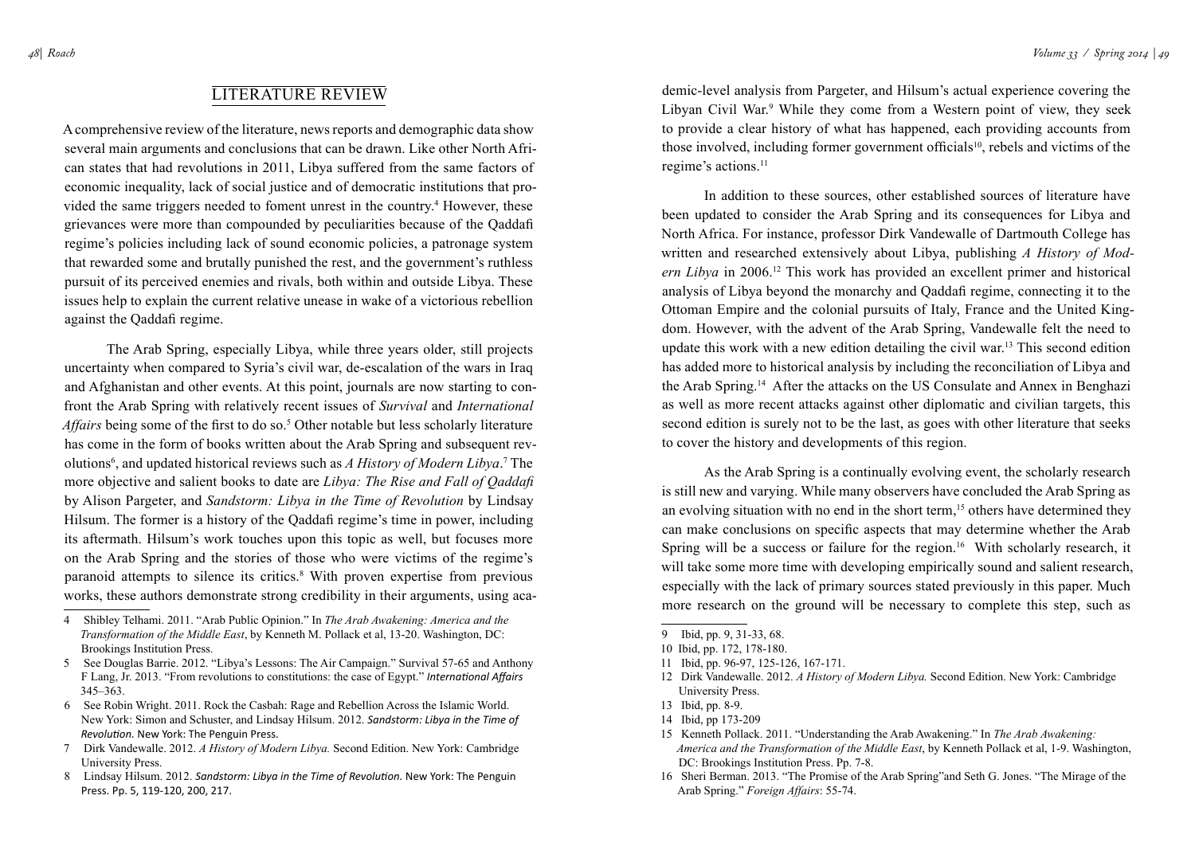## LITERATURE REVIEW

A comprehensive review of the literature, news reports and demographic data show several main arguments and conclusions that can be drawn. Like other North African states that had revolutions in 2011, Libya suffered from the same factors of economic inequality, lack of social justice and of democratic institutions that provided the same triggers needed to foment unrest in the country.[4] However, these grievances were more than compounded by peculiarities because of the Qaddafi regime's policies including lack of sound economic policies, a patronage system that rewarded some and brutally punished the rest, and the government's ruthless pursuit of its perceived enemies and rivals, both within and outside Libya. These issues help to explain the current relative unease in wake of a victorious rebellion against the Qaddafi regime.

The Arab Spring, especially Libya, while three years older, still projects uncertainty when compared to Syria's civil war, de-escalation of the wars in Iraq and Afghanistan and other events. At this point, journals are now starting to confront the Arab Spring with relatively recent issues of *Survival* and *International Affairs* being some of the first to do so.[5] Other notable but less scholarly literature has come in the form of books written about the Arab Spring and subsequent revolutions[6], and updated historical reviews such as *A History of Modern Libya*.[7] The more objective and salient books to date are *Libya: The Rise and Fall of Qaddafi* by Alison Pargeter, and *Sandstorm: Libya in the Time of Revolution* by Lindsay Hilsum. The former is a history of the Qaddafi regime's time in power, including its aftermath. Hilsum's work touches upon this topic as well, but focuses more on the Arab Spring and the stories of those who were victims of the regime's paranoid attempts to silence its critics.[8] With proven expertise from previous works, these authors demonstrate strong credibility in their arguments, using academic-level analysis from Pargeter, and Hilsum's actual experience covering the Libyan Civil War.[9] While they come from a Western point of view, they seek to provide a clear history of what has happened, each providing accounts from those involved, including former government officials[10], rebels and victims of the regime's actions.[11]

In addition to these sources, other established sources of literature have been updated to consider the Arab Spring and its consequences for Libya and North Africa. For instance, professor Dirk Vandewalle of Dartmouth College has written and researched extensively about Libya, publishing *A History of Modern Libya* in 2006.[12] This work has provided an excellent primer and historical analysis of Libya beyond the monarchy and Qaddafi regime, connecting it to the Ottoman Empire and the colonial pursuits of Italy, France and the United Kingdom. However, with the advent of the Arab Spring, Vandewalle felt the need to update this work with a new edition detailing the civil war.[13] This second edition has added more to historical analysis by including the reconciliation of Libya and the Arab Spring.[14] After the attacks on the US Consulate and Annex in Benghazi as well as more recent attacks against other diplomatic and civilian targets, this second edition is surely not to be the last, as goes with other literature that seeks to cover the history and developments of this region.

As the Arab Spring is a continually evolving event, the scholarly research is still new and varying. While many observers have concluded the Arab Spring as an evolving situation with no end in the short term,[15] others have determined they can make conclusions on specific aspects that may determine whether the Arab Spring will be a success or failure for the region.[16] With scholarly research, it will take some more time with developing empirically sound and salient research, especially with the lack of primary sources stated previously in this paper. Much more research on the ground will be necessary to complete this step, such as

---

4 Shibley Telhami. 2011. "Arab Public Opinion." In *The Arab Awakening: America and the Transformation of the Middle East*, by Kenneth M. Pollack et al, 13-20. Washington, DC: Brookings Institution Press.

5 See Douglas Barrie. 2012. "Libya's Lessons: The Air Campaign." Survival 57-65 and Anthony F Lang, Jr. 2013. "From revolutions to constitutions: the case of Egypt." *International Affairs* 345–363.

6 See Robin Wright. 2011. Rock the Casbah: Rage and Rebellion Across the Islamic World. New York: Simon and Schuster, and Lindsay Hilsum. 2012. *Sandstorm: Libya in the Time of Revolution.* New York: The Penguin Press.

7 Dirk Vandewalle. 2012. *A History of Modern Libya.* Second Edition. New York: Cambridge University Press.

8 Lindsay Hilsum. 2012. *Sandstorm: Libya in the Time of Revolution.* New York: The Penguin Press. Pp. 5, 119-120, 200, 217.

9 Ibid, pp. 9, 31-33, 68.

10 Ibid, pp. 172, 178-180.

11 Ibid, pp. 96-97, 125-126, 167-171.

12 Dirk Vandewalle. 2012. *A History of Modern Libya.* Second Edition. New York: Cambridge University Press.

13 Ibid, pp. 8-9.

14 Ibid, pp 173-209

15 Kenneth Pollack. 2011. "Understanding the Arab Awakening." In *The Arab Awakening: America and the Transformation of the Middle East*, by Kenneth Pollack et al, 1-9. Washington, DC: Brookings Institution Press. Pp. 7-8.

16 Sheri Berman. 2013. "The Promise of the Arab Spring"and Seth G. Jones. "The Mirage of the Arab Spring." *Foreign Affairs*: 55-74.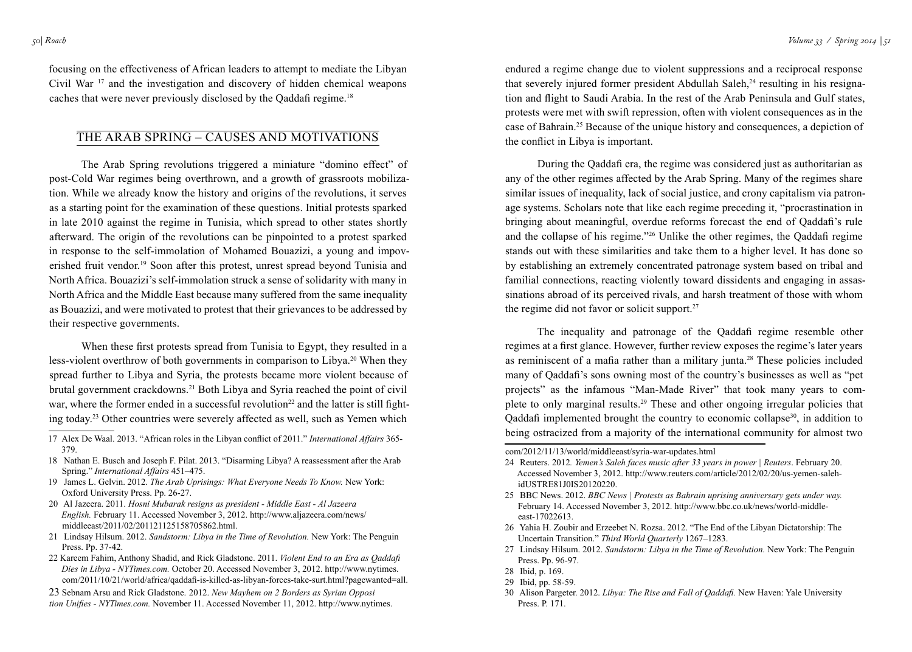focusing on the effectiveness of African leaders to attempt to mediate the Libyan Civil War [17] and the investigation and discovery of hidden chemical weapons caches that were never previously disclosed by the Qaddafi regime.[18]

## THE ARAB SPRING – CAUSES AND MOTIVATIONS

The Arab Spring revolutions triggered a miniature "domino effect" of post-Cold War regimes being overthrown, and a growth of grassroots mobilization. While we already know the history and origins of the revolutions, it serves as a starting point for the examination of these questions. Initial protests sparked in late 2010 against the regime in Tunisia, which spread to other states shortly afterward. The origin of the revolutions can be pinpointed to a protest sparked in response to the self-immolation of Mohamed Bouazizi, a young and impoverished fruit vendor.[19] Soon after this protest, unrest spread beyond Tunisia and North Africa. Bouazizi's self-immolation struck a sense of solidarity with many in North Africa and the Middle East because many suffered from the same inequality as Bouazizi, and were motivated to protest that their grievances to be addressed by their respective governments.

When these first protests spread from Tunisia to Egypt, they resulted in a less-violent overthrow of both governments in comparison to Libya.[20] When they spread further to Libya and Syria, the protests became more violent because of brutal government crackdowns.[21] Both Libya and Syria reached the point of civil war, where the former ended in a successful revolution[22] and the latter is still fighting today.[23] Other countries were severely affected as well, such as Yemen which endured a regime change due to violent suppressions and a reciprocal response that severely injured former president Abdullah Saleh,[24] resulting in his resignation and flight to Saudi Arabia. In the rest of the Arab Peninsula and Gulf states, protests were met with swift repression, often with violent consequences as in the case of Bahrain.[25] Because of the unique history and consequences, a depiction of the conflict in Libya is important.

During the Qaddafi era, the regime was considered just as authoritarian as any of the other regimes affected by the Arab Spring. Many of the regimes share similar issues of inequality, lack of social justice, and crony capitalism via patronage systems. Scholars note that like each regime preceding it, "procrastination in bringing about meaningful, overdue reforms forecast the end of Qaddafi's rule and the collapse of his regime."[26] Unlike the other regimes, the Qaddafi regime stands out with these similarities and take them to a higher level. It has done so by establishing an extremely concentrated patronage system based on tribal and familial connections, reacting violently toward dissidents and engaging in assassinations abroad of its perceived rivals, and harsh treatment of those with whom the regime did not favor or solicit support.[27]

The inequality and patronage of the Qaddafi regime resemble other regimes at a first glance. However, further review exposes the regime's later years as reminiscent of a mafia rather than a military junta.[28] These policies included many of Qaddafi's sons owning most of the country's businesses as well as "pet projects" as the infamous "Man-Made River" that took many years to complete to only marginal results.[29] These and other ongoing irregular policies that Qaddafi implemented brought the country to economic collapse[30], in addition to being ostracized from a majority of the international community for almost two

---

17 Alex De Waal. 2013. "African roles in the Libyan conflict of 2011." *International Affairs* 365-379.

18 Nathan E. Busch and Joseph F. Pilat. 2013. "Disarming Libya? A reassessment after the Arab Spring." *International Affairs* 451–475.

19 James L. Gelvin. 2012. *The Arab Uprisings: What Everyone Needs To Know.* New York: Oxford University Press. Pp. 26-27.

20 Al Jazeera. 2011. *Hosni Mubarak resigns as president - Middle East - Al Jazeera English.* February 11. Accessed November 3, 2012. http://www.aljazeera.com/news/middleeast/2011/02/201121125158705862.html.

21 Lindsay Hilsum. 2012. *Sandstorm: Libya in the Time of Revolution.* New York: The Penguin Press. Pp. 37-42.

22 Kareem Fahim, Anthony Shadid, and Rick Gladstone. 2011. *Violent End to an Era as Qaddafi Dies in Libya - NYTimes.com.* October 20. Accessed November 3, 2012. http://www.nytimes.com/2011/10/21/world/africa/qaddafi-is-killed-as-libyan-forces-take-surt.html?pagewanted=all.

23 Sebnam Arsu and Rick Gladstone. 2012. *New Mayhem on 2 Borders as Syrian Opposition Unifies - NYTimes.com.* November 11. Accessed November 11, 2012. http://www.nytimes.com/2012/11/13/world/middleeast/syria-war-updates.html

24 Reuters. 2012. *Yemen's Saleh faces music after 33 years in power | Reuters*. February 20. Accessed November 3, 2012. http://www.reuters.com/article/2012/02/20/us-yemen-saleh-idUSTRE81J0IS20120220.

25 BBC News. 2012. *BBC News | Protests as Bahrain uprising anniversary gets under way.* February 14. Accessed November 3, 2012. http://www.bbc.co.uk/news/world-middle-east-17022613.

26 Yahia H. Zoubir and Erzeebet N. Rozsa. 2012. "The End of the Libyan Dictatorship: The Uncertain Transition." *Third World Quarterly* 1267–1283.

27 Lindsay Hilsum. 2012. *Sandstorm: Libya in the Time of Revolution.* New York: The Penguin Press. Pp. 96-97.

28 Ibid, p. 169.

29 Ibid, pp. 58-59.

30 Alison Pargeter. 2012. *Libya: The Rise and Fall of Qaddafi.* New Haven: Yale University Press. P. 171.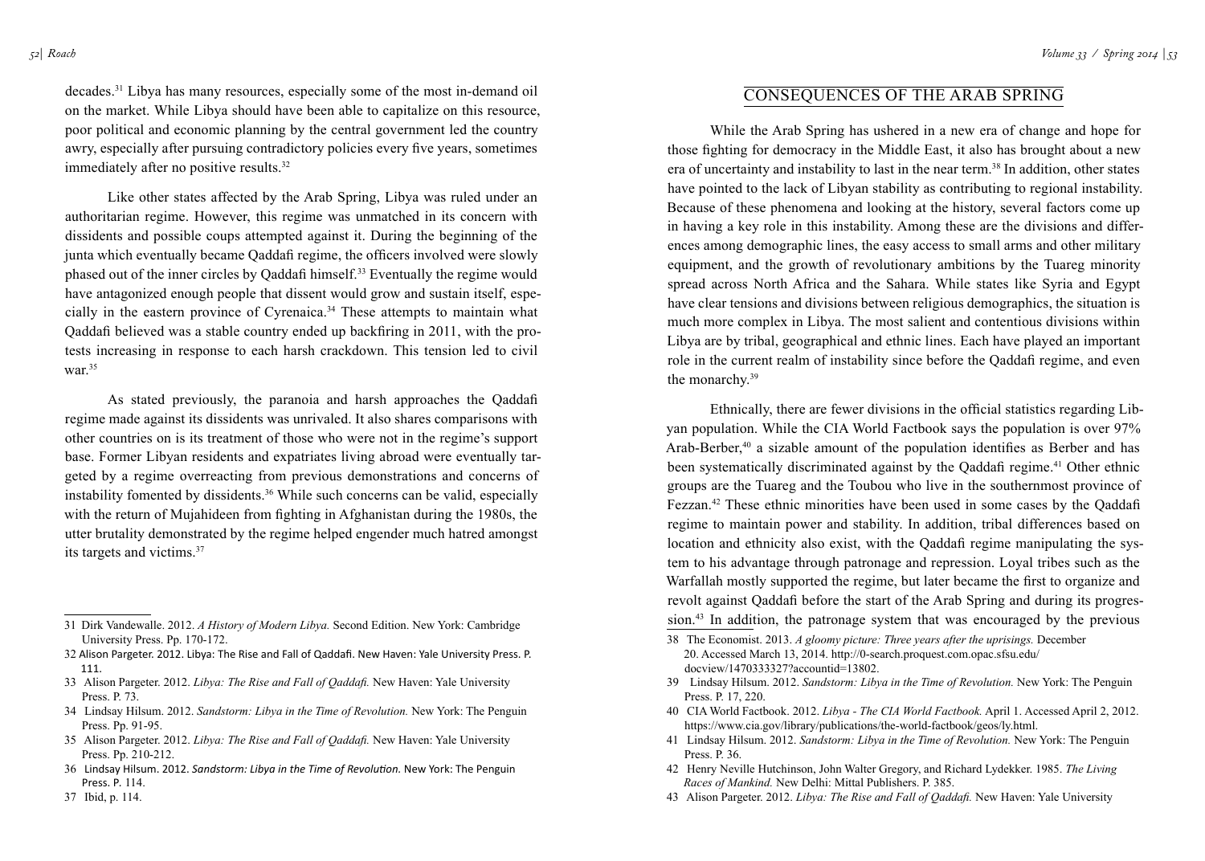decades.[31] Libya has many resources, especially some of the most in-demand oil on the market. While Libya should have been able to capitalize on this resource, poor political and economic planning by the central government led the country awry, especially after pursuing contradictory policies every five years, sometimes immediately after no positive results.[32]

Like other states affected by the Arab Spring, Libya was ruled under an authoritarian regime. However, this regime was unmatched in its concern with dissidents and possible coups attempted against it. During the beginning of the junta which eventually became Qaddafi regime, the officers involved were slowly phased out of the inner circles by Qaddafi himself.[33] Eventually the regime would have antagonized enough people that dissent would grow and sustain itself, especially in the eastern province of Cyrenaica.[34] These attempts to maintain what Qaddafi believed was a stable country ended up backfiring in 2011, with the protests increasing in response to each harsh crackdown. This tension led to civil war.[35]

As stated previously, the paranoia and harsh approaches the Qaddafi regime made against its dissidents was unrivaled. It also shares comparisons with other countries on is its treatment of those who were not in the regime's support base. Former Libyan residents and expatriates living abroad were eventually targeted by a regime overreacting from previous demonstrations and concerns of instability fomented by dissidents.[36] While such concerns can be valid, especially with the return of Mujahideen from fighting in Afghanistan during the 1980s, the utter brutality demonstrated by the regime helped engender much hatred amongst its targets and victims.[37]

31 Dirk Vandewalle. 2012. *A History of Modern Libya.* Second Edition. New York: Cambridge University Press. Pp. 170-172.

32 Alison Pargeter. 2012. Libya: The Rise and Fall of Qaddafi. New Haven: Yale University Press. P. 111.

33 Alison Pargeter. 2012. *Libya: The Rise and Fall of Qaddafi.* New Haven: Yale University Press. P. 73.

34 Lindsay Hilsum. 2012. *Sandstorm: Libya in the Time of Revolution.* New York: The Penguin Press. Pp. 91-95.

35 Alison Pargeter. 2012. *Libya: The Rise and Fall of Qaddafi.* New Haven: Yale University Press. Pp. 210-212.

36 Lindsay Hilsum. 2012. *Sandstorm: Libya in the Time of Revolution.* New York: The Penguin Press. P. 114.

37 Ibid, p. 114.

## CONSEQUENCES OF THE ARAB SPRING

While the Arab Spring has ushered in a new era of change and hope for those fighting for democracy in the Middle East, it also has brought about a new era of uncertainty and instability to last in the near term.[38] In addition, other states have pointed to the lack of Libyan stability as contributing to regional instability. Because of these phenomena and looking at the history, several factors come up in having a key role in this instability. Among these are the divisions and differences among demographic lines, the easy access to small arms and other military equipment, and the growth of revolutionary ambitions by the Tuareg minority spread across North Africa and the Sahara. While states like Syria and Egypt have clear tensions and divisions between religious demographics, the situation is much more complex in Libya. The most salient and contentious divisions within Libya are by tribal, geographical and ethnic lines. Each have played an important role in the current realm of instability since before the Qaddafi regime, and even the monarchy.[39]

Ethnically, there are fewer divisions in the official statistics regarding Libyan population. While the CIA World Factbook says the population is over 97% Arab-Berber,[40] a sizable amount of the population identifies as Berber and has been systematically discriminated against by the Qaddafi regime.[41] Other ethnic groups are the Tuareg and the Toubou who live in the southernmost province of Fezzan.[42] These ethnic minorities have been used in some cases by the Qaddafi regime to maintain power and stability. In addition, tribal differences based on location and ethnicity also exist, with the Qaddafi regime manipulating the system to his advantage through patronage and repression. Loyal tribes such as the Warfallah mostly supported the regime, but later became the first to organize and revolt against Qaddafi before the start of the Arab Spring and during its progression.[43] In addition, the patronage system that was encouraged by the previous

38 The Economist. 2013. *A gloomy picture: Three years after the uprisings.* December 20. Accessed March 13, 2014. http://0-search.proquest.com.opac.sfsu.edu/docview/1470333327?accountid=13802.

39 Lindsay Hilsum. 2012. *Sandstorm: Libya in the Time of Revolution.* New York: The Penguin Press. P. 17, 220.

40 CIA World Factbook. 2012. *Libya - The CIA World Factbook.* April 1. Accessed April 2, 2012. https://www.cia.gov/library/publications/the-world-factbook/geos/ly.html.

41 Lindsay Hilsum. 2012. *Sandstorm: Libya in the Time of Revolution.* New York: The Penguin Press. P. 36.

42 Henry Neville Hutchinson, John Walter Gregory, and Richard Lydekker. 1985. *The Living Races of Mankind.* New Delhi: Mittal Publishers. P. 385.

43 Alison Pargeter. 2012. *Libya: The Rise and Fall of Qaddafi.* New Haven: Yale University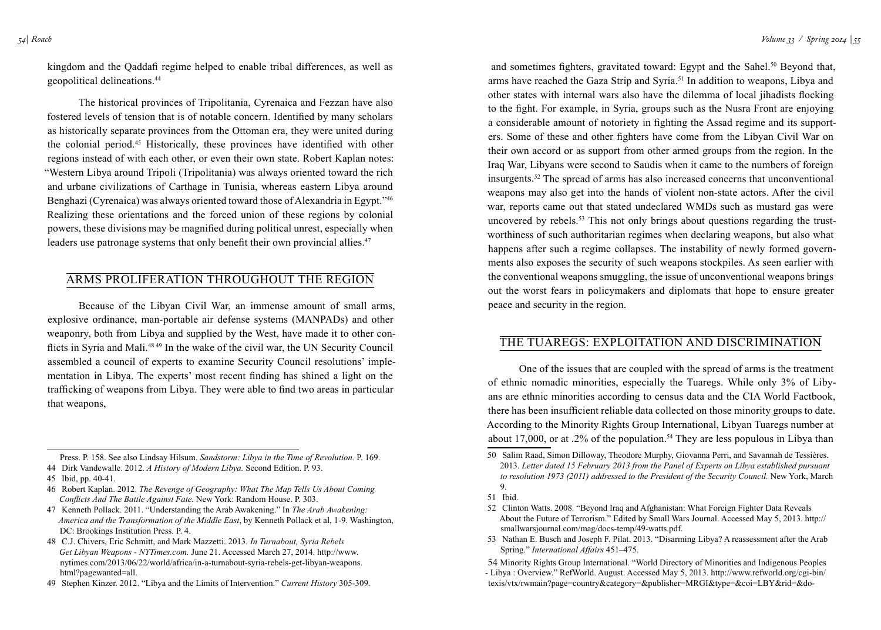kingdom and the Qaddafi regime helped to enable tribal differences, as well as geopolitical delineations.[44]

The historical provinces of Tripolitania, Cyrenaica and Fezzan have also fostered levels of tension that is of notable concern. Identified by many scholars as historically separate provinces from the Ottoman era, they were united during the colonial period.[45] Historically, these provinces have identified with other regions instead of with each other, or even their own state. Robert Kaplan notes: "Western Libya around Tripoli (Tripolitania) was always oriented toward the rich and urbane civilizations of Carthage in Tunisia, whereas eastern Libya around Benghazi (Cyrenaica) was always oriented toward those of Alexandria in Egypt."[46] Realizing these orientations and the forced union of these regions by colonial powers, these divisions may be magnified during political unrest, especially when leaders use patronage systems that only benefit their own provincial allies.[47]

## ARMS PROLIFERATION THROUGHOUT THE REGION

Because of the Libyan Civil War, an immense amount of small arms, explosive ordinance, man-portable air defense systems (MANPADs) and other weaponry, both from Libya and supplied by the West, have made it to other conflicts in Syria and Mali.[48][49] In the wake of the civil war, the UN Security Council assembled a council of experts to examine Security Council resolutions' implementation in Libya. The experts' most recent finding has shined a light on the trafficking of weapons from Libya. They were able to find two areas in particular that weapons, and sometimes fighters, gravitated toward: Egypt and the Sahel.[50] Beyond that, arms have reached the Gaza Strip and Syria.[51] In addition to weapons, Libya and other states with internal wars also have the dilemma of local jihadists flocking to the fight. For example, in Syria, groups such as the Nusra Front are enjoying a considerable amount of notoriety in fighting the Assad regime and its supporters. Some of these and other fighters have come from the Libyan Civil War on their own accord or as support from other armed groups from the region. In the Iraq War, Libyans were second to Saudis when it came to the numbers of foreign insurgents.[52] The spread of arms has also increased concerns that unconventional weapons may also get into the hands of violent non-state actors. After the civil war, reports came out that stated undeclared WMDs such as mustard gas were uncovered by rebels.[53] This not only brings about questions regarding the trustworthiness of such authoritarian regimes when declaring weapons, but also what happens after such a regime collapses. The instability of newly formed governments also exposes the security of such weapons stockpiles. As seen earlier with the conventional weapons smuggling, the issue of unconventional weapons brings out the worst fears in policymakers and diplomats that hope to ensure greater peace and security in the region.

## THE TUAREGS: EXPLOITATION AND DISCRIMINATION

One of the issues that are coupled with the spread of arms is the treatment of ethnic nomadic minorities, especially the Tuaregs. While only 3% of Libyans are ethnic minorities according to census data and the CIA World Factbook, there has been insufficient reliable data collected on those minority groups to date. According to the Minority Rights Group International, Libyan Tuaregs number at about 17,000, or at .2% of the population.[54] They are less populous in Libya than

---

Press. P. 158. See also Lindsay Hilsum. *Sandstorm: Libya in the Time of Revolution.* P. 169.

44 Dirk Vandewalle. 2012. *A History of Modern Libya.* Second Edition. P. 93.

45 Ibid, pp. 40-41.

46 Robert Kaplan. 2012. *The Revenge of Geography: What The Map Tells Us About Coming Conflicts And The Battle Against Fate.* New York: Random House. P. 303.

47 Kenneth Pollack. 2011. "Understanding the Arab Awakening." In *The Arab Awakening: America and the Transformation of the Middle East*, by Kenneth Pollack et al, 1-9. Washington, DC: Brookings Institution Press. P. 4.

48 C.J. Chivers, Eric Schmitt, and Mark Mazzetti. 2013. *In Turnabout, Syria Rebels Get Libyan Weapons - NYTimes.com.* June 21. Accessed March 27, 2014. http://www.nytimes.com/2013/06/22/world/africa/in-a-turnabout-syria-rebels-get-libyan-weapons.html?pagewanted=all.

49 Stephen Kinzer. 2012. "Libya and the Limits of Intervention." *Current History* 305-309.

50 Salim Raad, Simon Dilloway, Theodore Murphy, Giovanna Perri, and Savannah de Tessières. 2013. *Letter dated 15 February 2013 from the Panel of Experts on Libya established pursuant to resolution 1973 (2011) addressed to the President of the Security Council.* New York, March 9.

51 Ibid.

52 Clinton Watts. 2008. "Beyond Iraq and Afghanistan: What Foreign Fighter Data Reveals About the Future of Terrorism." Edited by Small Wars Journal. Accessed May 5, 2013. http://smallwarsjournal.com/mag/docs-temp/49-watts.pdf.

53 Nathan E. Busch and Joseph F. Pilat. 2013. "Disarming Libya? A reassessment after the Arab Spring." *International Affairs* 451–475.

54 Minority Rights Group International. "World Directory of Minorities and Indigenous Peoples - Libya : Overview." RefWorld. August. Accessed May 5, 2013. http://www.refworld.org/cgi-bin/texis/vtx/rwmain?page=country&category=&publisher=MRGI&type=&coi=LBY&rid=&do-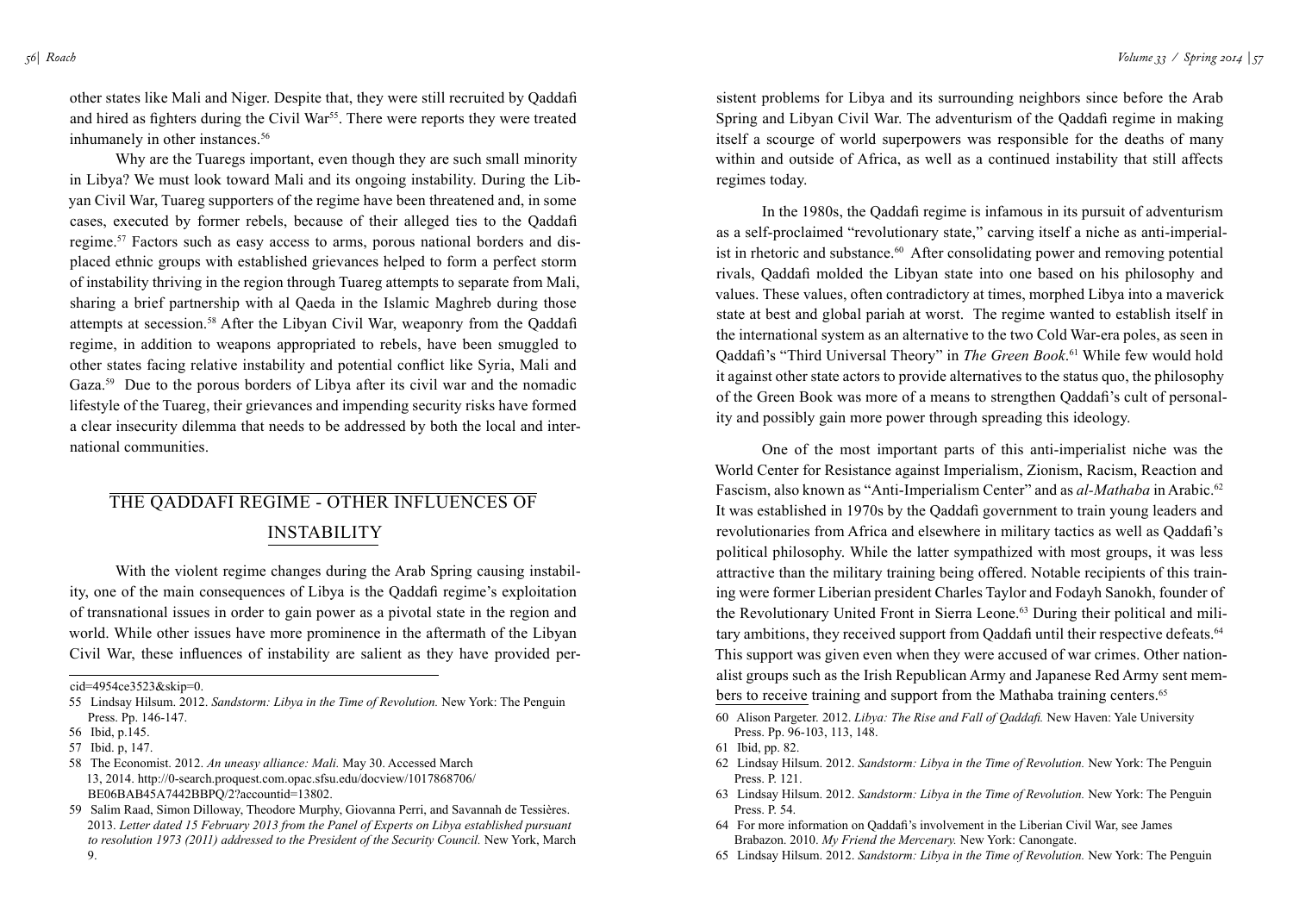other states like Mali and Niger. Despite that, they were still recruited by Qaddafi and hired as fighters during the Civil War[55]. There were reports they were treated inhumanely in other instances.[56]

Why are the Tuaregs important, even though they are such small minority in Libya? We must look toward Mali and its ongoing instability. During the Libyan Civil War, Tuareg supporters of the regime have been threatened and, in some cases, executed by former rebels, because of their alleged ties to the Qaddafi regime.[57] Factors such as easy access to arms, porous national borders and displaced ethnic groups with established grievances helped to form a perfect storm of instability thriving in the region through Tuareg attempts to separate from Mali, sharing a brief partnership with al Qaeda in the Islamic Maghreb during those attempts at secession.[58] After the Libyan Civil War, weaponry from the Qaddafi regime, in addition to weapons appropriated to rebels, have been smuggled to other states facing relative instability and potential conflict like Syria, Mali and Gaza.[59] Due to the porous borders of Libya after its civil war and the nomadic lifestyle of the Tuareg, their grievances and impending security risks have formed a clear insecurity dilemma that needs to be addressed by both the local and international communities.

## THE QADDAFI REGIME - OTHER INFLUENCES OF INSTABILITY

With the violent regime changes during the Arab Spring causing instability, one of the main consequences of Libya is the Qaddafi regime's exploitation of transnational issues in order to gain power as a pivotal state in the region and world. While other issues have more prominence in the aftermath of the Libyan Civil War, these influences of instability are salient as they have provided persistent problems for Libya and its surrounding neighbors since before the Arab Spring and Libyan Civil War. The adventurism of the Qaddafi regime in making itself a scourge of world superpowers was responsible for the deaths of many within and outside of Africa, as well as a continued instability that still affects regimes today.

In the 1980s, the Qaddafi regime is infamous in its pursuit of adventurism as a self-proclaimed "revolutionary state," carving itself a niche as anti-imperialist in rhetoric and substance.[60] After consolidating power and removing potential rivals, Qaddafi molded the Libyan state into one based on his philosophy and values. These values, often contradictory at times, morphed Libya into a maverick state at best and global pariah at worst. The regime wanted to establish itself in the international system as an alternative to the two Cold War-era poles, as seen in Qaddafi's "Third Universal Theory" in *The Green Book*.[61] While few would hold it against other state actors to provide alternatives to the status quo, the philosophy of the Green Book was more of a means to strengthen Qaddafi's cult of personality and possibly gain more power through spreading this ideology.

One of the most important parts of this anti-imperialist niche was the World Center for Resistance against Imperialism, Zionism, Racism, Reaction and Fascism, also known as "Anti-Imperialism Center" and as *al-Mathaba* in Arabic.[62] It was established in 1970s by the Qaddafi government to train young leaders and revolutionaries from Africa and elsewhere in military tactics as well as Qaddafi's political philosophy. While the latter sympathized with most groups, it was less attractive than the military training being offered. Notable recipients of this training were former Liberian president Charles Taylor and Fodayh Sanokh, founder of the Revolutionary United Front in Sierra Leone.[63] During their political and military ambitions, they received support from Qaddafi until their respective defeats.[64] This support was given even when they were accused of war crimes. Other nationalist groups such as the Irish Republican Army and Japanese Red Army sent members to receive training and support from the Mathaba training centers.[65]

---

cid=4954ce3523&skip=0.

55 Lindsay Hilsum. 2012. *Sandstorm: Libya in the Time of Revolution.* New York: The Penguin Press. Pp. 146-147.

56 Ibid, p.145.

57 Ibid. p, 147.

58 The Economist. 2012. *An uneasy alliance: Mali.* May 30. Accessed March 13, 2014. http://0-search.proquest.com.opac.sfsu.edu/docview/1017868706/BE06BAB45A7442BBPQ/2?accountid=13802.

59 Salim Raad, Simon Dilloway, Theodore Murphy, Giovanna Perri, and Savannah de Tessières. 2013. *Letter dated 15 February 2013 from the Panel of Experts on Libya established pursuant to resolution 1973 (2011) addressed to the President of the Security Council.* New York, March 9.

60 Alison Pargeter. 2012. *Libya: The Rise and Fall of Qaddafi.* New Haven: Yale University Press. Pp. 96-103, 113, 148.

61 Ibid, pp. 82.

62 Lindsay Hilsum. 2012. *Sandstorm: Libya in the Time of Revolution.* New York: The Penguin Press. P. 121.

63 Lindsay Hilsum. 2012. *Sandstorm: Libya in the Time of Revolution.* New York: The Penguin Press. P. 54.

64 For more information on Qaddafi's involvement in the Liberian Civil War, see James Brabazon. 2010. *My Friend the Mercenary.* New York: Canongate.

65 Lindsay Hilsum. 2012. *Sandstorm: Libya in the Time of Revolution.* New York: The Penguin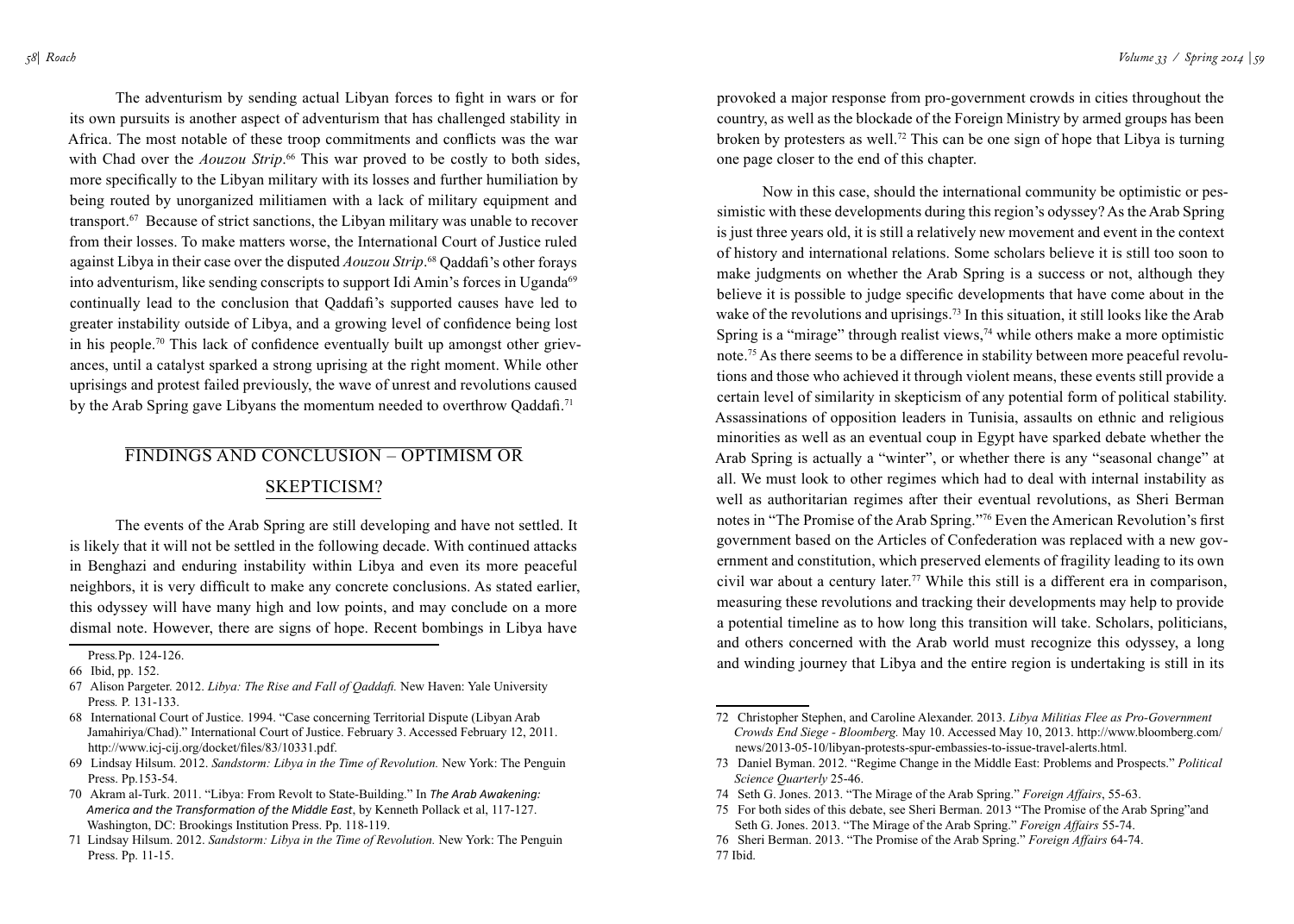The adventurism by sending actual Libyan forces to fight in wars or for its own pursuits is another aspect of adventurism that has challenged stability in Africa. The most notable of these troop commitments and conflicts was the war with Chad over the *Aouzou Strip*.[66] This war proved to be costly to both sides, more specifically to the Libyan military with its losses and further humiliation by being routed by unorganized militiamen with a lack of military equipment and transport.[67] Because of strict sanctions, the Libyan military was unable to recover from their losses. To make matters worse, the International Court of Justice ruled against Libya in their case over the disputed *Aouzou Strip*.[68] Qaddafi's other forays into adventurism, like sending conscripts to support Idi Amin's forces in Uganda[69] continually lead to the conclusion that Qaddafi's supported causes have led to greater instability outside of Libya, and a growing level of confidence being lost in his people.[70] This lack of confidence eventually built up amongst other grievances, until a catalyst sparked a strong uprising at the right moment. While other uprisings and protest failed previously, the wave of unrest and revolutions caused by the Arab Spring gave Libyans the momentum needed to overthrow Qaddafi.[71]

## FINDINGS AND CONCLUSION – OPTIMISM OR SKEPTICISM?

The events of the Arab Spring are still developing and have not settled. It is likely that it will not be settled in the following decade. With continued attacks in Benghazi and enduring instability within Libya and even its more peaceful neighbors, it is very difficult to make any concrete conclusions. As stated earlier, this odyssey will have many high and low points, and may conclude on a more dismal note. However, there are signs of hope. Recent bombings in Libya have provoked a major response from pro-government crowds in cities throughout the country, as well as the blockade of the Foreign Ministry by armed groups has been broken by protesters as well.[72] This can be one sign of hope that Libya is turning one page closer to the end of this chapter.

Now in this case, should the international community be optimistic or pessimistic with these developments during this region's odyssey? As the Arab Spring is just three years old, it is still a relatively new movement and event in the context of history and international relations. Some scholars believe it is still too soon to make judgments on whether the Arab Spring is a success or not, although they believe it is possible to judge specific developments that have come about in the wake of the revolutions and uprisings.[73] In this situation, it still looks like the Arab Spring is a "mirage" through realist views,[74] while others make a more optimistic note.[75] As there seems to be a difference in stability between more peaceful revolutions and those who achieved it through violent means, these events still provide a certain level of similarity in skepticism of any potential form of political stability. Assassinations of opposition leaders in Tunisia, assaults on ethnic and religious minorities as well as an eventual coup in Egypt have sparked debate whether the Arab Spring is actually a "winter", or whether there is any "seasonal change" at all. We must look to other regimes which had to deal with internal instability as well as authoritarian regimes after their eventual revolutions, as Sheri Berman notes in "The Promise of the Arab Spring."[76] Even the American Revolution's first government based on the Articles of Confederation was replaced with a new government and constitution, which preserved elements of fragility leading to its own civil war about a century later.[77] While this still is a different era in comparison, measuring these revolutions and tracking their developments may help to provide a potential timeline as to how long this transition will take. Scholars, politicians, and others concerned with the Arab world must recognize this odyssey, a long and winding journey that Libya and the entire region is undertaking is still in its

---

Press.Pp. 124-126.

66 Ibid, pp. 152.

67 Alison Pargeter. 2012. *Libya: The Rise and Fall of Qaddafi.* New Haven: Yale University Press*.* P. 131-133.

68 International Court of Justice. 1994. "Case concerning Territorial Dispute (Libyan Arab Jamahiriya/Chad)." International Court of Justice. February 3. Accessed February 12, 2011. http://www.icj-cij.org/docket/files/83/10331.pdf.

69 Lindsay Hilsum. 2012. *Sandstorm: Libya in the Time of Revolution.* New York: The Penguin Press. Pp.153-54.

70 Akram al-Turk. 2011. "Libya: From Revolt to State-Building." In *The Arab Awakening: America and the Transformation of the Middle East*, by Kenneth Pollack et al, 117-127. Washington, DC: Brookings Institution Press. Pp. 118-119.

71 Lindsay Hilsum. 2012. *Sandstorm: Libya in the Time of Revolution.* New York: The Penguin Press. Pp. 11-15.

72 Christopher Stephen, and Caroline Alexander. 2013. *Libya Militias Flee as Pro-Government Crowds End Siege - Bloomberg.* May 10. Accessed May 10, 2013. http://www.bloomberg.com/news/2013-05-10/libyan-protests-spur-embassies-to-issue-travel-alerts.html.

73 Daniel Byman. 2012. "Regime Change in the Middle East: Problems and Prospects." *Political Science Quarterly* 25-46.

74 Seth G. Jones. 2013. "The Mirage of the Arab Spring." *Foreign Affairs*, 55-63.

75 For both sides of this debate, see Sheri Berman. 2013 "The Promise of the Arab Spring"and Seth G. Jones. 2013. "The Mirage of the Arab Spring." *Foreign Affairs* 55-74.

76 Sheri Berman. 2013. "The Promise of the Arab Spring." *Foreign Affairs* 64-74.

77 Ibid.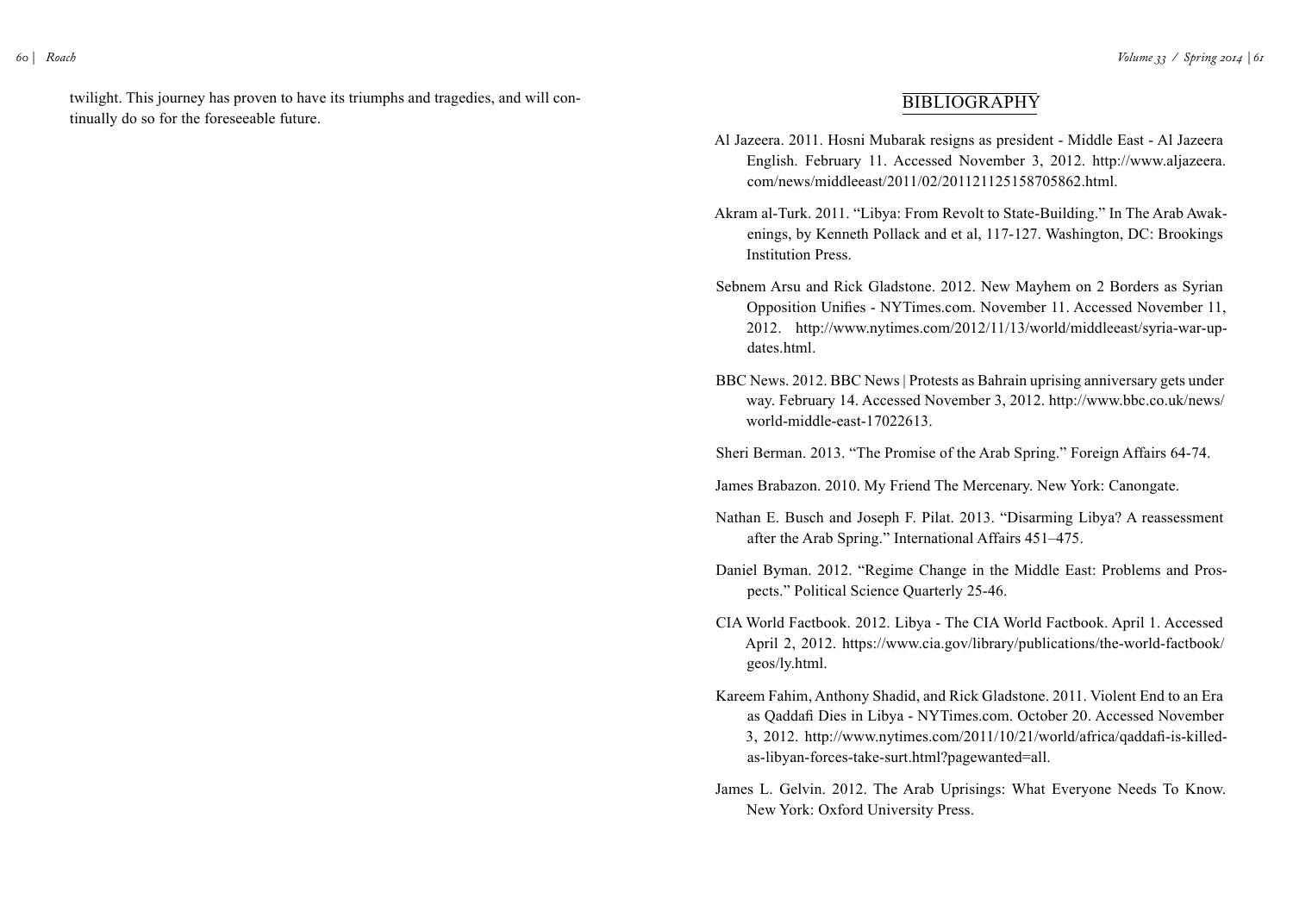twilight. This journey has proven to have its triumphs and tragedies, and will continually do so for the foreseeable future.

## BIBLIOGRAPHY

Al Jazeera. 2011. Hosni Mubarak resigns as president - Middle East - Al Jazeera English. February 11. Accessed November 3, 2012. http://www.aljazeera.com/news/middleeast/2011/02/201121125158705862.html.

Akram al-Turk. 2011. "Libya: From Revolt to State-Building." In The Arab Awakenings, by Kenneth Pollack and et al, 117-127. Washington, DC: Brookings Institution Press.

Sebnem Arsu and Rick Gladstone. 2012. New Mayhem on 2 Borders as Syrian Opposition Unifies - NYTimes.com. November 11. Accessed November 11, 2012. http://www.nytimes.com/2012/11/13/world/middleeast/syria-war-updates.html.

BBC News. 2012. BBC News | Protests as Bahrain uprising anniversary gets under way. February 14. Accessed November 3, 2012. http://www.bbc.co.uk/news/world-middle-east-17022613.

Sheri Berman. 2013. "The Promise of the Arab Spring." Foreign Affairs 64-74.

James Brabazon. 2010. My Friend The Mercenary. New York: Canongate.

Nathan E. Busch and Joseph F. Pilat. 2013. "Disarming Libya? A reassessment after the Arab Spring." International Affairs 451–475.

Daniel Byman. 2012. "Regime Change in the Middle East: Problems and Prospects." Political Science Quarterly 25-46.

CIA World Factbook. 2012. Libya - The CIA World Factbook. April 1. Accessed April 2, 2012. https://www.cia.gov/library/publications/the-world-factbook/geos/ly.html.

Kareem Fahim, Anthony Shadid, and Rick Gladstone. 2011. Violent End to an Era as Qaddafi Dies in Libya - NYTimes.com. October 20. Accessed November 3, 2012. http://www.nytimes.com/2011/10/21/world/africa/qaddafi-is-killed-as-libyan-forces-take-surt.html?pagewanted=all.

James L. Gelvin. 2012. The Arab Uprisings: What Everyone Needs To Know. New York: Oxford University Press.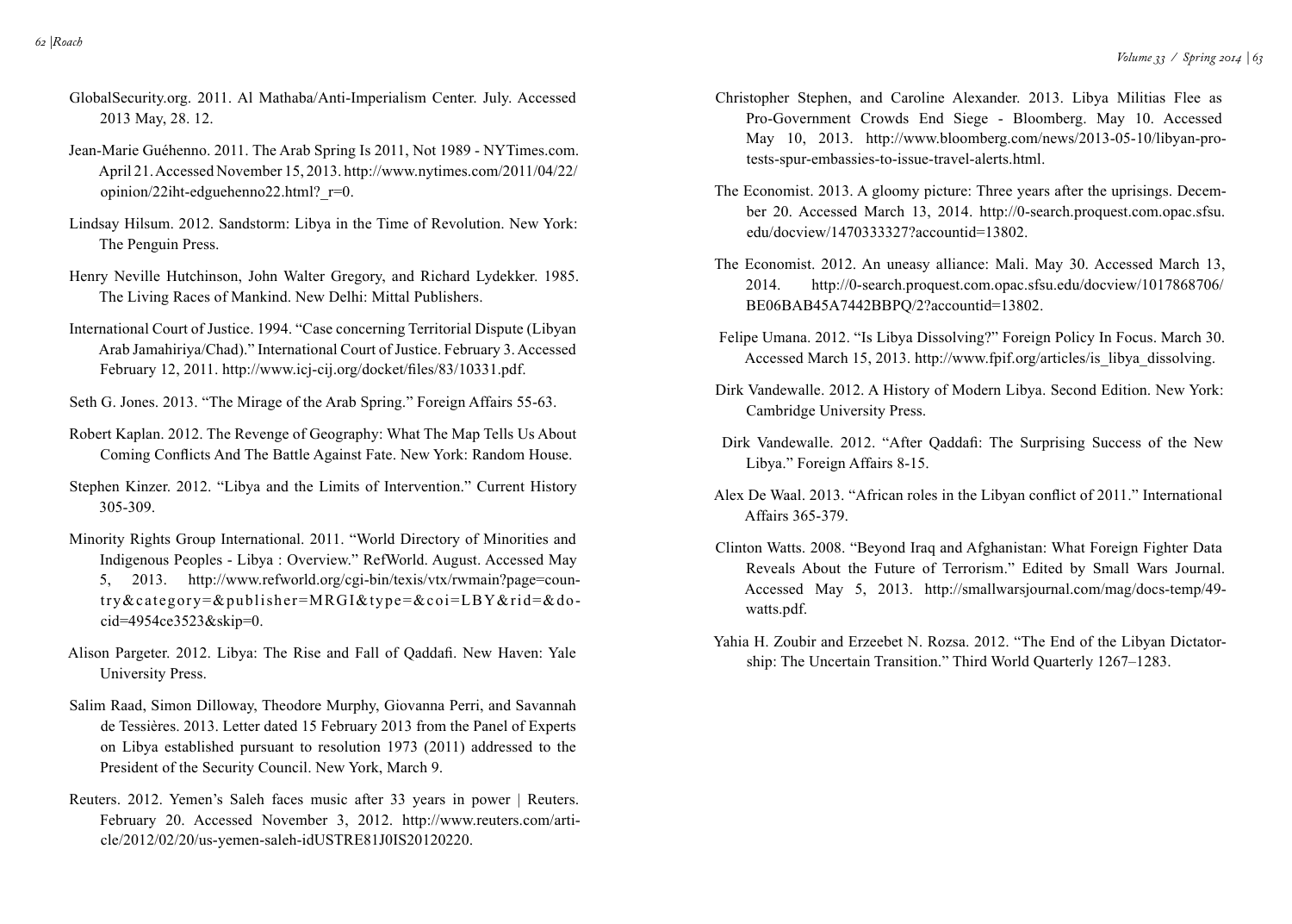GlobalSecurity.org. 2011. Al Mathaba/Anti-Imperialism Center. July. Accessed 2013 May, 28. 12.

Jean-Marie Guéhenno. 2011. The Arab Spring Is 2011, Not 1989 - NYTimes.com. April 21. Accessed November 15, 2013. http://www.nytimes.com/2011/04/22/opinion/22iht-edguehenno22.html?_r=0.

Lindsay Hilsum. 2012. Sandstorm: Libya in the Time of Revolution. New York: The Penguin Press.

Henry Neville Hutchinson, John Walter Gregory, and Richard Lydekker. 1985. The Living Races of Mankind. New Delhi: Mittal Publishers.

International Court of Justice. 1994. "Case concerning Territorial Dispute (Libyan Arab Jamahiriya/Chad)." International Court of Justice. February 3. Accessed February 12, 2011. http://www.icj-cij.org/docket/files/83/10331.pdf.

Seth G. Jones. 2013. "The Mirage of the Arab Spring." Foreign Affairs 55-63.

Robert Kaplan. 2012. The Revenge of Geography: What The Map Tells Us About Coming Conflicts And The Battle Against Fate. New York: Random House.

Stephen Kinzer. 2012. "Libya and the Limits of Intervention." Current History 305-309.

Minority Rights Group International. 2011. "World Directory of Minorities and Indigenous Peoples - Libya : Overview." RefWorld. August. Accessed May 5, 2013. http://www.refworld.org/cgi-bin/texis/vtx/rwmain?page=country&category=&publisher=MRGI&type=&coi=LBY&rid=&docid=4954ce3523&skip=0.

Alison Pargeter. 2012. Libya: The Rise and Fall of Qaddafi. New Haven: Yale University Press.

Salim Raad, Simon Dilloway, Theodore Murphy, Giovanna Perri, and Savannah de Tessières. 2013. Letter dated 15 February 2013 from the Panel of Experts on Libya established pursuant to resolution 1973 (2011) addressed to the President of the Security Council. New York, March 9.

Reuters. 2012. Yemen's Saleh faces music after 33 years in power | Reuters. February 20. Accessed November 3, 2012. http://www.reuters.com/article/2012/02/20/us-yemen-saleh-idUSTRE81J0IS20120220.

Christopher Stephen, and Caroline Alexander. 2013. Libya Militias Flee as Pro-Government Crowds End Siege - Bloomberg. May 10. Accessed May 10, 2013. http://www.bloomberg.com/news/2013-05-10/libyan-protests-spur-embassies-to-issue-travel-alerts.html.

The Economist. 2013. A gloomy picture: Three years after the uprisings. December 20. Accessed March 13, 2014. http://0-search.proquest.com.opac.sfsu.edu/docview/1470333327?accountid=13802.

The Economist. 2012. An uneasy alliance: Mali. May 30. Accessed March 13, 2014. http://0-search.proquest.com.opac.sfsu.edu/docview/1017868706/BE06BAB45A7442BBPQ/2?accountid=13802.

Felipe Umana. 2012. "Is Libya Dissolving?" Foreign Policy In Focus. March 30. Accessed March 15, 2013. http://www.fpif.org/articles/is_libya_dissolving.

Dirk Vandewalle. 2012. A History of Modern Libya. Second Edition. New York: Cambridge University Press.

Dirk Vandewalle. 2012. "After Qaddafi: The Surprising Success of the New Libya." Foreign Affairs 8-15.

Alex De Waal. 2013. "African roles in the Libyan conflict of 2011." International Affairs 365-379.

Clinton Watts. 2008. "Beyond Iraq and Afghanistan: What Foreign Fighter Data Reveals About the Future of Terrorism." Edited by Small Wars Journal. Accessed May 5, 2013. http://smallwarsjournal.com/mag/docs-temp/49-watts.pdf.

Yahia H. Zoubir and Erzeebet N. Rozsa. 2012. "The End of the Libyan Dictatorship: The Uncertain Transition." Third World Quarterly 1267–1283.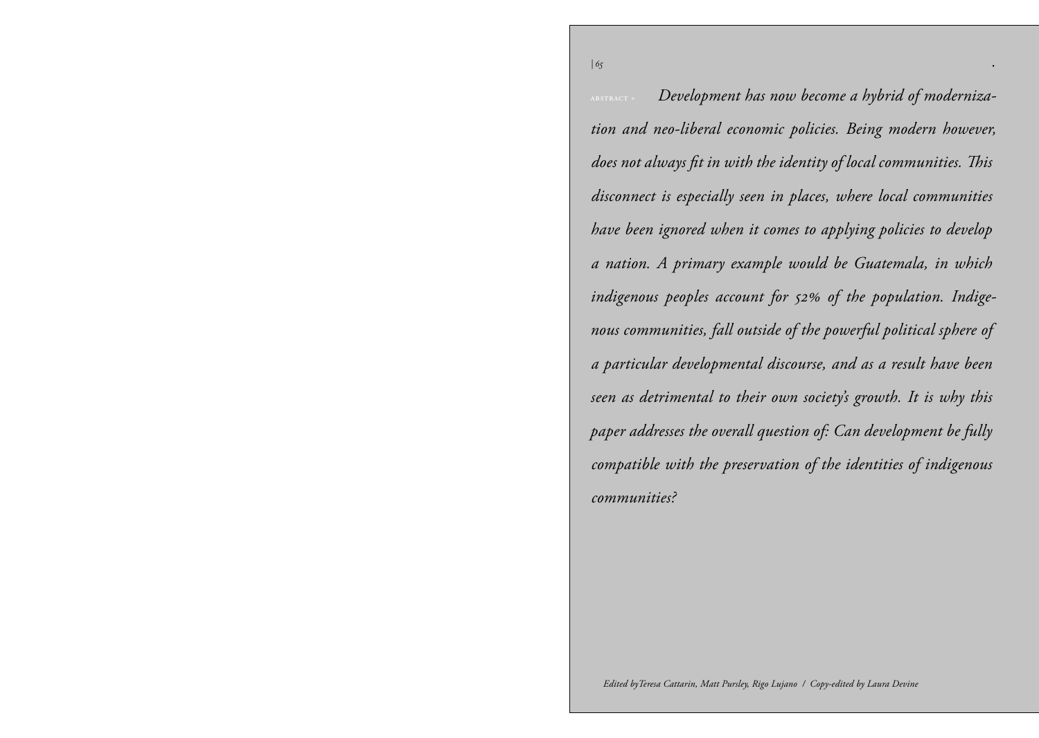ABSTRACT » *Development has now become a hybrid of modernization and neo-liberal economic policies. Being modern however, does not always fit in with the identity of local communities. This disconnect is especially seen in places, where local communities have been ignored when it comes to applying policies to develop a nation. A primary example would be Guatemala, in which indigenous peoples account for 52% of the population. Indigenous communities, fall outside of the powerful political sphere of a particular developmental discourse, and as a result have been seen as detrimental to their own society's growth. It is why this paper addresses the overall question of: Can development be fully compatible with the preservation of the identities of indigenous communities?*

*Edited byTeresa Cattarin, Matt Pursley, Rigo Lujano / Copy-edited by Laura Devine*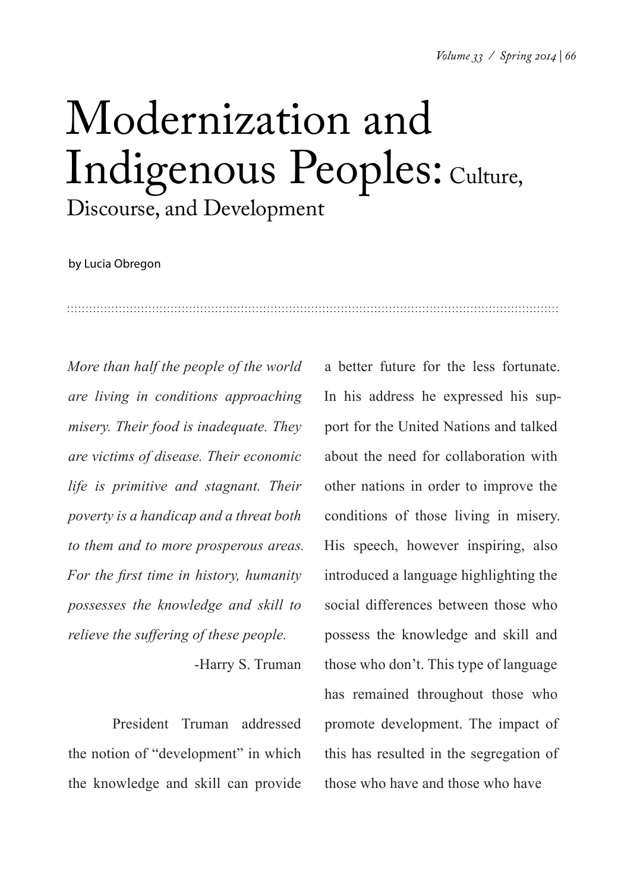# Modernization and Indigenous Peoples: Culture, Discourse, and Development

by Lucia Obregon

*More than half the people of the world are living in conditions approaching misery. Their food is inadequate. They are victims of disease. Their economic life is primitive and stagnant. Their poverty is a handicap and a threat both to them and to more prosperous areas. For the first time in history, humanity possesses the knowledge and skill to relieve the suffering of these people.*

-Harry S. Truman

President Truman addressed the notion of "development" in which the knowledge and skill can provide a better future for the less fortunate. In his address he expressed his support for the United Nations and talked about the need for collaboration with other nations in order to improve the conditions of those living in misery. His speech, however inspiring, also introduced a language highlighting the social differences between those who possess the knowledge and skill and those who don't. This type of language has remained throughout those who promote development. The impact of this has resulted in the segregation of those who have and those who have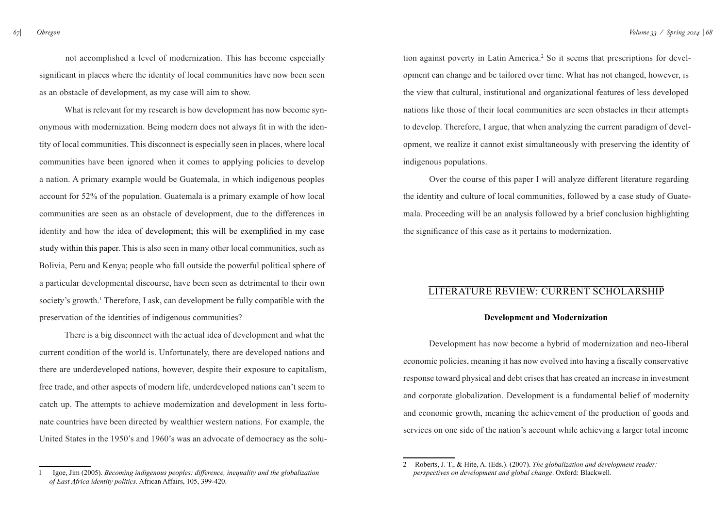not accomplished a level of modernization. This has become especially significant in places where the identity of local communities have now been seen as an obstacle of development, as my case will aim to show.

What is relevant for my research is how development has now become synonymous with modernization. Being modern does not always fit in with the identity of local communities. This disconnect is especially seen in places, where local communities have been ignored when it comes to applying policies to develop a nation. A primary example would be Guatemala, in which indigenous peoples account for 52% of the population. Guatemala is a primary example of how local communities are seen as an obstacle of development, due to the differences in identity and how the idea of development; this will be exemplified in my case study within this paper. This is also seen in many other local communities, such as Bolivia, Peru and Kenya; people who fall outside the powerful political sphere of a particular developmental discourse, have been seen as detrimental to their own society's growth.[1] Therefore, I ask, can development be fully compatible with the preservation of the identities of indigenous communities?

There is a big disconnect with the actual idea of development and what the current condition of the world is. Unfortunately, there are developed nations and there are underdeveloped nations, however, despite their exposure to capitalism, free trade, and other aspects of modern life, underdeveloped nations can't seem to catch up. The attempts to achieve modernization and development in less fortunate countries have been directed by wealthier western nations. For example, the United States in the 1950's and 1960's was an advocate of democracy as the solution against poverty in Latin America.[2] So it seems that prescriptions for development can change and be tailored over time. What has not changed, however, is the view that cultural, institutional and organizational features of less developed nations like those of their local communities are seen obstacles in their attempts to develop. Therefore, I argue, that when analyzing the current paradigm of development, we realize it cannot exist simultaneously with preserving the identity of indigenous populations.

Over the course of this paper I will analyze different literature regarding the identity and culture of local communities, followed by a case study of Guatemala. Proceeding will be an analysis followed by a brief conclusion highlighting the significance of this case as it pertains to modernization.

## LITERATURE REVIEW: CURRENT SCHOLARSHIP

### Development and Modernization

Development has now become a hybrid of modernization and neo-liberal economic policies, meaning it has now evolved into having a fiscally conservative response toward physical and debt crises that has created an increase in investment and corporate globalization. Development is a fundamental belief of modernity and economic growth, meaning the achievement of the production of goods and services on one side of the nation's account while achieving a larger total income

---

1 Igoe, Jim (2005). *Becoming indigenous peoples: difference, inequality and the globalization of East Africa identity politics.* African Affairs, 105, 399-420.

2 Roberts, J. T., & Hite, A. (Eds.). (2007). *The globalization and development reader: perspectives on development and global change*. Oxford: Blackwell.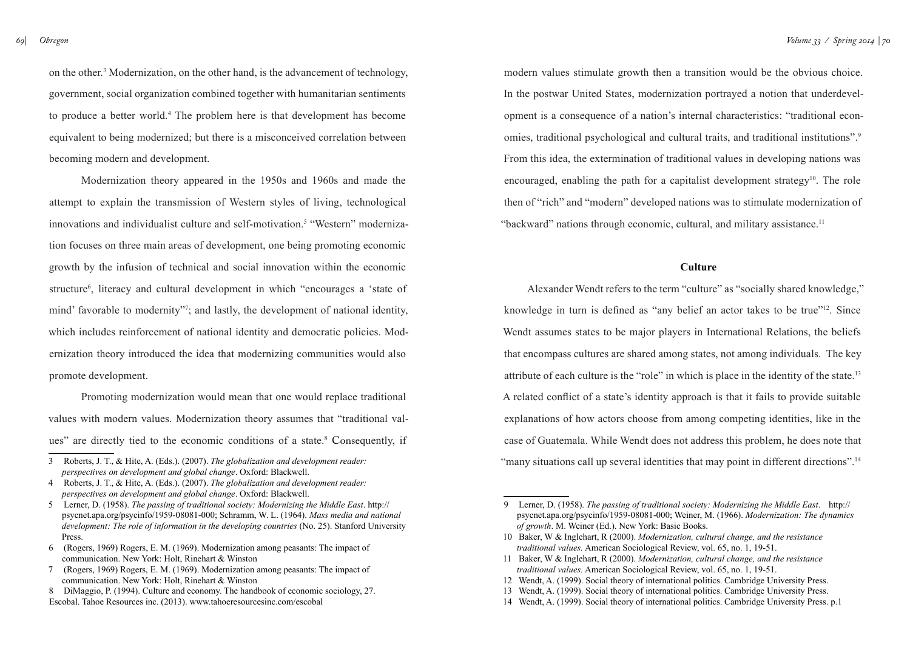on the other.[3] Modernization, on the other hand, is the advancement of technology, government, social organization combined together with humanitarian sentiments to produce a better world.[4] The problem here is that development has become equivalent to being modernized; but there is a misconceived correlation between becoming modern and development.

Modernization theory appeared in the 1950s and 1960s and made the attempt to explain the transmission of Western styles of living, technological innovations and individualist culture and self-motivation.[5] "Western" modernization focuses on three main areas of development, one being promoting economic growth by the infusion of technical and social innovation within the economic structure[6], literacy and cultural development in which "encourages a 'state of mind' favorable to modernity"[7]; and lastly, the development of national identity, which includes reinforcement of national identity and democratic policies. Modernization theory introduced the idea that modernizing communities would also promote development.

Promoting modernization would mean that one would replace traditional values with modern values. Modernization theory assumes that "traditional values" are directly tied to the economic conditions of a state.[8] Consequently, if modern values stimulate growth then a transition would be the obvious choice. In the postwar United States, modernization portrayed a notion that underdevelopment is a consequence of a nation's internal characteristics: "traditional economies, traditional psychological and cultural traits, and traditional institutions".[9] From this idea, the extermination of traditional values in developing nations was encouraged, enabling the path for a capitalist development strategy[10]. The role then of "rich" and "modern" developed nations was to stimulate modernization of "backward" nations through economic, cultural, and military assistance.[11]

### Culture

Alexander Wendt refers to the term "culture" as "socially shared knowledge," knowledge in turn is defined as "any belief an actor takes to be true"[12]. Since Wendt assumes states to be major players in International Relations, the beliefs that encompass cultures are shared among states, not among individuals. The key attribute of each culture is the "role" in which is place in the identity of the state.[13] A related conflict of a state's identity approach is that it fails to provide suitable explanations of how actors choose from among competing identities, like in the case of Guatemala. While Wendt does not address this problem, he does note that "many situations call up several identities that may point in different directions".[14]

---

3 Roberts, J. T., & Hite, A. (Eds.). (2007). *The globalization and development reader: perspectives on development and global change*. Oxford: Blackwell.

4 Roberts, J. T., & Hite, A. (Eds.). (2007). *The globalization and development reader: perspectives on development and global change*. Oxford: Blackwell.

5 Lerner, D. (1958). *The passing of traditional society: Modernizing the Middle East*. http://psycnet.apa.org/psycinfo/1959-08081-000; Schramm, W. L. (1964). *Mass media and national development: The role of information in the developing countries* (No. 25). Stanford University Press.

6 (Rogers, 1969) Rogers, E. M. (1969). Modernization among peasants: The impact of communication. New York: Holt, Rinehart & Winston

7 (Rogers, 1969) Rogers, E. M. (1969). Modernization among peasants: The impact of communication. New York: Holt, Rinehart & Winston

8 DiMaggio, P. (1994). Culture and economy. The handbook of economic sociology, 27. Escobal. Tahoe Resources inc. (2013). www.tahoeresourcesinc.com/escobal

9 Lerner, D. (1958). *The passing of traditional society: Modernizing the Middle East*. http://psycnet.apa.org/psycinfo/1959-08081-000; Weiner, M. (1966). *Modernization: The dynamics of growth*. M. Weiner (Ed.). New York: Basic Books.

10 Baker, W & Inglehart, R (2000). *Modernization, cultural change, and the resistance traditional values.* American Sociological Review, vol. 65, no. 1, 19-51.

11 Baker, W & Inglehart, R (2000). *Modernization, cultural change, and the resistance traditional values.* American Sociological Review, vol. 65, no. 1, 19-51.

12 Wendt, A. (1999). Social theory of international politics. Cambridge University Press.

13 Wendt, A. (1999). Social theory of international politics. Cambridge University Press.

14 Wendt, A. (1999). Social theory of international politics. Cambridge University Press. p.1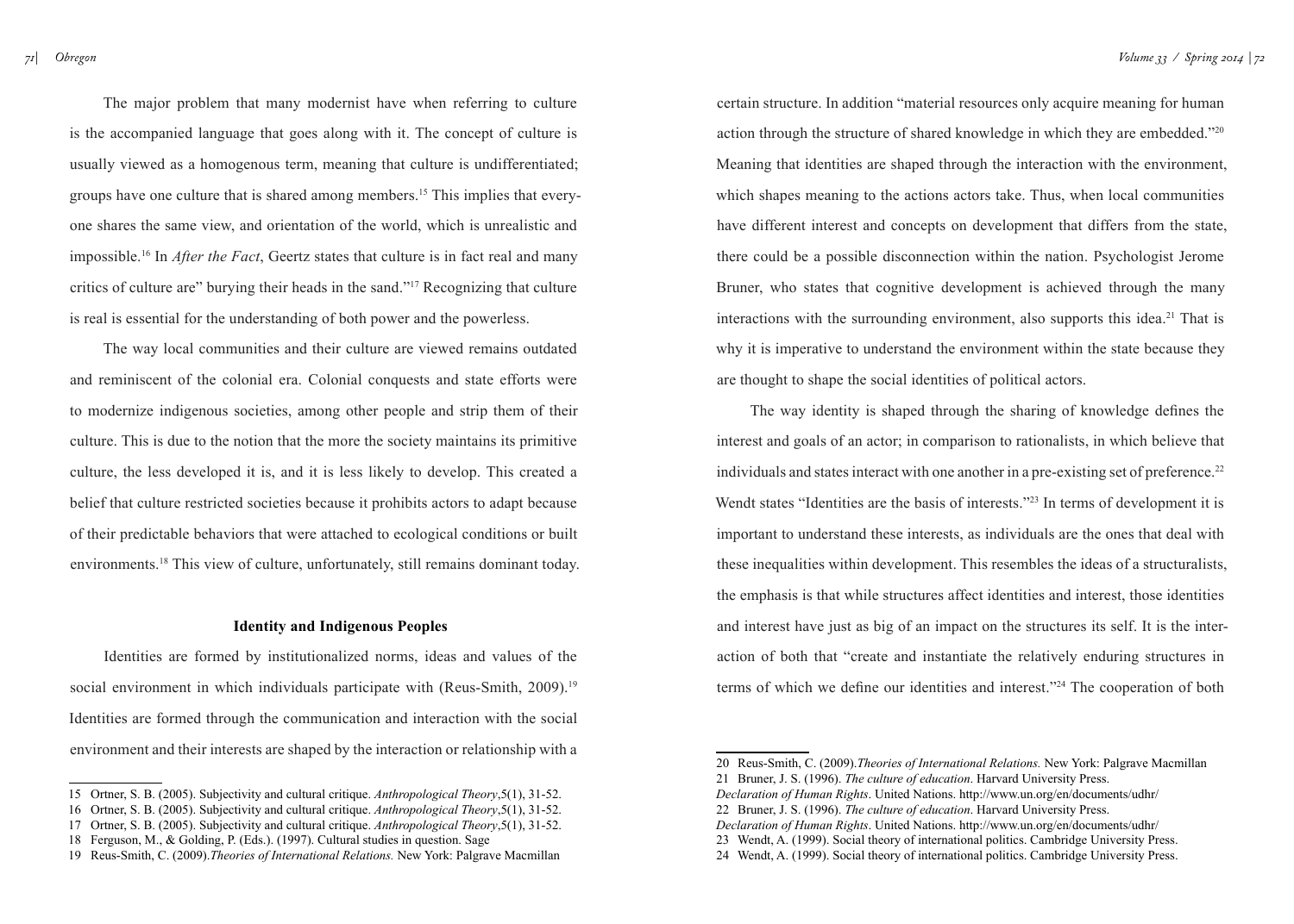The major problem that many modernist have when referring to culture is the accompanied language that goes along with it. The concept of culture is usually viewed as a homogenous term, meaning that culture is undifferentiated; groups have one culture that is shared among members.[15] This implies that everyone shares the same view, and orientation of the world, which is unrealistic and impossible.[16] In *After the Fact*, Geertz states that culture is in fact real and many critics of culture are" burying their heads in the sand."[17] Recognizing that culture is real is essential for the understanding of both power and the powerless.

The way local communities and their culture are viewed remains outdated and reminiscent of the colonial era. Colonial conquests and state efforts were to modernize indigenous societies, among other people and strip them of their culture. This is due to the notion that the more the society maintains its primitive culture, the less developed it is, and it is less likely to develop. This created a belief that culture restricted societies because it prohibits actors to adapt because of their predictable behaviors that were attached to ecological conditions or built environments.[18] This view of culture, unfortunately, still remains dominant today.

**Identity and Indigenous Peoples**

Identities are formed by institutionalized norms, ideas and values of the social environment in which individuals participate with (Reus-Smith, 2009).[19] Identities are formed through the communication and interaction with the social environment and their interests are shaped by the interaction or relationship with a certain structure. In addition "material resources only acquire meaning for human action through the structure of shared knowledge in which they are embedded."[20] Meaning that identities are shaped through the interaction with the environment, which shapes meaning to the actions actors take. Thus, when local communities have different interest and concepts on development that differs from the state, there could be a possible disconnection within the nation. Psychologist Jerome Bruner, who states that cognitive development is achieved through the many interactions with the surrounding environment, also supports this idea.[21] That is why it is imperative to understand the environment within the state because they are thought to shape the social identities of political actors.

The way identity is shaped through the sharing of knowledge defines the interest and goals of an actor; in comparison to rationalists, in which believe that individuals and states interact with one another in a pre-existing set of preference.[22] Wendt states "Identities are the basis of interests."[23] In terms of development it is important to understand these interests, as individuals are the ones that deal with these inequalities within development. This resembles the ideas of a structuralists, the emphasis is that while structures affect identities and interest, those identities and interest have just as big of an impact on the structures its self. It is the interaction of both that "create and instantiate the relatively enduring structures in terms of which we define our identities and interest."[24] The cooperation of both

---

15 Ortner, S. B. (2005). Subjectivity and cultural critique. *Anthropological Theory*,5(1), 31-52.

16 Ortner, S. B. (2005). Subjectivity and cultural critique. *Anthropological Theory*,5(1), 31-52.

17 Ortner, S. B. (2005). Subjectivity and cultural critique. *Anthropological Theory*,5(1), 31-52.

18 Ferguson, M., & Golding, P. (Eds.). (1997). Cultural studies in question. Sage

19 Reus-Smith, C. (2009).*Theories of International Relations.* New York: Palgrave Macmillan

20 Reus-Smith, C. (2009).*Theories of International Relations.* New York: Palgrave Macmillan

21 Bruner, J. S. (1996). *The culture of education*. Harvard University Press. *Declaration of Human Rights*. United Nations. http://www.un.org/en/documents/udhr/

22 Bruner, J. S. (1996). *The culture of education*. Harvard University Press. *Declaration of Human Rights*. United Nations. http://www.un.org/en/documents/udhr/

23 Wendt, A. (1999). Social theory of international politics. Cambridge University Press.

24 Wendt, A. (1999). Social theory of international politics. Cambridge University Press.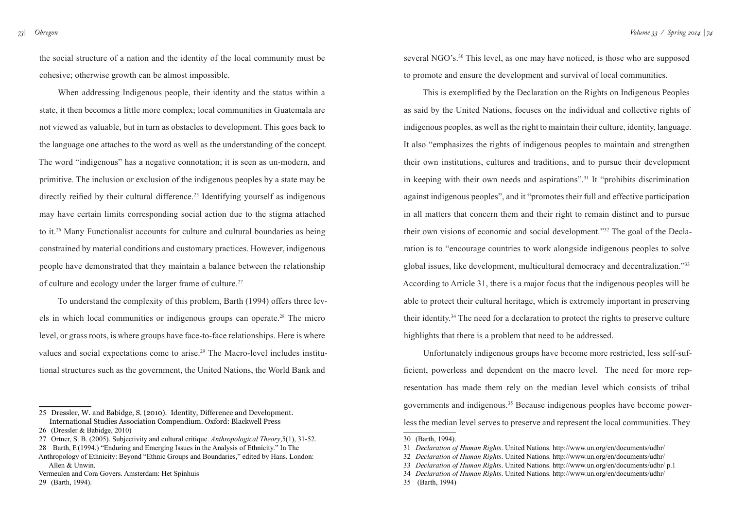the social structure of a nation and the identity of the local community must be cohesive; otherwise growth can be almost impossible.

When addressing Indigenous people, their identity and the status within a state, it then becomes a little more complex; local communities in Guatemala are not viewed as valuable, but in turn as obstacles to development. This goes back to the language one attaches to the word as well as the understanding of the concept. The word "indigenous" has a negative connotation; it is seen as un-modern, and primitive. The inclusion or exclusion of the indigenous peoples by a state may be directly reified by their cultural difference.[25] Identifying yourself as indigenous may have certain limits corresponding social action due to the stigma attached to it.[26] Many Functionalist accounts for culture and cultural boundaries as being constrained by material conditions and customary practices. However, indigenous people have demonstrated that they maintain a balance between the relationship of culture and ecology under the larger frame of culture.[27]

To understand the complexity of this problem, Barth (1994) offers three levels in which local communities or indigenous groups can operate.[28] The micro level, or grass roots, is where groups have face-to-face relationships. Here is where values and social expectations come to arise.[29] The Macro-level includes institutional structures such as the government, the United Nations, the World Bank and several NGO's.[30] This level, as one may have noticed, is those who are supposed to promote and ensure the development and survival of local communities.

This is exemplified by the Declaration on the Rights on Indigenous Peoples as said by the United Nations, focuses on the individual and collective rights of indigenous peoples, as well as the right to maintain their culture, identity, language. It also "emphasizes the rights of indigenous peoples to maintain and strengthen their own institutions, cultures and traditions, and to pursue their development in keeping with their own needs and aspirations".[31] It "prohibits discrimination against indigenous peoples", and it "promotes their full and effective participation in all matters that concern them and their right to remain distinct and to pursue their own visions of economic and social development."[32] The goal of the Declaration is to "encourage countries to work alongside indigenous peoples to solve global issues, like development, multicultural democracy and decentralization."[33] According to Article 31, there is a major focus that the indigenous peoples will be able to protect their cultural heritage, which is extremely important in preserving their identity.[34] The need for a declaration to protect the rights to preserve culture highlights that there is a problem that need to be addressed.

Unfortunately indigenous groups have become more restricted, less self-sufficient, powerless and dependent on the macro level. The need for more representation has made them rely on the median level which consists of tribal governments and indigenous.[35] Because indigenous peoples have become powerless the median level serves to preserve and represent the local communities. They

---

25 Dressler, W. and Babidge, S. (2010). Identity, Difference and Development. International Studies Association Compendium. Oxford: Blackwell Press

26 (Dressler & Babidge, 2010)

27 Ortner, S. B. (2005). Subjectivity and cultural critique. *Anthropological Theory*,5(1), 31-52.

28 Barth, F.(1994.) "Enduring and Emerging Issues in the Analysis of Ethnicity." In The Anthropology of Ethnicity: Beyond "Ethnic Groups and Boundaries," edited by Hans. London: Allen & Unwin. Vermeulen and Cora Govers. Amsterdam: Het Spinhuis

29 (Barth, 1994).

30 (Barth, 1994).

31 *Declaration of Human Rights*. United Nations. http://www.un.org/en/documents/udhr/

32 *Declaration of Human Rights*. United Nations. http://www.un.org/en/documents/udhr/

33 *Declaration of Human Rights*. United Nations. http://www.un.org/en/documents/udhr/ p.1

34 *Declaration of Human Rights*. United Nations. http://www.un.org/en/documents/udhr/

35 (Barth, 1994)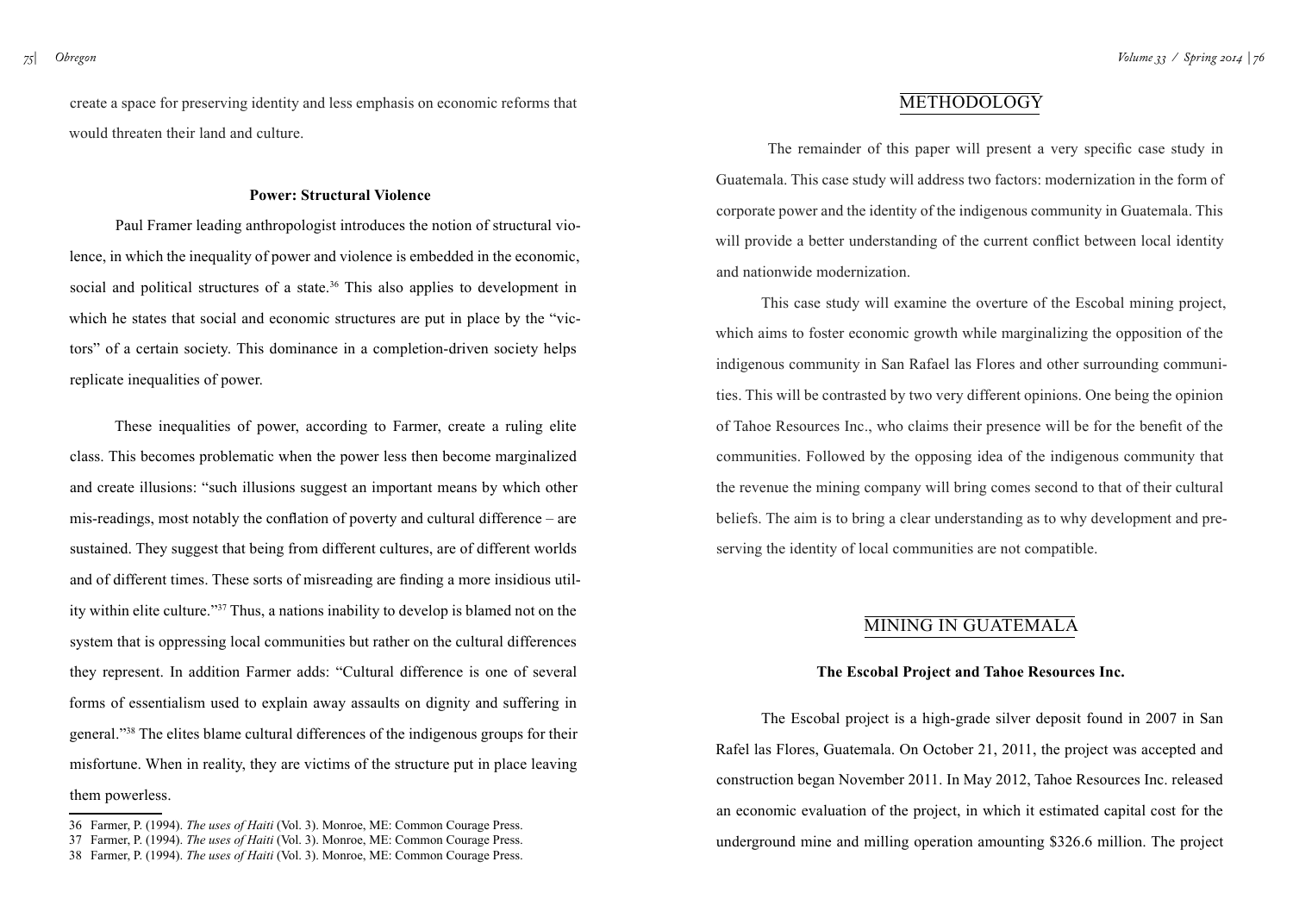create a space for preserving identity and less emphasis on economic reforms that would threaten their land and culture.

### Power: Structural Violence

Paul Framer leading anthropologist introduces the notion of structural violence, in which the inequality of power and violence is embedded in the economic, social and political structures of a state.[36] This also applies to development in which he states that social and economic structures are put in place by the "victors" of a certain society. This dominance in a completion-driven society helps replicate inequalities of power.

These inequalities of power, according to Farmer, create a ruling elite class. This becomes problematic when the power less then become marginalized and create illusions: "such illusions suggest an important means by which other mis-readings, most notably the conflation of poverty and cultural difference – are sustained. They suggest that being from different cultures, are of different worlds and of different times. These sorts of misreading are finding a more insidious utility within elite culture."[37] Thus, a nations inability to develop is blamed not on the system that is oppressing local communities but rather on the cultural differences they represent. In addition Farmer adds: "Cultural difference is one of several forms of essentialism used to explain away assaults on dignity and suffering in general."[38] The elites blame cultural differences of the indigenous groups for their misfortune. When in reality, they are victims of the structure put in place leaving them powerless.

36 Farmer, P. (1994). *The uses of Haiti* (Vol. 3). Monroe, ME: Common Courage Press.

37 Farmer, P. (1994). *The uses of Haiti* (Vol. 3). Monroe, ME: Common Courage Press.

38 Farmer, P. (1994). *The uses of Haiti* (Vol. 3). Monroe, ME: Common Courage Press.

## METHODOLOGY

The remainder of this paper will present a very specific case study in Guatemala. This case study will address two factors: modernization in the form of corporate power and the identity of the indigenous community in Guatemala. This will provide a better understanding of the current conflict between local identity and nationwide modernization.

This case study will examine the overture of the Escobal mining project, which aims to foster economic growth while marginalizing the opposition of the indigenous community in San Rafael las Flores and other surrounding communities. This will be contrasted by two very different opinions. One being the opinion of Tahoe Resources Inc., who claims their presence will be for the benefit of the communities. Followed by the opposing idea of the indigenous community that the revenue the mining company will bring comes second to that of their cultural beliefs. The aim is to bring a clear understanding as to why development and preserving the identity of local communities are not compatible.

## MINING IN GUATEMALA

### The Escobal Project and Tahoe Resources Inc.

The Escobal project is a high-grade silver deposit found in 2007 in San Rafel las Flores, Guatemala. On October 21, 2011, the project was accepted and construction began November 2011. In May 2012, Tahoe Resources Inc. released an economic evaluation of the project, in which it estimated capital cost for the underground mine and milling operation amounting $326.6 million. The project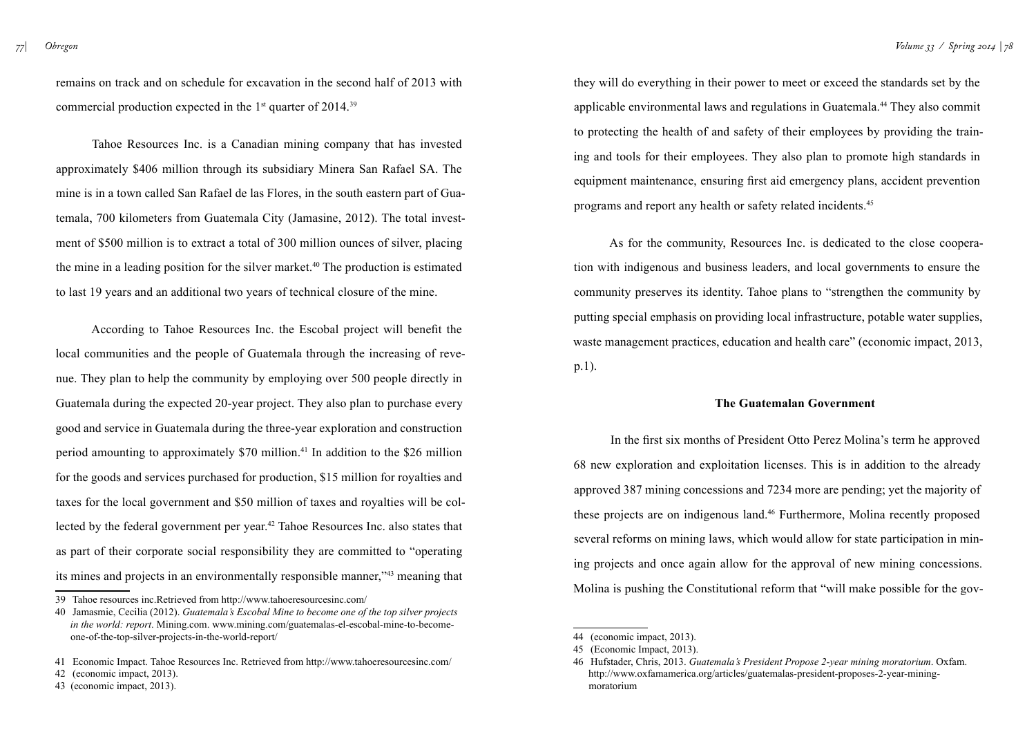remains on track and on schedule for excavation in the second half of 2013 with commercial production expected in the 1st quarter of 2014.[39]

Tahoe Resources Inc. is a Canadian mining company that has invested approximately $406 million through its subsidiary Minera San Rafael SA. The mine is in a town called San Rafael de las Flores, in the south eastern part of Guatemala, 700 kilometers from Guatemala City (Jamasine, 2012). The total investment of $500 million is to extract a total of 300 million ounces of silver, placing the mine in a leading position for the silver market.[40] The production is estimated to last 19 years and an additional two years of technical closure of the mine.

According to Tahoe Resources Inc. the Escobal project will benefit the local communities and the people of Guatemala through the increasing of revenue. They plan to help the community by employing over 500 people directly in Guatemala during the expected 20-year project. They also plan to purchase every good and service in Guatemala during the three-year exploration and construction period amounting to approximately $70 million.[41] In addition to the $26 million for the goods and services purchased for production, $15 million for royalties and taxes for the local government and $50 million of taxes and royalties will be collected by the federal government per year.[42] Tahoe Resources Inc. also states that as part of their corporate social responsibility they are committed to "operating its mines and projects in an environmentally responsible manner,"[43] meaning that they will do everything in their power to meet or exceed the standards set by the applicable environmental laws and regulations in Guatemala.[44] They also commit to protecting the health of and safety of their employees by providing the training and tools for their employees. They also plan to promote high standards in equipment maintenance, ensuring first aid emergency plans, accident prevention programs and report any health or safety related incidents.[45]

As for the community, Resources Inc. is dedicated to the close cooperation with indigenous and business leaders, and local governments to ensure the community preserves its identity. Tahoe plans to "strengthen the community by putting special emphasis on providing local infrastructure, potable water supplies, waste management practices, education and health care" (economic impact, 2013, p.1).

### The Guatemalan Government

In the first six months of President Otto Perez Molina's term he approved 68 new exploration and exploitation licenses. This is in addition to the already approved 387 mining concessions and 7234 more are pending; yet the majority of these projects are on indigenous land.[46] Furthermore, Molina recently proposed several reforms on mining laws, which would allow for state participation in mining projects and once again allow for the approval of new mining concessions. Molina is pushing the Constitutional reform that "will make possible for the gov-

---

39 Tahoe resources inc.Retrieved from http://www.tahoeresourcesinc.com/

40 Jamasmie, Cecilia (2012). *Guatemala's Escobal Mine to become one of the top silver projects in the world: report*. Mining.com. www.mining.com/guatemalas-el-escobal-mine-to-become-one-of-the-top-silver-projects-in-the-world-report/

41 Economic Impact. Tahoe Resources Inc. Retrieved from http://www.tahoeresourcesinc.com/

42 (economic impact, 2013).

43 (economic impact, 2013).

44 (economic impact, 2013).

45 (Economic Impact, 2013).

46 Hufstader, Chris, 2013. *Guatemala's President Propose 2-year mining moratorium*. Oxfam. http://www.oxfamamerica.org/articles/guatemalas-president-proposes-2-year-mining-moratorium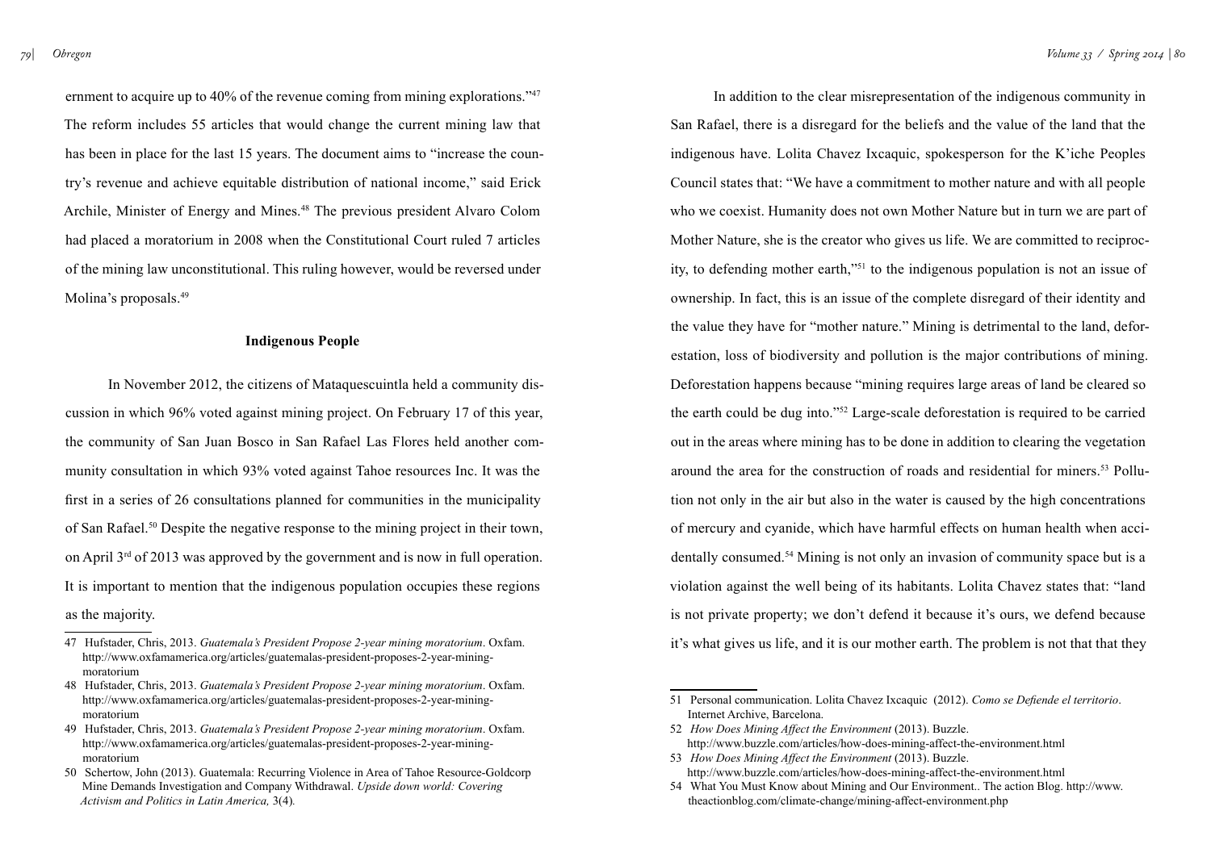ernment to acquire up to 40% of the revenue coming from mining explorations."[47] The reform includes 55 articles that would change the current mining law that has been in place for the last 15 years. The document aims to "increase the country's revenue and achieve equitable distribution of national income," said Erick Archile, Minister of Energy and Mines.[48] The previous president Alvaro Colom had placed a moratorium in 2008 when the Constitutional Court ruled 7 articles of the mining law unconstitutional. This ruling however, would be reversed under Molina's proposals.[49]

**Indigenous People**

In November 2012, the citizens of Mataquescuintla held a community discussion in which 96% voted against mining project. On February 17 of this year, the community of San Juan Bosco in San Rafael Las Flores held another community consultation in which 93% voted against Tahoe resources Inc. It was the first in a series of 26 consultations planned for communities in the municipality of San Rafael.[50] Despite the negative response to the mining project in their town, on April 3rd of 2013 was approved by the government and is now in full operation. It is important to mention that the indigenous population occupies these regions as the majority.

47 Hufstader, Chris, 2013. *Guatemala's President Propose 2-year mining moratorium*. Oxfam. http://www.oxfamamerica.org/articles/guatemalas-president-proposes-2-year-mining-moratorium

48 Hufstader, Chris, 2013. *Guatemala's President Propose 2-year mining moratorium*. Oxfam. http://www.oxfamamerica.org/articles/guatemalas-president-proposes-2-year-mining-moratorium

49 Hufstader, Chris, 2013. *Guatemala's President Propose 2-year mining moratorium*. Oxfam. http://www.oxfamamerica.org/articles/guatemalas-president-proposes-2-year-mining-moratorium

50 Schertow, John (2013). Guatemala: Recurring Violence in Area of Tahoe Resource-Goldcorp Mine Demands Investigation and Company Withdrawal. *Upside down world: Covering Activism and Politics in Latin America,* 3(4).

In addition to the clear misrepresentation of the indigenous community in San Rafael, there is a disregard for the beliefs and the value of the land that the indigenous have. Lolita Chavez Ixcaquic, spokesperson for the K'iche Peoples Council states that: "We have a commitment to mother nature and with all people who we coexist. Humanity does not own Mother Nature but in turn we are part of Mother Nature, she is the creator who gives us life. We are committed to reciprocity, to defending mother earth,"[51] to the indigenous population is not an issue of ownership. In fact, this is an issue of the complete disregard of their identity and the value they have for "mother nature." Mining is detrimental to the land, deforestation, loss of biodiversity and pollution is the major contributions of mining. Deforestation happens because "mining requires large areas of land be cleared so the earth could be dug into."[52] Large-scale deforestation is required to be carried out in the areas where mining has to be done in addition to clearing the vegetation around the area for the construction of roads and residential for miners.[53] Pollution not only in the air but also in the water is caused by the high concentrations of mercury and cyanide, which have harmful effects on human health when accidentally consumed.[54] Mining is not only an invasion of community space but is a violation against the well being of its habitants. Lolita Chavez states that: "land is not private property; we don't defend it because it's ours, we defend because it's what gives us life, and it is our mother earth. The problem is not that that they

51 Personal communication. Lolita Chavez Ixcaquic (2012). *Como se Defiende el territorio*. Internet Archive, Barcelona.

52 *How Does Mining Affect the Environment* (2013). Buzzle. http://www.buzzle.com/articles/how-does-mining-affect-the-environment.html

53 *How Does Mining Affect the Environment* (2013). Buzzle. http://www.buzzle.com/articles/how-does-mining-affect-the-environment.html

54 What You Must Know about Mining and Our Environment.. The action Blog. http://www.theactionblog.com/climate-change/mining-affect-environment.php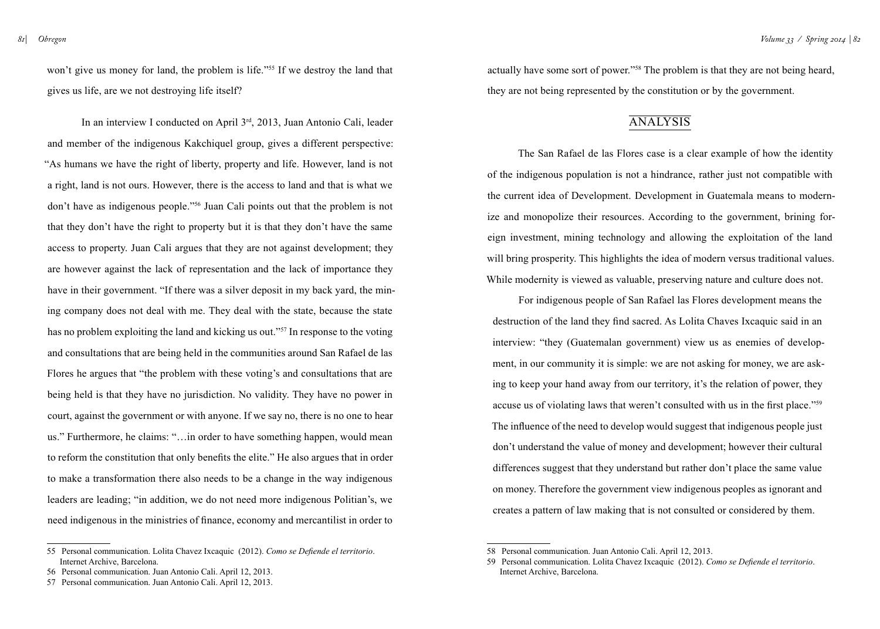won't give us money for land, the problem is life."[55] If we destroy the land that gives us life, are we not destroying life itself?

In an interview I conducted on April 3rd, 2013, Juan Antonio Cali, leader and member of the indigenous Kakchiquel group, gives a different perspective: "As humans we have the right of liberty, property and life. However, land is not a right, land is not ours. However, there is the access to land and that is what we don't have as indigenous people."[56] Juan Cali points out that the problem is not that they don't have the right to property but it is that they don't have the same access to property. Juan Cali argues that they are not against development; they are however against the lack of representation and the lack of importance they have in their government. "If there was a silver deposit in my back yard, the mining company does not deal with me. They deal with the state, because the state has no problem exploiting the land and kicking us out."[57] In response to the voting and consultations that are being held in the communities around San Rafael de las Flores he argues that "the problem with these voting's and consultations that are being held is that they have no jurisdiction. No validity. They have no power in court, against the government or with anyone. If we say no, there is no one to hear us." Furthermore, he claims: "…in order to have something happen, would mean to reform the constitution that only benefits the elite." He also argues that in order to make a transformation there also needs to be a change in the way indigenous leaders are leading; "in addition, we do not need more indigenous Politian's, we need indigenous in the ministries of finance, economy and mercantilist in order to actually have some sort of power."[58] The problem is that they are not being heard, they are not being represented by the constitution or by the government.

## ANALYSIS

The San Rafael de las Flores case is a clear example of how the identity of the indigenous population is not a hindrance, rather just not compatible with the current idea of Development. Development in Guatemala means to modernize and monopolize their resources. According to the government, brining foreign investment, mining technology and allowing the exploitation of the land will bring prosperity. This highlights the idea of modern versus traditional values. While modernity is viewed as valuable, preserving nature and culture does not.

For indigenous people of San Rafael las Flores development means the destruction of the land they find sacred. As Lolita Chaves Ixcaquic said in an interview: "they (Guatemalan government) view us as enemies of development, in our community it is simple: we are not asking for money, we are asking to keep your hand away from our territory, it's the relation of power, they accuse us of violating laws that weren't consulted with us in the first place."[59] The influence of the need to develop would suggest that indigenous people just don't understand the value of money and development; however their cultural differences suggest that they understand but rather don't place the same value on money. Therefore the government view indigenous peoples as ignorant and creates a pattern of law making that is not consulted or considered by them.

---

55 Personal communication. Lolita Chavez Ixcaquic (2012). *Como se Defiende el territorio*. Internet Archive, Barcelona.

56 Personal communication. Juan Antonio Cali. April 12, 2013.

57 Personal communication. Juan Antonio Cali. April 12, 2013.

58 Personal communication. Juan Antonio Cali. April 12, 2013.

59 Personal communication. Lolita Chavez Ixcaquic (2012). *Como se Defiende el territorio*. Internet Archive, Barcelona.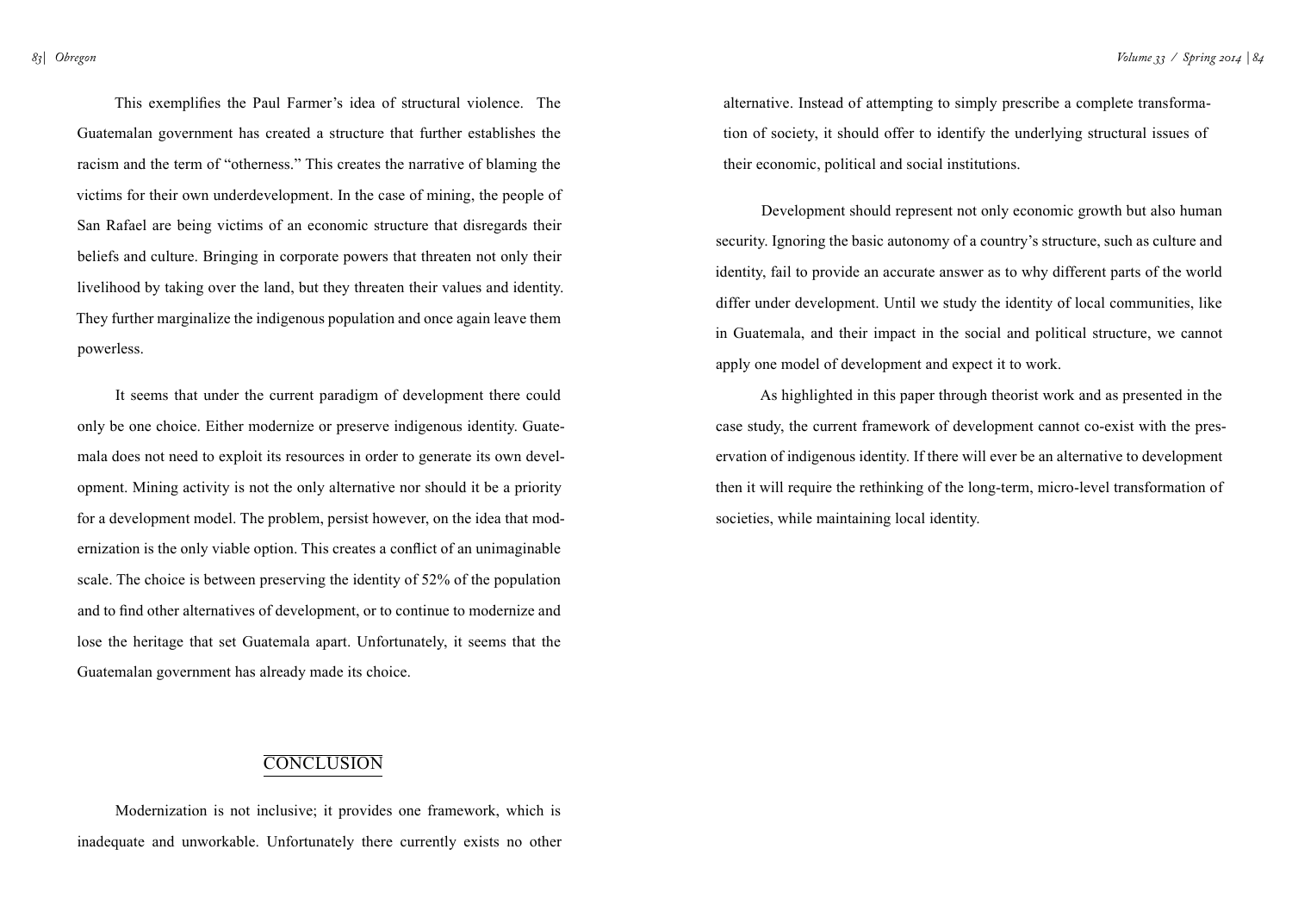This exemplifies the Paul Farmer's idea of structural violence. The Guatemalan government has created a structure that further establishes the racism and the term of "otherness." This creates the narrative of blaming the victims for their own underdevelopment. In the case of mining, the people of San Rafael are being victims of an economic structure that disregards their beliefs and culture. Bringing in corporate powers that threaten not only their livelihood by taking over the land, but they threaten their values and identity. They further marginalize the indigenous population and once again leave them powerless.

It seems that under the current paradigm of development there could only be one choice. Either modernize or preserve indigenous identity. Guatemala does not need to exploit its resources in order to generate its own development. Mining activity is not the only alternative nor should it be a priority for a development model. The problem, persist however, on the idea that modernization is the only viable option. This creates a conflict of an unimaginable scale. The choice is between preserving the identity of 52% of the population and to find other alternatives of development, or to continue to modernize and lose the heritage that set Guatemala apart. Unfortunately, it seems that the Guatemalan government has already made its choice.

## CONCLUSION

Modernization is not inclusive; it provides one framework, which is inadequate and unworkable. Unfortunately there currently exists no other alternative. Instead of attempting to simply prescribe a complete transformation of society, it should offer to identify the underlying structural issues of their economic, political and social institutions.

Development should represent not only economic growth but also human security. Ignoring the basic autonomy of a country's structure, such as culture and identity, fail to provide an accurate answer as to why different parts of the world differ under development. Until we study the identity of local communities, like in Guatemala, and their impact in the social and political structure, we cannot apply one model of development and expect it to work.

As highlighted in this paper through theorist work and as presented in the case study, the current framework of development cannot co-exist with the preservation of indigenous identity. If there will ever be an alternative to development then it will require the rethinking of the long-term, micro-level transformation of societies, while maintaining local identity.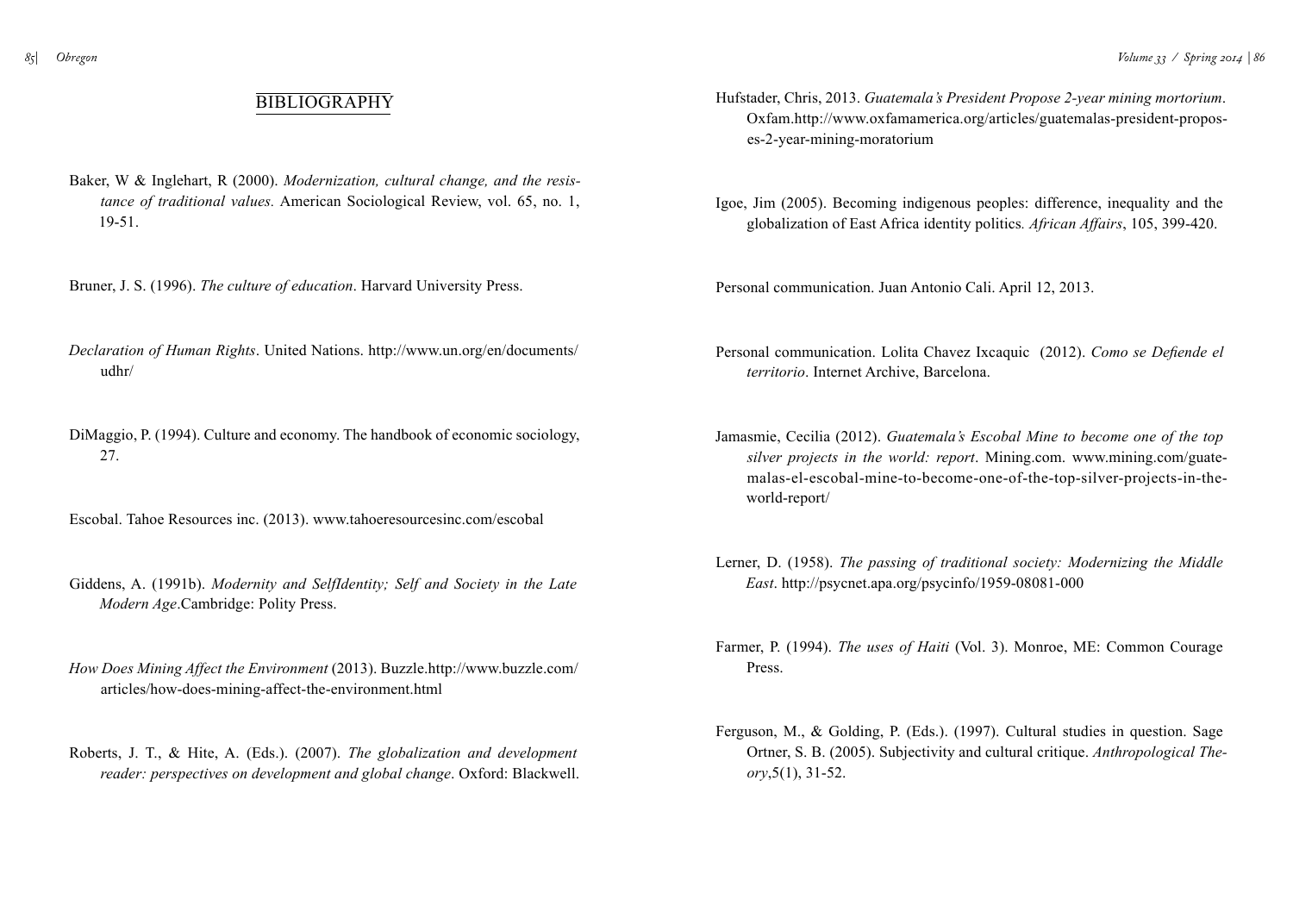## BIBLIOGRAPHY

Baker, W & Inglehart, R (2000). *Modernization, cultural change, and the resistance of traditional values.* American Sociological Review, vol. 65, no. 1, 19-51.

Bruner, J. S. (1996). *The culture of education*. Harvard University Press.

*Declaration of Human Rights*. United Nations. http://www.un.org/en/documents/udhr/

DiMaggio, P. (1994). Culture and economy. The handbook of economic sociology, 27.

Escobal. Tahoe Resources inc. (2013). www.tahoeresourcesinc.com/escobal

Giddens, A. (1991b). *Modernity and SelfIdentity; Self and Society in the Late Modern Age*.Cambridge: Polity Press.

*How Does Mining Affect the Environment* (2013). Buzzle.http://www.buzzle.com/articles/how-does-mining-affect-the-environment.html

Roberts, J. T., & Hite, A. (Eds.). (2007). *The globalization and development reader: perspectives on development and global change*. Oxford: Blackwell.

Hufstader, Chris, 2013. *Guatemala's President Propose 2-year mining mortorium*. Oxfam.http://www.oxfamamerica.org/articles/guatemalas-president-proposes-2-year-mining-moratorium

Igoe, Jim (2005). Becoming indigenous peoples: difference, inequality and the globalization of East Africa identity politics*. African Affairs*, 105, 399-420.

Personal communication. Juan Antonio Cali. April 12, 2013.

Personal communication. Lolita Chavez Ixcaquic (2012). *Como se Defiende el territorio*. Internet Archive, Barcelona.

Jamasmie, Cecilia (2012). *Guatemala's Escobal Mine to become one of the top silver projects in the world: report*. Mining.com. www.mining.com/guatemalas-el-escobal-mine-to-become-one-of-the-top-silver-projects-in-the-world-report/

Lerner, D. (1958). *The passing of traditional society: Modernizing the Middle East*. http://psycnet.apa.org/psycinfo/1959-08081-000

Farmer, P. (1994). *The uses of Haiti* (Vol. 3). Monroe, ME: Common Courage Press.

Ferguson, M., & Golding, P. (Eds.). (1997). Cultural studies in question. Sage

Ortner, S. B. (2005). Subjectivity and cultural critique. *Anthropological Theory*,5(1), 31-52.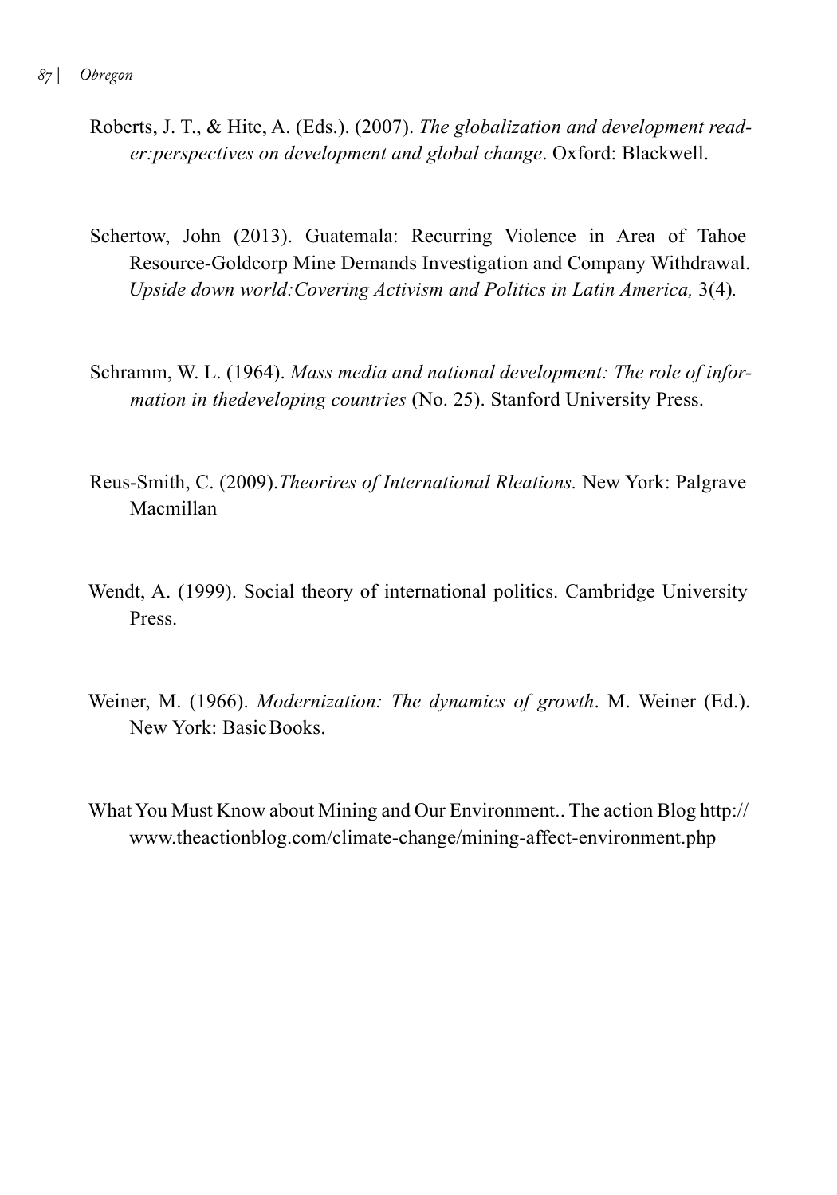Roberts, J. T., & Hite, A. (Eds.). (2007). *The globalization and development reader:perspectives on development and global change*. Oxford: Blackwell.

Schertow, John (2013). Guatemala: Recurring Violence in Area of Tahoe Resource-Goldcorp Mine Demands Investigation and Company Withdrawal. *Upside down world:Covering Activism and Politics in Latin America,* 3(4).

Schramm, W. L. (1964). *Mass media and national development: The role of information in thedeveloping countries* (No. 25). Stanford University Press.

Reus-Smith, C. (2009).*Theorires of International Rleations.* New York: Palgrave Macmillan

Wendt, A. (1999). Social theory of international politics. Cambridge University Press.

Weiner, M. (1966). *Modernization: The dynamics of growth*. M. Weiner (Ed.). New York: BasicBooks.

What You Must Know about Mining and Our Environment.. The action Blog http://www.theactionblog.com/climate-change/mining-affect-environment.php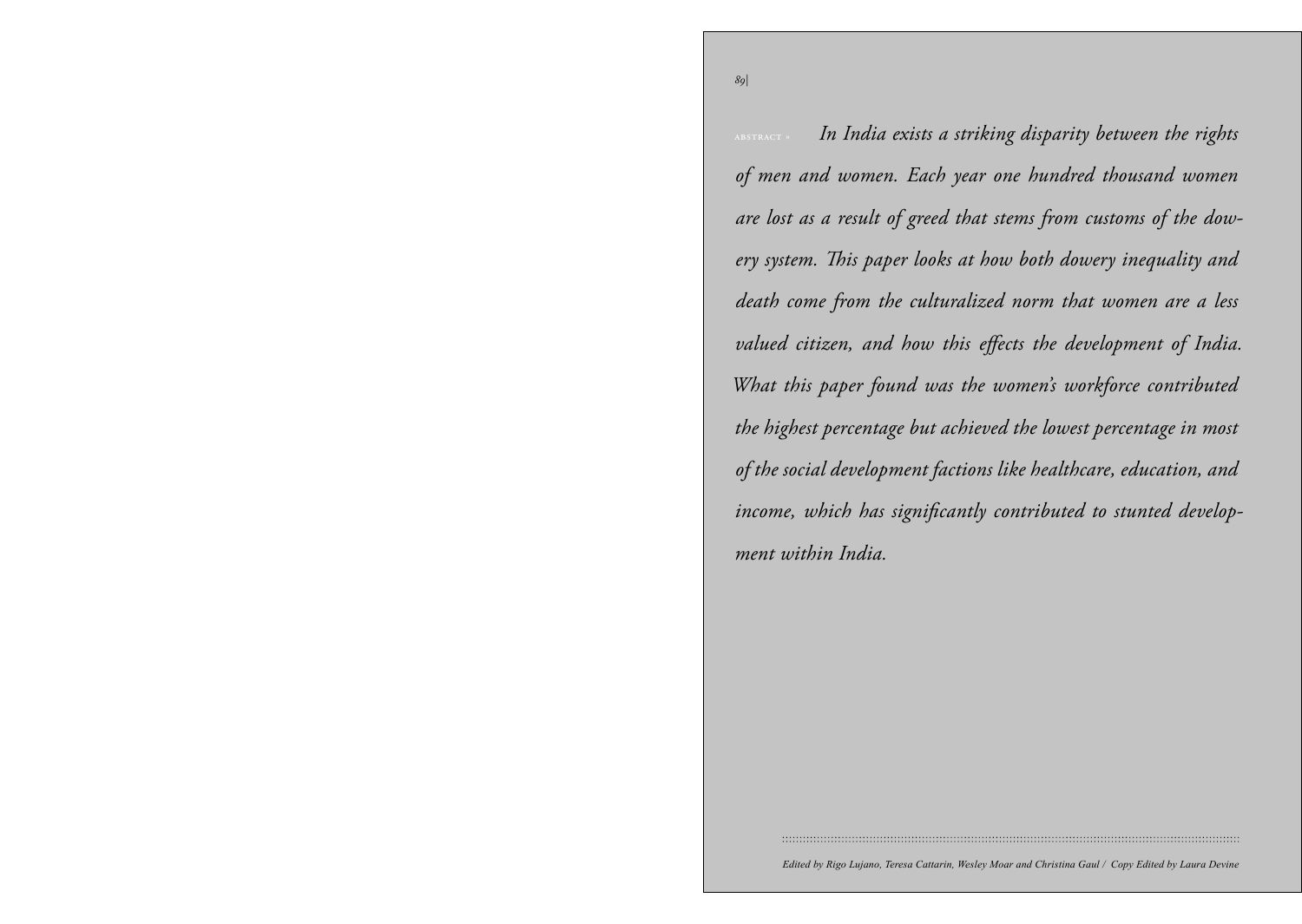ABSTRACT » *In India exists a striking disparity between the rights of men and women. Each year one hundred thousand women are lost as a result of greed that stems from customs of the dowery system. This paper looks at how both dowery inequality and death come from the culturalized norm that women are a less valued citizen, and how this effects the development of India. What this paper found was the women's workforce contributed the highest percentage but achieved the lowest percentage in most of the social development factions like healthcare, education, and income, which has significantly contributed to stunted development within India.*

*Edited by Rigo Lujano, Teresa Cattarin, Wesley Moar and Christina Gaul / Copy Edited by Laura Devine*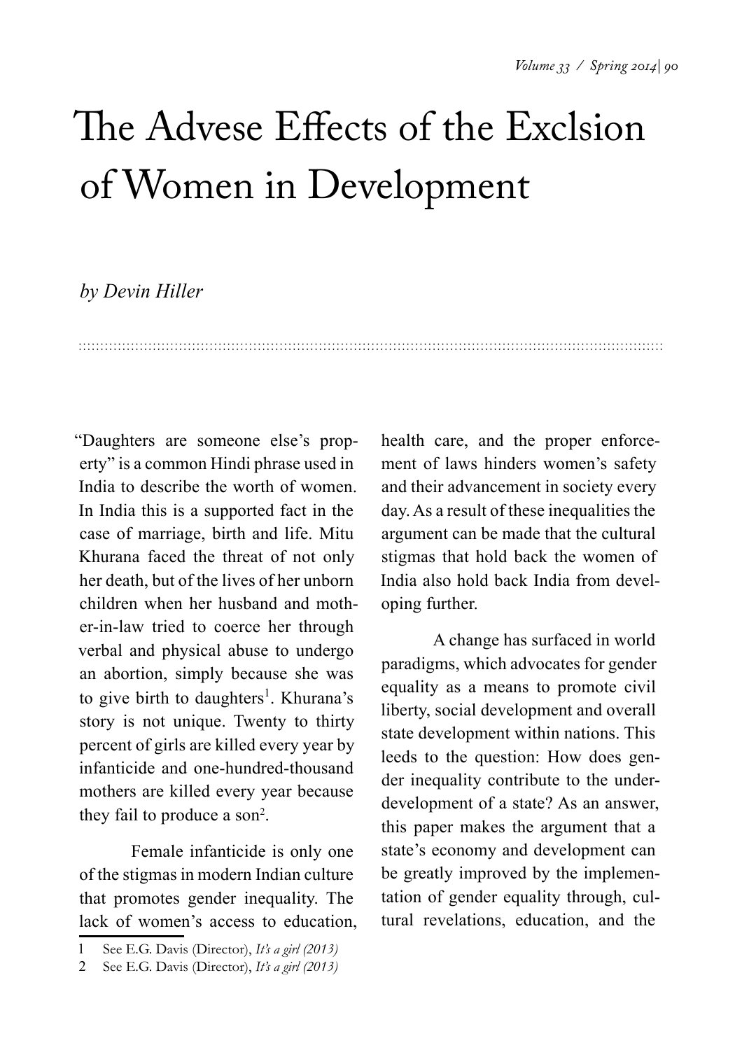# The Advese Effects of the Exclsion of Women in Development

*by Devin Hiller*

"Daughters are someone else's property" is a common Hindi phrase used in India to describe the worth of women. In India this is a supported fact in the case of marriage, birth and life. Mitu Khurana faced the threat of not only her death, but of the lives of her unborn children when her husband and mother-in-law tried to coerce her through verbal and physical abuse to undergo an abortion, simply because she was to give birth to daughters[1]. Khurana's story is not unique. Twenty to thirty percent of girls are killed every year by infanticide and one-hundred-thousand mothers are killed every year because they fail to produce a son[2].

Female infanticide is only one of the stigmas in modern Indian culture that promotes gender inequality. The lack of women's access to education, health care, and the proper enforcement of laws hinders women's safety and their advancement in society every day. As a result of these inequalities the argument can be made that the cultural stigmas that hold back the women of India also hold back India from developing further.

A change has surfaced in world paradigms, which advocates for gender equality as a means to promote civil liberty, social development and overall state development within nations. This leeds to the question: How does gender inequality contribute to the underdevelopment of a state? As an answer, this paper makes the argument that a state's economy and development can be greatly improved by the implementation of gender equality through, cultural revelations, education, and the

1 See E.G. Davis (Director), *It's a girl (2013)*

2 See E.G. Davis (Director), *It's a girl (2013)*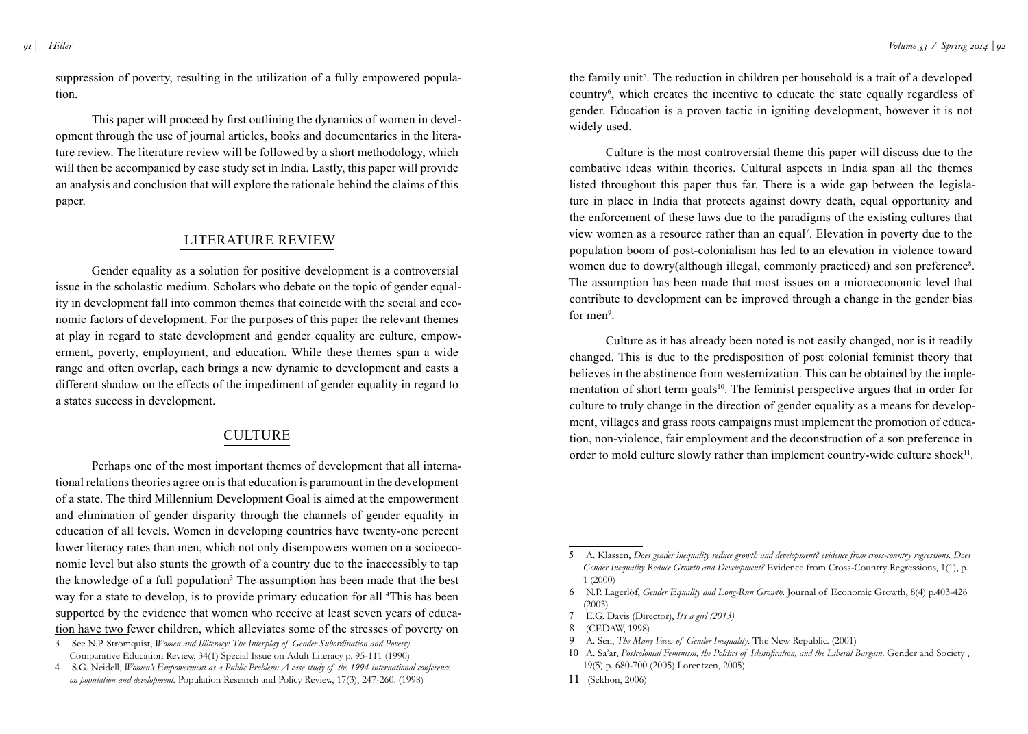suppression of poverty, resulting in the utilization of a fully empowered population.

This paper will proceed by first outlining the dynamics of women in development through the use of journal articles, books and documentaries in the literature review. The literature review will be followed by a short methodology, which will then be accompanied by case study set in India. Lastly, this paper will provide an analysis and conclusion that will explore the rationale behind the claims of this paper.

## LITERATURE REVIEW

Gender equality as a solution for positive development is a controversial issue in the scholastic medium. Scholars who debate on the topic of gender equality in development fall into common themes that coincide with the social and economic factors of development. For the purposes of this paper the relevant themes at play in regard to state development and gender equality are culture, empowerment, poverty, employment, and education. While these themes span a wide range and often overlap, each brings a new dynamic to development and casts a different shadow on the effects of the impediment of gender equality in regard to a states success in development.

## CULTURE

Perhaps one of the most important themes of development that all international relations theories agree on is that education is paramount in the development of a state. The third Millennium Development Goal is aimed at the empowerment and elimination of gender disparity through the channels of gender equality in education of all levels. Women in developing countries have twenty-one percent lower literacy rates than men, which not only disempowers women on a socioeconomic level but also stunts the growth of a country due to the inaccessibly to tap the knowledge of a full population[3] The assumption has been made that the best way for a state to develop, is to provide primary education for all [4]This has been supported by the evidence that women who receive at least seven years of education have two fewer children, which alleviates some of the stresses of poverty on the family unit[5]. The reduction in children per household is a trait of a developed country[6], which creates the incentive to educate the state equally regardless of gender. Education is a proven tactic in igniting development, however it is not widely used.

Culture is the most controversial theme this paper will discuss due to the combative ideas within theories. Cultural aspects in India span all the themes listed throughout this paper thus far. There is a wide gap between the legislature in place in India that protects against dowry death, equal opportunity and the enforcement of these laws due to the paradigms of the existing cultures that view women as a resource rather than an equal[7]. Elevation in poverty due to the population boom of post-colonialism has led to an elevation in violence toward women due to dowry(although illegal, commonly practiced) and son preference[8]. The assumption has been made that most issues on a microeconomic level that contribute to development can be improved through a change in the gender bias for men[9].

Culture as it has already been noted is not easily changed, nor is it readily changed. This is due to the predisposition of post colonial feminist theory that believes in the abstinence from westernization. This can be obtained by the implementation of short term goals[10]. The feminist perspective argues that in order for culture to truly change in the direction of gender equality as a means for development, villages and grass roots campaigns must implement the promotion of education, non-violence, fair employment and the deconstruction of a son preference in order to mold culture slowly rather than implement country-wide culture shock[11].

---

3 See N.P. Stromquist, *Women and Illiteracy: The Interplay of Gender Subordination and Poverty*. Comparative Education Review, 34(1) Special Issue on Adult Literacy p. 95-111 (1990)

4 S.G. Neidell, *Women's Empowerment as a Public Problem: A case study of the 1994 international conference on population and development.* Population Research and Policy Review, 17(3), 247-260. (1998)

5 A. Klassen, *Does gender inequality reduce growth and development? evidence from cross-country regressions. Does Gender Inequality Reduce Growth and Development?* Evidence from Cross-Country Regressions, 1(1), p. 1 (2000)

6 N.P. Lagerlöf, *Gender Equality and Long-Run Growth*. Journal of Economic Growth, 8(4) p.403-426 (2003)

7 E.G. Davis (Director), *It's a girl (2013)*

8 (CEDAW, 1998)

9 A. Sen, *The Many Faces of Gender Inequality*. The New Republic. (2001)

10 A. Sa'ar, *Postcolonial Feminism, the Politics of Identification, and the Liberal Bargain*. Gender and Society , 19(5) p. 680-700 (2005) Lorentzen, 2005)

11 (Sekhon, 2006)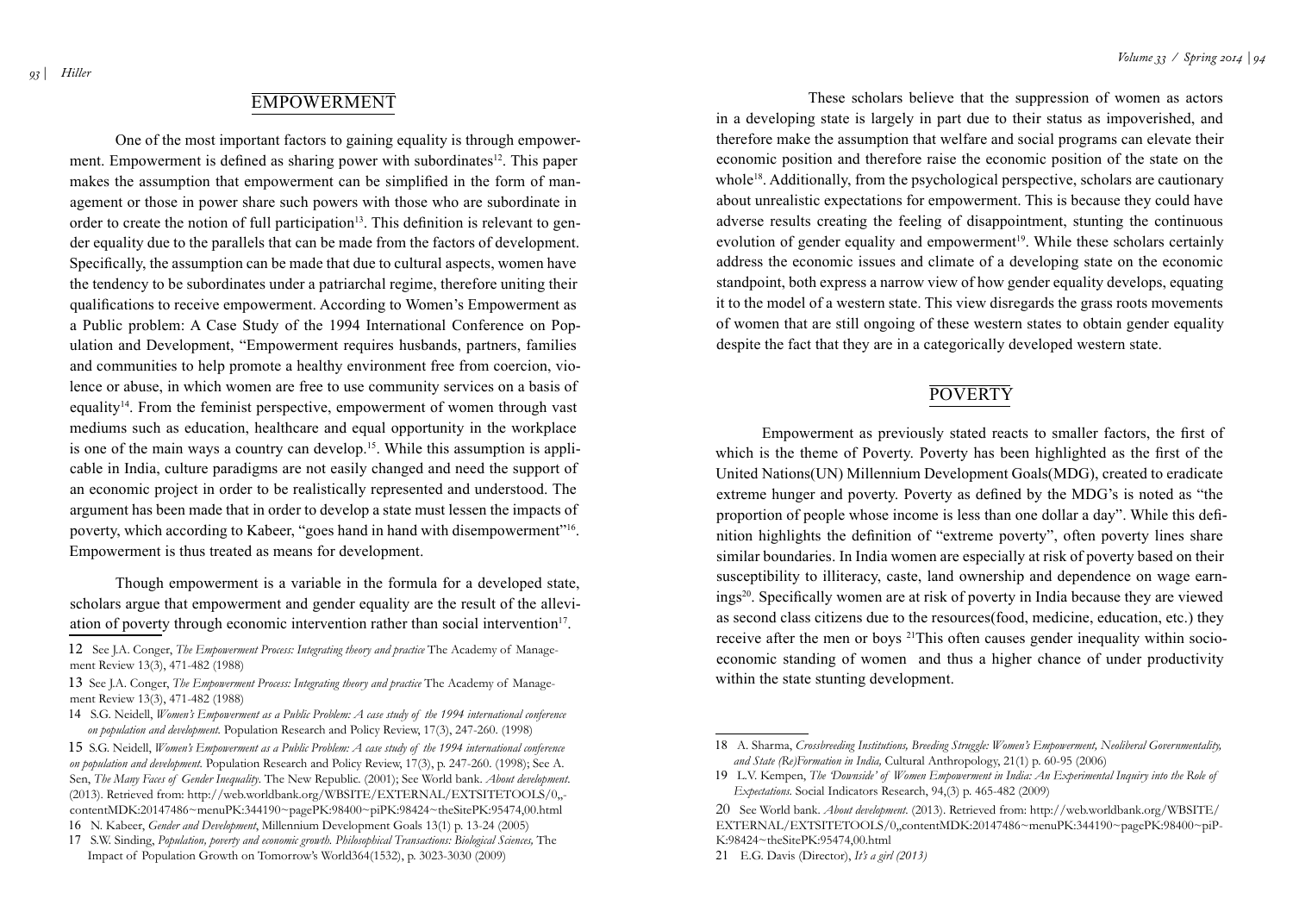## EMPOWERMENT

One of the most important factors to gaining equality is through empowerment. Empowerment is defined as sharing power with subordinates[12]. This paper makes the assumption that empowerment can be simplified in the form of management or those in power share such powers with those who are subordinate in order to create the notion of full participation[13]. This definition is relevant to gender equality due to the parallels that can be made from the factors of development. Specifically, the assumption can be made that due to cultural aspects, women have the tendency to be subordinates under a patriarchal regime, therefore uniting their qualifications to receive empowerment. According to Women's Empowerment as a Public problem: A Case Study of the 1994 International Conference on Population and Development, "Empowerment requires husbands, partners, families and communities to help promote a healthy environment free from coercion, violence or abuse, in which women are free to use community services on a basis of equality[14]. From the feminist perspective, empowerment of women through vast mediums such as education, healthcare and equal opportunity in the workplace is one of the main ways a country can develop.[15]. While this assumption is applicable in India, culture paradigms are not easily changed and need the support of an economic project in order to be realistically represented and understood. The argument has been made that in order to develop a state must lessen the impacts of poverty, which according to Kabeer, "goes hand in hand with disempowerment"[16]. Empowerment is thus treated as means for development.

Though empowerment is a variable in the formula for a developed state, scholars argue that empowerment and gender equality are the result of the alleviation of poverty through economic intervention rather than social intervention[17]. These scholars believe that the suppression of women as actors in a developing state is largely in part due to their status as impoverished, and therefore make the assumption that welfare and social programs can elevate their economic position and therefore raise the economic position of the state on the whole[18]. Additionally, from the psychological perspective, scholars are cautionary about unrealistic expectations for empowerment. This is because they could have adverse results creating the feeling of disappointment, stunting the continuous evolution of gender equality and empowerment[19]. While these scholars certainly address the economic issues and climate of a developing state on the economic standpoint, both express a narrow view of how gender equality develops, equating it to the model of a western state. This view disregards the grass roots movements of women that are still ongoing of these western states to obtain gender equality despite the fact that they are in a categorically developed western state.

## POVERTY

Empowerment as previously stated reacts to smaller factors, the first of which is the theme of Poverty. Poverty has been highlighted as the first of the United Nations(UN) Millennium Development Goals(MDG), created to eradicate extreme hunger and poverty. Poverty as defined by the MDG's is noted as "the proportion of people whose income is less than one dollar a day". While this definition highlights the definition of "extreme poverty", often poverty lines share similar boundaries. In India women are especially at risk of poverty based on their susceptibility to illiteracy, caste, land ownership and dependence on wage earnings[20]. Specifically women are at risk of poverty in India because they are viewed as second class citizens due to the resources(food, medicine, education, etc.) they receive after the men or boys [21]This often causes gender inequality within socio-economic standing of women and thus a higher chance of under productivity within the state stunting development.

---

12 See J.A. Conger, *The Empowerment Process: Integrating theory and practice* The Academy of Management Review 13(3), 471-482 (1988)

13 See J.A. Conger, *The Empowerment Process: Integrating theory and practice* The Academy of Management Review 13(3), 471-482 (1988)

14 S.G. Neidell, *Women's Empowerment as a Public Problem: A case study of the 1994 international conference on population and development.* Population Research and Policy Review, 17(3), 247-260. (1998)

15 S.G. Neidell, *Women's Empowerment as a Public Problem: A case study of the 1994 international conference on population and development.* Population Research and Policy Review, 17(3), p. 247-260. (1998); See A. Sen, *The Many Faces of Gender Inequality.* The New Republic. (2001); See World bank. *About development.* (2013). Retrieved from: http://web.worldbank.org/WBSITE/EXTERNAL/EXTSITETOOLS/0,,contentMDK:20147486~menuPK:344190~pagePK:98400~piPK:98424~theSitePK:95474,00.html

16 N. Kabeer, *Gender and Development*, Millennium Development Goals 13(1) p. 13-24 (2005)

17 S.W. Sinding, *Population, poverty and economic growth. Philosophical Transactions: Biological Sciences,* The Impact of Population Growth on Tomorrow's World364(1532), p. 3023-3030 (2009)

18 A. Sharma, *Crossbreeding Institutions, Breeding Struggle: Women's Empowerment, Neoliberal Governmentality, and State (Re)Formation in India,* Cultural Anthropology, 21(1) p. 60-95 (2006)

19 L.V. Kempen, *The 'Downside' of Women Empowerment in India: An Experimental Inquiry into the Role of Expectations.* Social Indicators Research, 94,(3) p. 465-482 (2009)

20 See World bank. *About development.* (2013). Retrieved from: http://web.worldbank.org/WBSITE/EXTERNAL/EXTSITETOOLS/0,,contentMDK:20147486~menuPK:344190~pagePK:98400~piPK:98424~theSitePK:95474,00.html

21 E.G. Davis (Director), *It's a girl (2013)*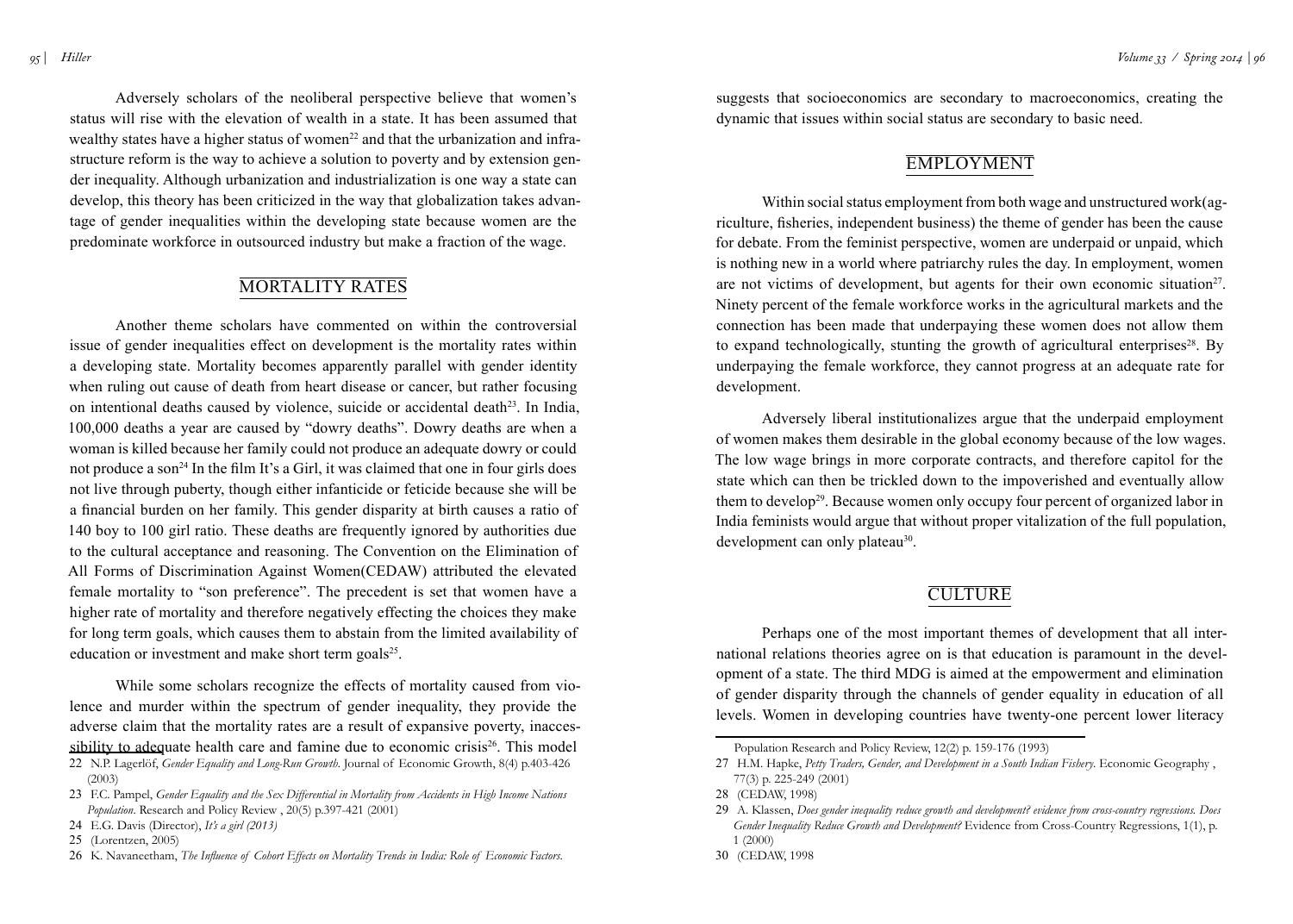Adversely scholars of the neoliberal perspective believe that women's status will rise with the elevation of wealth in a state. It has been assumed that wealthy states have a higher status of women[22] and that the urbanization and infrastructure reform is the way to achieve a solution to poverty and by extension gender inequality. Although urbanization and industrialization is one way a state can develop, this theory has been criticized in the way that globalization takes advantage of gender inequalities within the developing state because women are the predominate workforce in outsourced industry but make a fraction of the wage.

## MORTALITY RATES

Another theme scholars have commented on within the controversial issue of gender inequalities effect on development is the mortality rates within a developing state. Mortality becomes apparently parallel with gender identity when ruling out cause of death from heart disease or cancer, but rather focusing on intentional deaths caused by violence, suicide or accidental death[23]. In India, 100,000 deaths a year are caused by "dowry deaths". Dowry deaths are when a woman is killed because her family could not produce an adequate dowry or could not produce a son[24] In the film It's a Girl, it was claimed that one in four girls does not live through puberty, though either infanticide or feticide because she will be a financial burden on her family. This gender disparity at birth causes a ratio of 140 boy to 100 girl ratio. These deaths are frequently ignored by authorities due to the cultural acceptance and reasoning. The Convention on the Elimination of All Forms of Discrimination Against Women(CEDAW) attributed the elevated female mortality to "son preference". The precedent is set that women have a higher rate of mortality and therefore negatively effecting the choices they make for long term goals, which causes them to abstain from the limited availability of education or investment and make short term goals[25].

While some scholars recognize the effects of mortality caused from violence and murder within the spectrum of gender inequality, they provide the adverse claim that the mortality rates are a result of expansive poverty, inaccessibility to adequate health care and famine due to economic crisis[26]. This model suggests that socioeconomics are secondary to macroeconomics, creating the dynamic that issues within social status are secondary to basic need.

## EMPLOYMENT

Within social status employment from both wage and unstructured work(agriculture, fisheries, independent business) the theme of gender has been the cause for debate. From the feminist perspective, women are underpaid or unpaid, which is nothing new in a world where patriarchy rules the day. In employment, women are not victims of development, but agents for their own economic situation[27]. Ninety percent of the female workforce works in the agricultural markets and the connection has been made that underpaying these women does not allow them to expand technologically, stunting the growth of agricultural enterprises[28]. By underpaying the female workforce, they cannot progress at an adequate rate for development.

Adversely liberal institutionalizes argue that the underpaid employment of women makes them desirable in the global economy because of the low wages. The low wage brings in more corporate contracts, and therefore capitol for the state which can then be trickled down to the impoverished and eventually allow them to develop[29]. Because women only occupy four percent of organized labor in India feminists would argue that without proper vitalization of the full population, development can only plateau[30].

## CULTURE

Perhaps one of the most important themes of development that all international relations theories agree on is that education is paramount in the development of a state. The third MDG is aimed at the empowerment and elimination of gender disparity through the channels of gender equality in education of all levels. Women in developing countries have twenty-one percent lower literacy

---

22 N.P. Lagerlöf, *Gender Equality and Long-Run Growth*. Journal of Economic Growth, 8(4) p.403-426 (2003)

23 F.C. Pampel, *Gender Equality and the Sex Differential in Mortality from Accidents in High Income Nations Population*. Research and Policy Review , 20(5) p.397-421 (2001)

24 E.G. Davis (Director), *It's a girl (2013)*

25 (Lorentzen, 2005)

26 K. Navaneetham, *The Influence of Cohort Effects on Mortality Trends in India: Role of Economic Factors*. Population Research and Policy Review, 12(2) p. 159-176 (1993)

27 H.M. Hapke, *Petty Traders, Gender, and Development in a South Indian Fishery*. Economic Geography , 77(3) p. 225-249 (2001)

28 (CEDAW, 1998)

29 A. Klassen, *Does gender inequality reduce growth and development? evidence from cross-country regressions. Does Gender Inequality Reduce Growth and Development?* Evidence from Cross-Country Regressions, 1(1), p. 1 (2000)

30 (CEDAW, 1998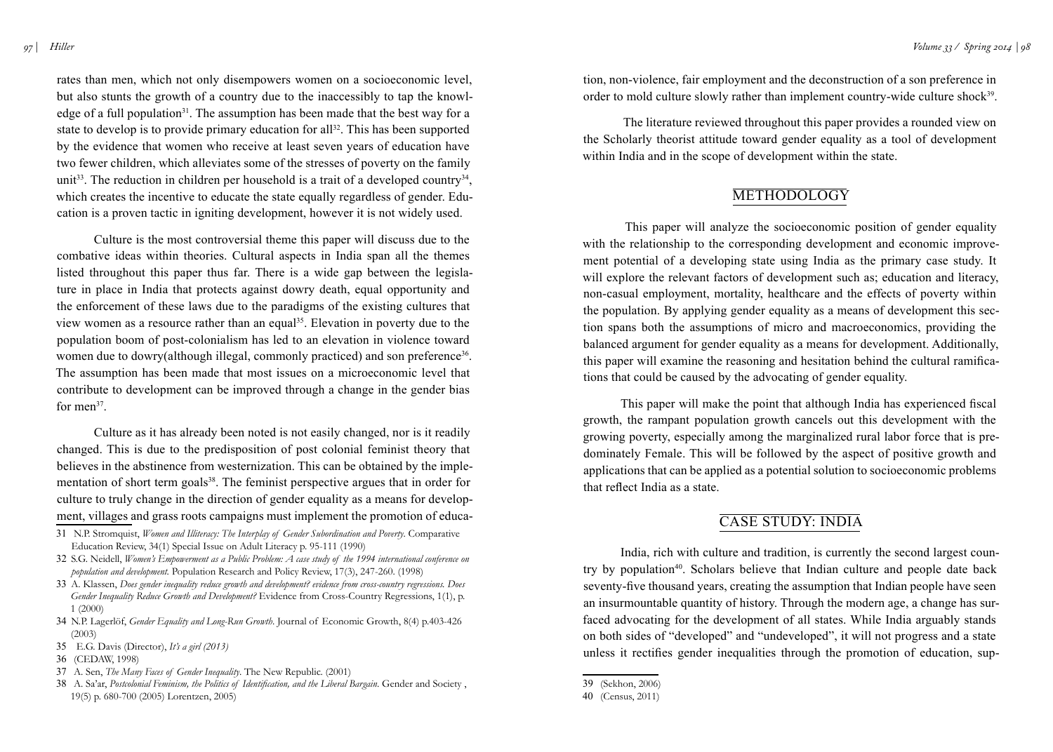rates than men, which not only disempowers women on a socioeconomic level, but also stunts the growth of a country due to the inaccessibly to tap the knowledge of a full population[31]. The assumption has been made that the best way for a state to develop is to provide primary education for all[32]. This has been supported by the evidence that women who receive at least seven years of education have two fewer children, which alleviates some of the stresses of poverty on the family unit[33]. The reduction in children per household is a trait of a developed country[34], which creates the incentive to educate the state equally regardless of gender. Education is a proven tactic in igniting development, however it is not widely used.

Culture is the most controversial theme this paper will discuss due to the combative ideas within theories. Cultural aspects in India span all the themes listed throughout this paper thus far. There is a wide gap between the legislature in place in India that protects against dowry death, equal opportunity and the enforcement of these laws due to the paradigms of the existing cultures that view women as a resource rather than an equal[35]. Elevation in poverty due to the population boom of post-colonialism has led to an elevation in violence toward women due to dowry(although illegal, commonly practiced) and son preference[36]. The assumption has been made that most issues on a microeconomic level that contribute to development can be improved through a change in the gender bias for men[37].

Culture as it has already been noted is not easily changed, nor is it readily changed. This is due to the predisposition of post colonial feminist theory that believes in the abstinence from westernization. This can be obtained by the implementation of short term goals[38]. The feminist perspective argues that in order for culture to truly change in the direction of gender equality as a means for development, villages and grass roots campaigns must implement the promotion of education, non-violence, fair employment and the deconstruction of a son preference in order to mold culture slowly rather than implement country-wide culture shock[39].

The literature reviewed throughout this paper provides a rounded view on the Scholarly theorist attitude toward gender equality as a tool of development within India and in the scope of development within the state.

## METHODOLOGY

This paper will analyze the socioeconomic position of gender equality with the relationship to the corresponding development and economic improvement potential of a developing state using India as the primary case study. It will explore the relevant factors of development such as; education and literacy, non-casual employment, mortality, healthcare and the effects of poverty within the population. By applying gender equality as a means of development this section spans both the assumptions of micro and macroeconomics, providing the balanced argument for gender equality as a means for development. Additionally, this paper will examine the reasoning and hesitation behind the cultural ramifications that could be caused by the advocating of gender equality.

This paper will make the point that although India has experienced fiscal growth, the rampant population growth cancels out this development with the growing poverty, especially among the marginalized rural labor force that is predominately Female. This will be followed by the aspect of positive growth and applications that can be applied as a potential solution to socioeconomic problems that reflect India as a state.

## CASE STUDY: INDIA

India, rich with culture and tradition, is currently the second largest country by population[40]. Scholars believe that Indian culture and people date back seventy-five thousand years, creating the assumption that Indian people have seen an insurmountable quantity of history. Through the modern age, a change has surfaced advocating for the development of all states. While India arguably stands on both sides of "developed" and "undeveloped", it will not progress and a state unless it rectifies gender inequalities through the promotion of education, sup-

---

31 N.P. Stromquist, *Women and Illiteracy: The Interplay of Gender Subordination and Poverty*. Comparative Education Review, 34(1) Special Issue on Adult Literacy p. 95-111 (1990)

32 S.G. Neidell, *Women's Empowerment as a Public Problem: A case study of the 1994 international conference on population and development*. Population Research and Policy Review, 17(3), 247-260. (1998)

33 A. Klassen, *Does gender inequality reduce growth and development? evidence from cross-country regressions. Does Gender Inequality Reduce Growth and Development?* Evidence from Cross-Country Regressions, 1(1), p. 1 (2000)

34 N.P. Lagerlöf, *Gender Equality and Long-Run Growth*. Journal of Economic Growth, 8(4) p.403-426 (2003)

35 E.G. Davis (Director), *It's a girl (2013)*

36 (CEDAW, 1998)

37 A. Sen, *The Many Faces of Gender Inequality*. The New Republic. (2001)

38 A. Sa'ar, *Postcolonial Feminism, the Politics of Identification, and the Liberal Bargain*. Gender and Society , 19(5) p. 680-700 (2005) Lorentzen, 2005)

39 (Sekhon, 2006)

40 (Census, 2011)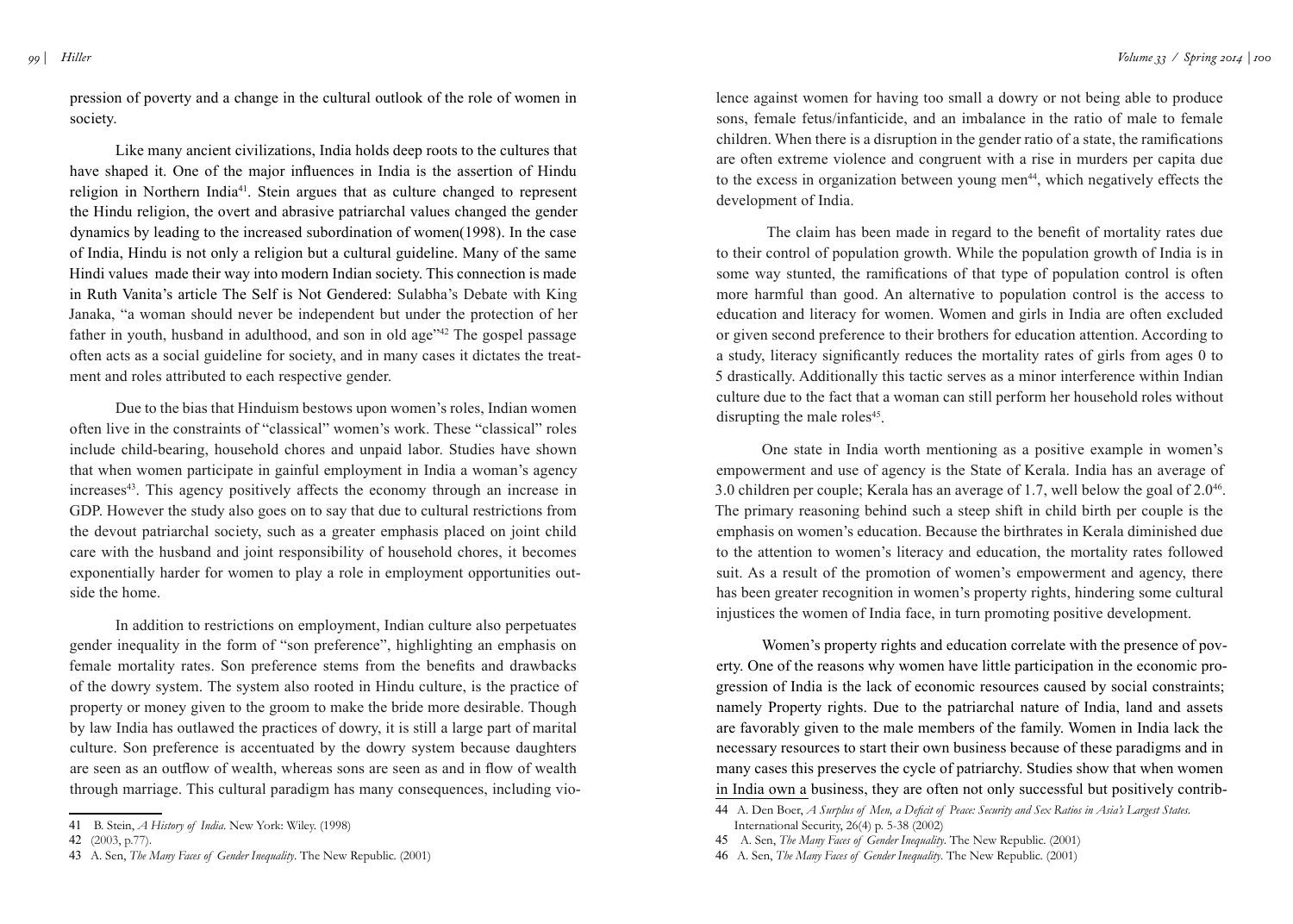pression of poverty and a change in the cultural outlook of the role of women in society.

Like many ancient civilizations, India holds deep roots to the cultures that have shaped it. One of the major influences in India is the assertion of Hindu religion in Northern India[41]. Stein argues that as culture changed to represent the Hindu religion, the overt and abrasive patriarchal values changed the gender dynamics by leading to the increased subordination of women(1998). In the case of India, Hindu is not only a religion but a cultural guideline. Many of the same Hindi values made their way into modern Indian society. This connection is made in Ruth Vanita's article The Self is Not Gendered: Sulabha's Debate with King Janaka, "a woman should never be independent but under the protection of her father in youth, husband in adulthood, and son in old age"[42] The gospel passage often acts as a social guideline for society, and in many cases it dictates the treatment and roles attributed to each respective gender.

Due to the bias that Hinduism bestows upon women's roles, Indian women often live in the constraints of "classical" women's work. These "classical" roles include child-bearing, household chores and unpaid labor. Studies have shown that when women participate in gainful employment in India a woman's agency increases[43]. This agency positively affects the economy through an increase in GDP. However the study also goes on to say that due to cultural restrictions from the devout patriarchal society, such as a greater emphasis placed on joint child care with the husband and joint responsibility of household chores, it becomes exponentially harder for women to play a role in employment opportunities outside the home.

In addition to restrictions on employment, Indian culture also perpetuates gender inequality in the form of "son preference", highlighting an emphasis on female mortality rates. Son preference stems from the benefits and drawbacks of the dowry system. The system also rooted in Hindu culture, is the practice of property or money given to the groom to make the bride more desirable. Though by law India has outlawed the practices of dowry, it is still a large part of marital culture. Son preference is accentuated by the dowry system because daughters are seen as an outflow of wealth, whereas sons are seen as and in flow of wealth through marriage. This cultural paradigm has many consequences, including violence against women for having too small a dowry or not being able to produce sons, female fetus/infanticide, and an imbalance in the ratio of male to female children. When there is a disruption in the gender ratio of a state, the ramifications are often extreme violence and congruent with a rise in murders per capita due to the excess in organization between young men[44], which negatively effects the development of India.

The claim has been made in regard to the benefit of mortality rates due to their control of population growth. While the population growth of India is in some way stunted, the ramifications of that type of population control is often more harmful than good. An alternative to population control is the access to education and literacy for women. Women and girls in India are often excluded or given second preference to their brothers for education attention. According to a study, literacy significantly reduces the mortality rates of girls from ages 0 to 5 drastically. Additionally this tactic serves as a minor interference within Indian culture due to the fact that a woman can still perform her household roles without disrupting the male roles[45].

One state in India worth mentioning as a positive example in women's empowerment and use of agency is the State of Kerala. India has an average of 3.0 children per couple; Kerala has an average of 1.7, well below the goal of 2.0[46]. The primary reasoning behind such a steep shift in child birth per couple is the emphasis on women's education. Because the birthrates in Kerala diminished due to the attention to women's literacy and education, the mortality rates followed suit. As a result of the promotion of women's empowerment and agency, there has been greater recognition in women's property rights, hindering some cultural injustices the women of India face, in turn promoting positive development.

Women's property rights and education correlate with the presence of poverty. One of the reasons why women have little participation in the economic progression of India is the lack of economic resources caused by social constraints; namely Property rights. Due to the patriarchal nature of India, land and assets are favorably given to the male members of the family. Women in India lack the necessary resources to start their own business because of these paradigms and in many cases this preserves the cycle of patriarchy. Studies show that when women in India own a business, they are often not only successful but positively contrib-

---

41 B. Stein, *A History of India*. New York: Wiley. (1998)

42 (2003, p.77).

43 A. Sen, *The Many Faces of Gender Inequality*. The New Republic. (2001)

44 A. Den Boer, *A Surplus of Men, a Deficit of Peace: Security and Sex Ratios in Asia's Largest States*. International Security, 26(4) p. 5-38 (2002)

45 A. Sen, *The Many Faces of Gender Inequality*. The New Republic. (2001)

46 A. Sen, *The Many Faces of Gender Inequality*. The New Republic. (2001)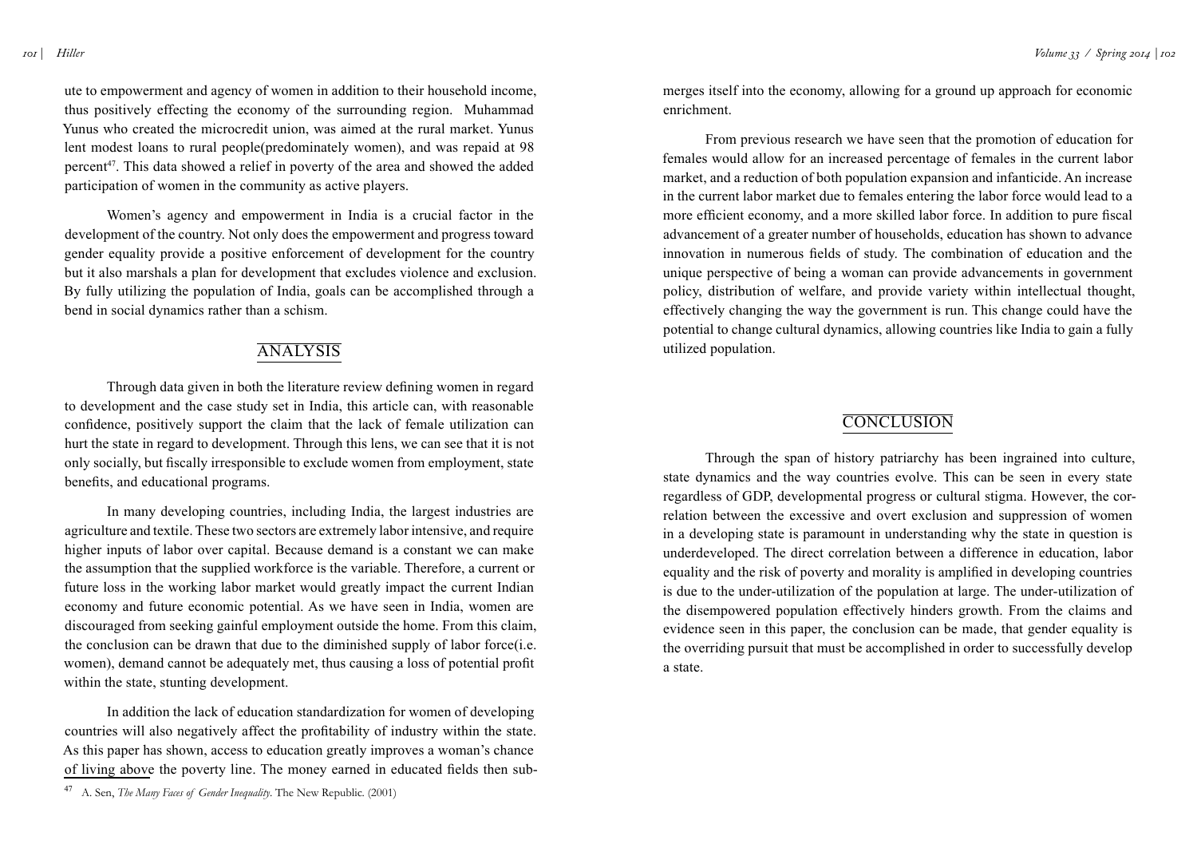ute to empowerment and agency of women in addition to their household income, thus positively effecting the economy of the surrounding region. Muhammad Yunus who created the microcredit union, was aimed at the rural market. Yunus lent modest loans to rural people(predominately women), and was repaid at 98 percent[47]. This data showed a relief in poverty of the area and showed the added participation of women in the community as active players.

Women's agency and empowerment in India is a crucial factor in the development of the country. Not only does the empowerment and progress toward gender equality provide a positive enforcement of development for the country but it also marshals a plan for development that excludes violence and exclusion. By fully utilizing the population of India, goals can be accomplished through a bend in social dynamics rather than a schism.

## ANALYSIS

Through data given in both the literature review defining women in regard to development and the case study set in India, this article can, with reasonable confidence, positively support the claim that the lack of female utilization can hurt the state in regard to development. Through this lens, we can see that it is not only socially, but fiscally irresponsible to exclude women from employment, state benefits, and educational programs.

In many developing countries, including India, the largest industries are agriculture and textile. These two sectors are extremely labor intensive, and require higher inputs of labor over capital. Because demand is a constant we can make the assumption that the supplied workforce is the variable. Therefore, a current or future loss in the working labor market would greatly impact the current Indian economy and future economic potential. As we have seen in India, women are discouraged from seeking gainful employment outside the home. From this claim, the conclusion can be drawn that due to the diminished supply of labor force(i.e. women), demand cannot be adequately met, thus causing a loss of potential profit within the state, stunting development.

In addition the lack of education standardization for women of developing countries will also negatively affect the profitability of industry within the state. As this paper has shown, access to education greatly improves a woman's chance of living above the poverty line. The money earned in educated fields then submerges itself into the economy, allowing for a ground up approach for economic enrichment.

From previous research we have seen that the promotion of education for females would allow for an increased percentage of females in the current labor market, and a reduction of both population expansion and infanticide. An increase in the current labor market due to females entering the labor force would lead to a more efficient economy, and a more skilled labor force. In addition to pure fiscal advancement of a greater number of households, education has shown to advance innovation in numerous fields of study. The combination of education and the unique perspective of being a woman can provide advancements in government policy, distribution of welfare, and provide variety within intellectual thought, effectively changing the way the government is run. This change could have the potential to change cultural dynamics, allowing countries like India to gain a fully utilized population.

## CONCLUSION

Through the span of history patriarchy has been ingrained into culture, state dynamics and the way countries evolve. This can be seen in every state regardless of GDP, developmental progress or cultural stigma. However, the correlation between the excessive and overt exclusion and suppression of women in a developing state is paramount in understanding why the state in question is underdeveloped. The direct correlation between a difference in education, labor equality and the risk of poverty and morality is amplified in developing countries is due to the under-utilization of the population at large. The under-utilization of the disempowered population effectively hinders growth. From the claims and evidence seen in this paper, the conclusion can be made, that gender equality is the overriding pursuit that must be accomplished in order to successfully develop a state.

---

[47] A. Sen, *The Many Faces of Gender Inequality*. The New Republic. (2001)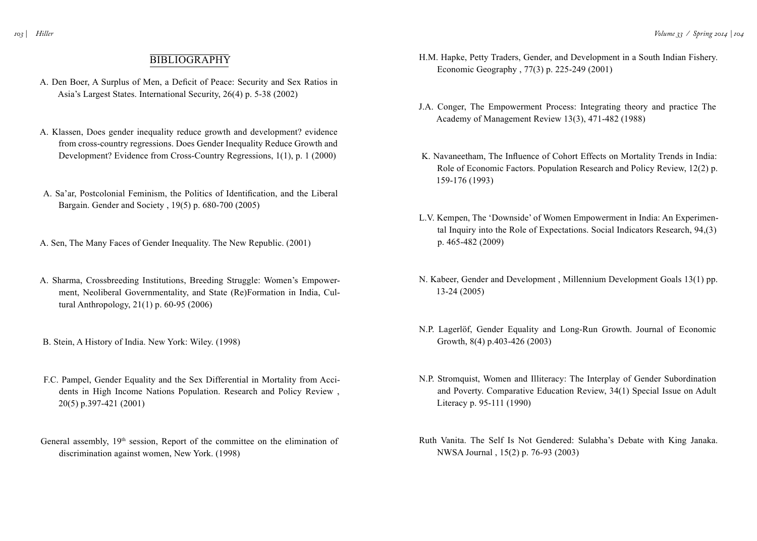## BIBLIOGRAPHY

A. Den Boer, A Surplus of Men, a Deficit of Peace: Security and Sex Ratios in Asia's Largest States. International Security, 26(4) p. 5-38 (2002)

A. Klassen, Does gender inequality reduce growth and development? evidence from cross-country regressions. Does Gender Inequality Reduce Growth and Development? Evidence from Cross-Country Regressions, 1(1), p. 1 (2000)

A. Sa'ar, Postcolonial Feminism, the Politics of Identification, and the Liberal Bargain. Gender and Society , 19(5) p. 680-700 (2005)

A. Sen, The Many Faces of Gender Inequality. The New Republic. (2001)

A. Sharma, Crossbreeding Institutions, Breeding Struggle: Women's Empowerment, Neoliberal Governmentality, and State (Re)Formation in India, Cultural Anthropology, 21(1) p. 60-95 (2006)

B. Stein, A History of India. New York: Wiley. (1998)

F.C. Pampel, Gender Equality and the Sex Differential in Mortality from Accidents in High Income Nations Population. Research and Policy Review , 20(5) p.397-421 (2001)

General assembly, 19th session, Report of the committee on the elimination of discrimination against women, New York. (1998)

H.M. Hapke, Petty Traders, Gender, and Development in a South Indian Fishery. Economic Geography , 77(3) p. 225-249 (2001)

J.A. Conger, The Empowerment Process: Integrating theory and practice The Academy of Management Review 13(3), 471-482 (1988)

K. Navaneetham, The Influence of Cohort Effects on Mortality Trends in India: Role of Economic Factors. Population Research and Policy Review, 12(2) p. 159-176 (1993)

L.V. Kempen, The 'Downside' of Women Empowerment in India: An Experimental Inquiry into the Role of Expectations. Social Indicators Research, 94,(3) p. 465-482 (2009)

N. Kabeer, Gender and Development , Millennium Development Goals 13(1) pp. 13-24 (2005)

N.P. Lagerlöf, Gender Equality and Long-Run Growth. Journal of Economic Growth, 8(4) p.403-426 (2003)

N.P. Stromquist, Women and Illiteracy: The Interplay of Gender Subordination and Poverty. Comparative Education Review, 34(1) Special Issue on Adult Literacy p. 95-111 (1990)

Ruth Vanita. The Self Is Not Gendered: Sulabha's Debate with King Janaka. NWSA Journal , 15(2) p. 76-93 (2003)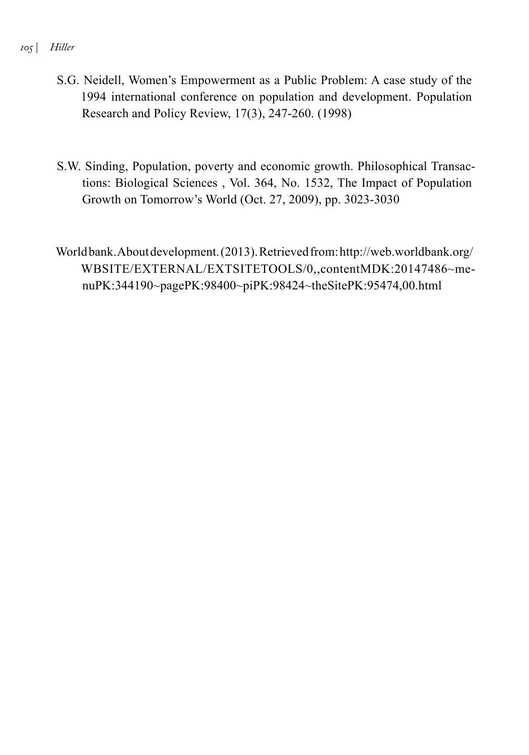S.G. Neidell, Women's Empowerment as a Public Problem: A case study of the 1994 international conference on population and development. Population Research and Policy Review, 17(3), 247-260. (1998)

S.W. Sinding, Population, poverty and economic growth. Philosophical Transactions: Biological Sciences , Vol. 364, No. 1532, The Impact of Population Growth on Tomorrow's World (Oct. 27, 2009), pp. 3023-3030

World bank. About development. (2013). Retrieved from: http://web.worldbank.org/WBSITE/EXTERNAL/EXTSITETOOLS/0,,contentMDK:20147486~menuPK:344190~pagePK:98400~piPK:98424~theSitePK:95474,00.html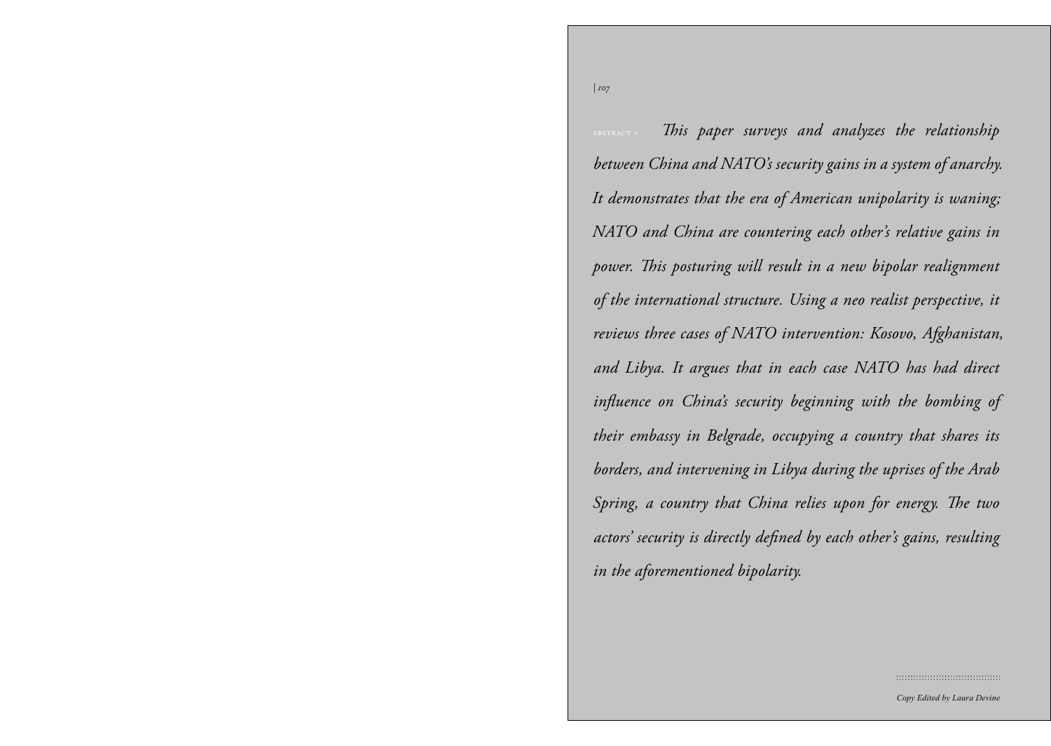**ABSTRACT »** *This paper surveys and analyzes the relationship between China and NATO's security gains in a system of anarchy. It demonstrates that the era of American unipolarity is waning; NATO and China are countering each other's relative gains in power. This posturing will result in a new bipolar realignment of the international structure. Using a neo realist perspective, it reviews three cases of NATO intervention: Kosovo, Afghanistan, and Libya. It argues that in each case NATO has had direct influence on China's security beginning with the bombing of their embassy in Belgrade, occupying a country that shares its borders, and intervening in Libya during the uprises of the Arab Spring, a country that China relies upon for energy. The two actors' security is directly defined by each other's gains, resulting in the aforementioned bipolarity.*

*Copy Edited by Laura Devine*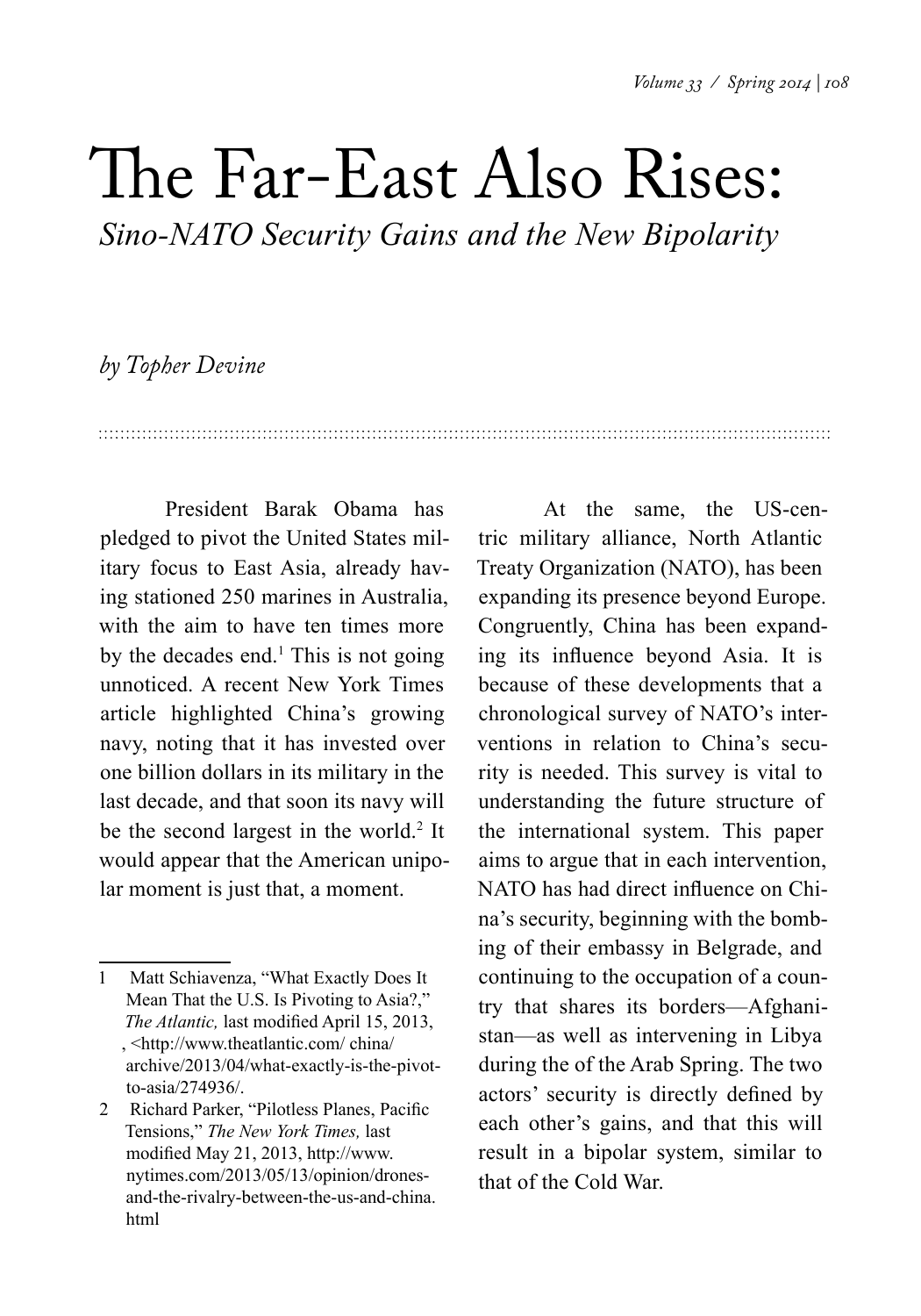# The Far-East Also Rises:

## *Sino-NATO Security Gains and the New Bipolarity*

*by Topher Devine*

President Barak Obama has pledged to pivot the United States military focus to East Asia, already having stationed 250 marines in Australia, with the aim to have ten times more by the decades end.[1] This is not going unnoticed. A recent New York Times article highlighted China's growing navy, noting that it has invested over one billion dollars in its military in the last decade, and that soon its navy will be the second largest in the world.[2] It would appear that the American unipolar moment is just that, a moment.

At the same, the US-centric military alliance, North Atlantic Treaty Organization (NATO), has been expanding its presence beyond Europe. Congruently, China has been expanding its influence beyond Asia. It is because of these developments that a chronological survey of NATO's interventions in relation to China's security is needed. This survey is vital to understanding the future structure of the international system. This paper aims to argue that in each intervention, NATO has had direct influence on China's security, beginning with the bombing of their embassy in Belgrade, and continuing to the occupation of a country that shares its borders—Afghanistan—as well as intervening in Libya during the of the Arab Spring. The two actors' security is directly defined by each other's gains, and that this will result in a bipolar system, similar to that of the Cold War.

---

1 Matt Schiavenza, "What Exactly Does It Mean That the U.S. Is Pivoting to Asia?," *The Atlantic,* last modified April 15, 2013, , <http://www.theatlantic.com/ china/archive/2013/04/what-exactly-is-the-pivot-to-asia/274936/.

2 Richard Parker, "Pilotless Planes, Pacific Tensions," *The New York Times,* last modified May 21, 2013, http://www.nytimes.com/2013/05/13/opinion/drones-and-the-rivalry-between-the-us-and-china.html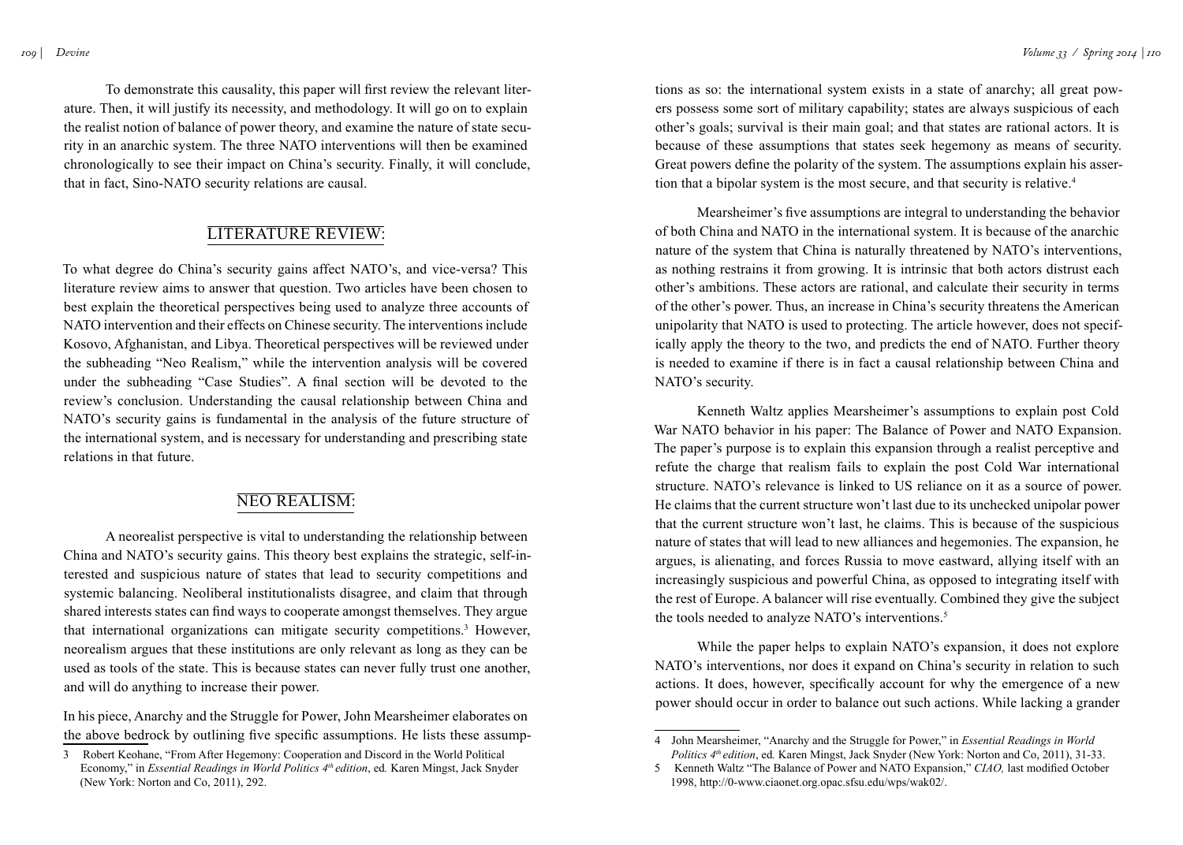To demonstrate this causality, this paper will first review the relevant literature. Then, it will justify its necessity, and methodology. It will go on to explain the realist notion of balance of power theory, and examine the nature of state security in an anarchic system. The three NATO interventions will then be examined chronologically to see their impact on China's security. Finally, it will conclude, that in fact, Sino-NATO security relations are causal.

## LITERATURE REVIEW:

To what degree do China's security gains affect NATO's, and vice-versa? This literature review aims to answer that question. Two articles have been chosen to best explain the theoretical perspectives being used to analyze three accounts of NATO intervention and their effects on Chinese security. The interventions include Kosovo, Afghanistan, and Libya. Theoretical perspectives will be reviewed under the subheading "Neo Realism," while the intervention analysis will be covered under the subheading "Case Studies". A final section will be devoted to the review's conclusion. Understanding the causal relationship between China and NATO's security gains is fundamental in the analysis of the future structure of the international system, and is necessary for understanding and prescribing state relations in that future.

## NEO REALISM:

A neorealist perspective is vital to understanding the relationship between China and NATO's security gains. This theory best explains the strategic, self-interested and suspicious nature of states that lead to security competitions and systemic balancing. Neoliberal institutionalists disagree, and claim that through shared interests states can find ways to cooperate amongst themselves. They argue that international organizations can mitigate security competitions.[3] However, neorealism argues that these institutions are only relevant as long as they can be used as tools of the state. This is because states can never fully trust one another, and will do anything to increase their power.

In his piece, Anarchy and the Struggle for Power, John Mearsheimer elaborates on the above bedrock by outlining five specific assumptions. He lists these assumptions as so: the international system exists in a state of anarchy; all great powers possess some sort of military capability; states are always suspicious of each other's goals; survival is their main goal; and that states are rational actors. It is because of these assumptions that states seek hegemony as means of security. Great powers define the polarity of the system. The assumptions explain his assertion that a bipolar system is the most secure, and that security is relative.[4]

Mearsheimer's five assumptions are integral to understanding the behavior of both China and NATO in the international system. It is because of the anarchic nature of the system that China is naturally threatened by NATO's interventions, as nothing restrains it from growing. It is intrinsic that both actors distrust each other's ambitions. These actors are rational, and calculate their security in terms of the other's power. Thus, an increase in China's security threatens the American unipolarity that NATO is used to protecting. The article however, does not specifically apply the theory to the two, and predicts the end of NATO. Further theory is needed to examine if there is in fact a causal relationship between China and NATO's security.

Kenneth Waltz applies Mearsheimer's assumptions to explain post Cold War NATO behavior in his paper: The Balance of Power and NATO Expansion. The paper's purpose is to explain this expansion through a realist perceptive and refute the charge that realism fails to explain the post Cold War international structure. NATO's relevance is linked to US reliance on it as a source of power. He claims that the current structure won't last due to its unchecked unipolar power that the current structure won't last, he claims. This is because of the suspicious nature of states that will lead to new alliances and hegemonies. The expansion, he argues, is alienating, and forces Russia to move eastward, allying itself with an increasingly suspicious and powerful China, as opposed to integrating itself with the rest of Europe. A balancer will rise eventually. Combined they give the subject the tools needed to analyze NATO's interventions.[5]

While the paper helps to explain NATO's expansion, it does not explore NATO's interventions, nor does it expand on China's security in relation to such actions. It does, however, specifically account for why the emergence of a new power should occur in order to balance out such actions. While lacking a grander

---

3 Robert Keohane, "From After Hegemony: Cooperation and Discord in the World Political Economy," in *Essential Readings in World Politics 4th edition*, ed. Karen Mingst, Jack Snyder (New York: Norton and Co, 2011), 292.

4 John Mearsheimer, "Anarchy and the Struggle for Power," in *Essential Readings in World Politics 4th edition*, ed. Karen Mingst, Jack Snyder (New York: Norton and Co, 2011), 31-33.

5 Kenneth Waltz "The Balance of Power and NATO Expansion," *CIAO,* last modified October 1998, http://0-www.ciaonet.org.opac.sfsu.edu/wps/wak02/.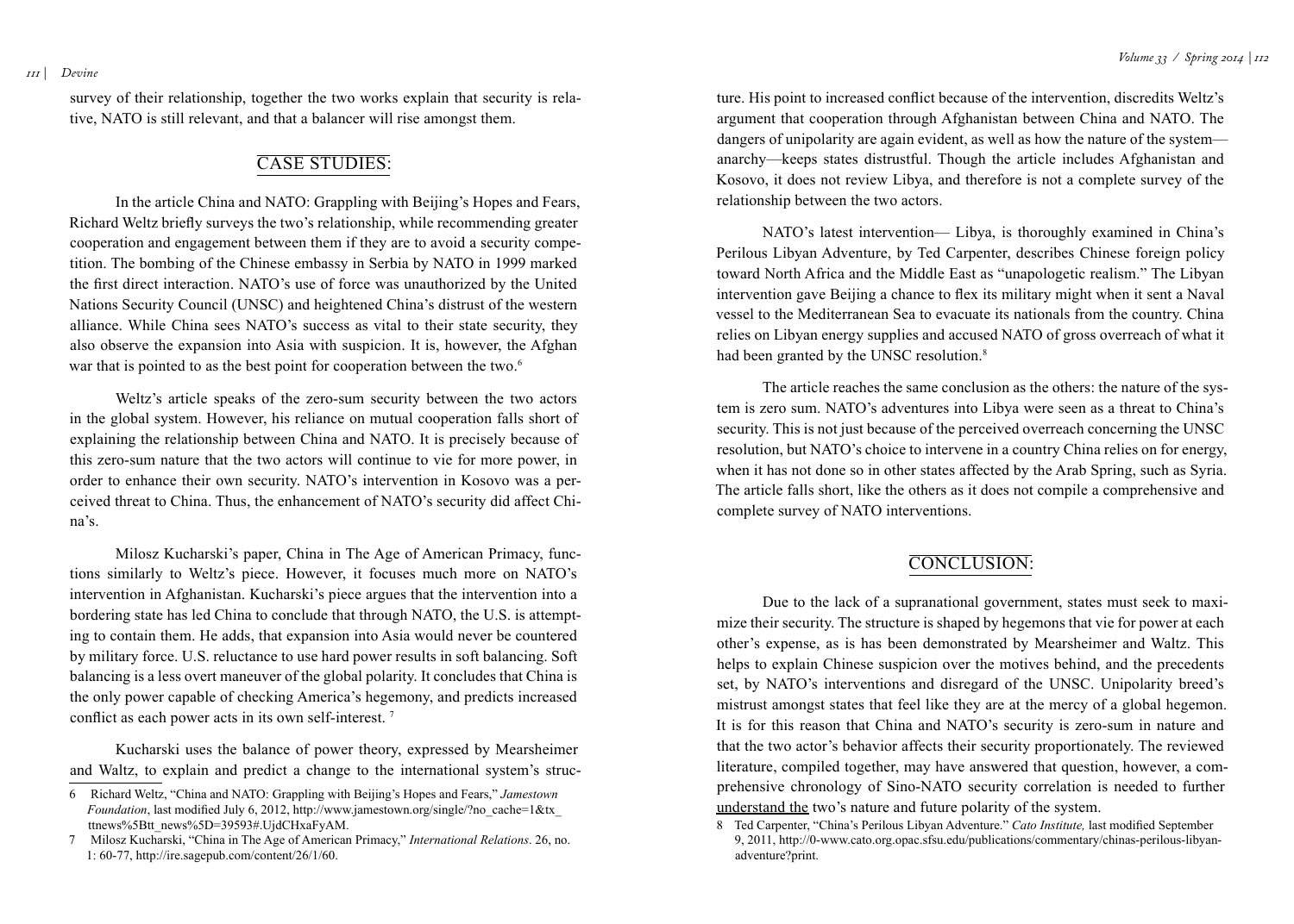survey of their relationship, together the two works explain that security is relative, NATO is still relevant, and that a balancer will rise amongst them.

## CASE STUDIES:

In the article China and NATO: Grappling with Beijing's Hopes and Fears, Richard Weltz briefly surveys the two's relationship, while recommending greater cooperation and engagement between them if they are to avoid a security competition. The bombing of the Chinese embassy in Serbia by NATO in 1999 marked the first direct interaction. NATO's use of force was unauthorized by the United Nations Security Council (UNSC) and heightened China's distrust of the western alliance. While China sees NATO's success as vital to their state security, they also observe the expansion into Asia with suspicion. It is, however, the Afghan war that is pointed to as the best point for cooperation between the two.[6]

Weltz's article speaks of the zero-sum security between the two actors in the global system. However, his reliance on mutual cooperation falls short of explaining the relationship between China and NATO. It is precisely because of this zero-sum nature that the two actors will continue to vie for more power, in order to enhance their own security. NATO's intervention in Kosovo was a perceived threat to China. Thus, the enhancement of NATO's security did affect China's.

Milosz Kucharski's paper, China in The Age of American Primacy, functions similarly to Weltz's piece. However, it focuses much more on NATO's intervention in Afghanistan. Kucharski's piece argues that the intervention into a bordering state has led China to conclude that through NATO, the U.S. is attempting to contain them. He adds, that expansion into Asia would never be countered by military force. U.S. reluctance to use hard power results in soft balancing. Soft balancing is a less overt maneuver of the global polarity. It concludes that China is the only power capable of checking America's hegemony, and predicts increased conflict as each power acts in its own self-interest. [7]

Kucharski uses the balance of power theory, expressed by Mearsheimer and Waltz, to explain and predict a change to the international system's structure. His point to increased conflict because of the intervention, discredits Weltz's argument that cooperation through Afghanistan between China and NATO. The dangers of unipolarity are again evident, as well as how the nature of the system—anarchy—keeps states distrustful. Though the article includes Afghanistan and Kosovo, it does not review Libya, and therefore is not a complete survey of the relationship between the two actors.

NATO's latest intervention— Libya, is thoroughly examined in China's Perilous Libyan Adventure, by Ted Carpenter, describes Chinese foreign policy toward North Africa and the Middle East as "unapologetic realism." The Libyan intervention gave Beijing a chance to flex its military might when it sent a Naval vessel to the Mediterranean Sea to evacuate its nationals from the country. China relies on Libyan energy supplies and accused NATO of gross overreach of what it had been granted by the UNSC resolution.[8]

The article reaches the same conclusion as the others: the nature of the system is zero sum. NATO's adventures into Libya were seen as a threat to China's security. This is not just because of the perceived overreach concerning the UNSC resolution, but NATO's choice to intervene in a country China relies on for energy, when it has not done so in other states affected by the Arab Spring, such as Syria. The article falls short, like the others as it does not compile a comprehensive and complete survey of NATO interventions.

## CONCLUSION:

Due to the lack of a supranational government, states must seek to maximize their security. The structure is shaped by hegemons that vie for power at each other's expense, as is has been demonstrated by Mearsheimer and Waltz. This helps to explain Chinese suspicion over the motives behind, and the precedents set, by NATO's interventions and disregard of the UNSC. Unipolarity breed's mistrust amongst states that feel like they are at the mercy of a global hegemon. It is for this reason that China and NATO's security is zero-sum in nature and that the two actor's behavior affects their security proportionately. The reviewed literature, compiled together, may have answered that question, however, a comprehensive chronology of Sino-NATO security correlation is needed to further understand the two's nature and future polarity of the system.

---

6 Richard Weltz, "China and NATO: Grappling with Beijing's Hopes and Fears," *Jamestown Foundation*, last modified July 6, 2012, http://www.jamestown.org/single/?no_cache=1&tx_ttnews%5Btt_news%5D=39593#.UjdCHxaFyAM.

7 Milosz Kucharski, "China in The Age of American Primacy," *International Relations*. 26, no. 1: 60-77, http://ire.sagepub.com/content/26/1/60.

8 Ted Carpenter, "China's Perilous Libyan Adventure." *Cato Institute,* last modified September 9, 2011, http://0-www.cato.org.opac.sfsu.edu/publications/commentary/chinas-perilous-libyan-adventure?print.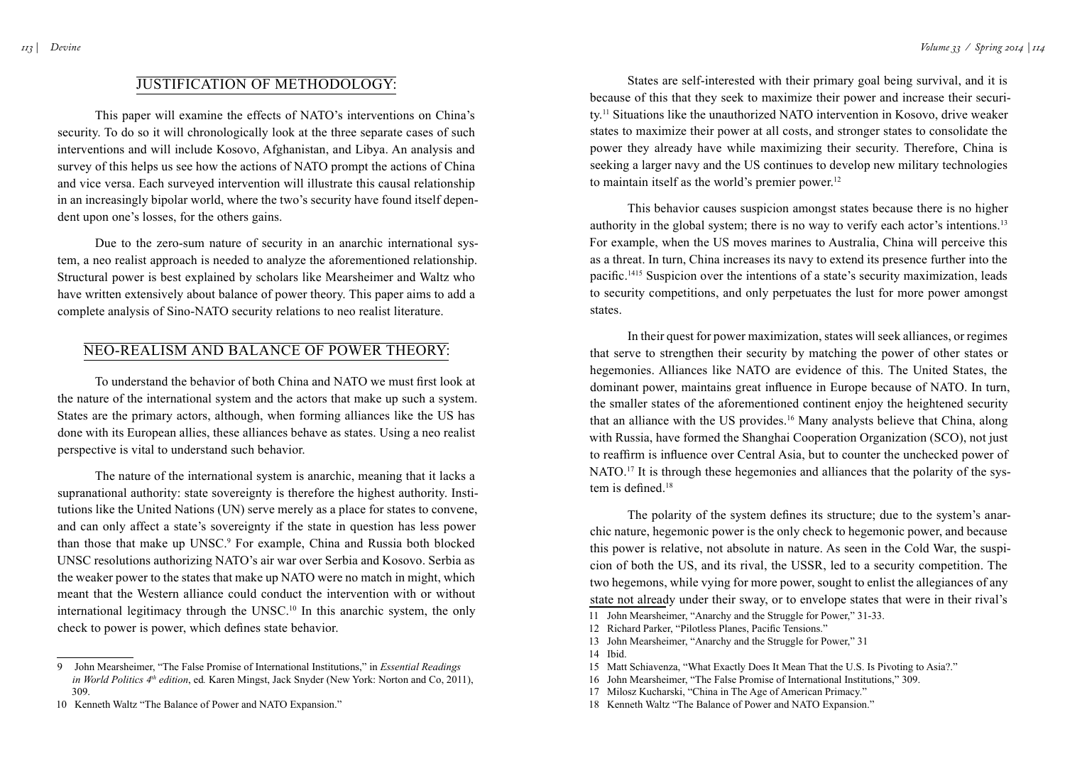## JUSTIFICATION OF METHODOLOGY:

This paper will examine the effects of NATO's interventions on China's security. To do so it will chronologically look at the three separate cases of such interventions and will include Kosovo, Afghanistan, and Libya. An analysis and survey of this helps us see how the actions of NATO prompt the actions of China and vice versa. Each surveyed intervention will illustrate this causal relationship in an increasingly bipolar world, where the two's security have found itself dependent upon one's losses, for the others gains.

Due to the zero-sum nature of security in an anarchic international system, a neo realist approach is needed to analyze the aforementioned relationship. Structural power is best explained by scholars like Mearsheimer and Waltz who have written extensively about balance of power theory. This paper aims to add a complete analysis of Sino-NATO security relations to neo realist literature.

## NEO-REALISM AND BALANCE OF POWER THEORY:

To understand the behavior of both China and NATO we must first look at the nature of the international system and the actors that make up such a system. States are the primary actors, although, when forming alliances like the US has done with its European allies, these alliances behave as states. Using a neo realist perspective is vital to understand such behavior.

The nature of the international system is anarchic, meaning that it lacks a supranational authority: state sovereignty is therefore the highest authority. Institutions like the United Nations (UN) serve merely as a place for states to convene, and can only affect a state's sovereignty if the state in question has less power than those that make up UNSC.[9] For example, China and Russia both blocked UNSC resolutions authorizing NATO's air war over Serbia and Kosovo. Serbia as the weaker power to the states that make up NATO were no match in might, which meant that the Western alliance could conduct the intervention with or without international legitimacy through the UNSC.[10] In this anarchic system, the only check to power is power, which defines state behavior.

States are self-interested with their primary goal being survival, and it is because of this that they seek to maximize their power and increase their security.[11] Situations like the unauthorized NATO intervention in Kosovo, drive weaker states to maximize their power at all costs, and stronger states to consolidate the power they already have while maximizing their security. Therefore, China is seeking a larger navy and the US continues to develop new military technologies to maintain itself as the world's premier power.[12]

This behavior causes suspicion amongst states because there is no higher authority in the global system; there is no way to verify each actor's intentions.[13] For example, when the US moves marines to Australia, China will perceive this as a threat. In turn, China increases its navy to extend its presence further into the pacific.[14][15] Suspicion over the intentions of a state's security maximization, leads to security competitions, and only perpetuates the lust for more power amongst states.

In their quest for power maximization, states will seek alliances, or regimes that serve to strengthen their security by matching the power of other states or hegemonies. Alliances like NATO are evidence of this. The United States, the dominant power, maintains great influence in Europe because of NATO. In turn, the smaller states of the aforementioned continent enjoy the heightened security that an alliance with the US provides.[16] Many analysts believe that China, along with Russia, have formed the Shanghai Cooperation Organization (SCO), not just to reaffirm is influence over Central Asia, but to counter the unchecked power of NATO.[17] It is through these hegemonies and alliances that the polarity of the system is defined.[18]

The polarity of the system defines its structure; due to the system's anarchic nature, hegemonic power is the only check to hegemonic power, and because this power is relative, not absolute in nature. As seen in the Cold War, the suspicion of both the US, and its rival, the USSR, led to a security competition. The two hegemons, while vying for more power, sought to enlist the allegiances of any state not already under their sway, or to envelope states that were in their rival's

---

9 John Mearsheimer, "The False Promise of International Institutions," in *Essential Readings in World Politics 4th edition*, ed. Karen Mingst, Jack Snyder (New York: Norton and Co, 2011), 309.

10 Kenneth Waltz "The Balance of Power and NATO Expansion."

11 John Mearsheimer, "Anarchy and the Struggle for Power," 31-33.

12 Richard Parker, "Pilotless Planes, Pacific Tensions."

13 John Mearsheimer, "Anarchy and the Struggle for Power," 31

14 Ibid.

15 Matt Schiavenza, "What Exactly Does It Mean That the U.S. Is Pivoting to Asia?."

16 John Mearsheimer, "The False Promise of International Institutions," 309.

17 Milosz Kucharski, "China in The Age of American Primacy."

18 Kenneth Waltz "The Balance of Power and NATO Expansion."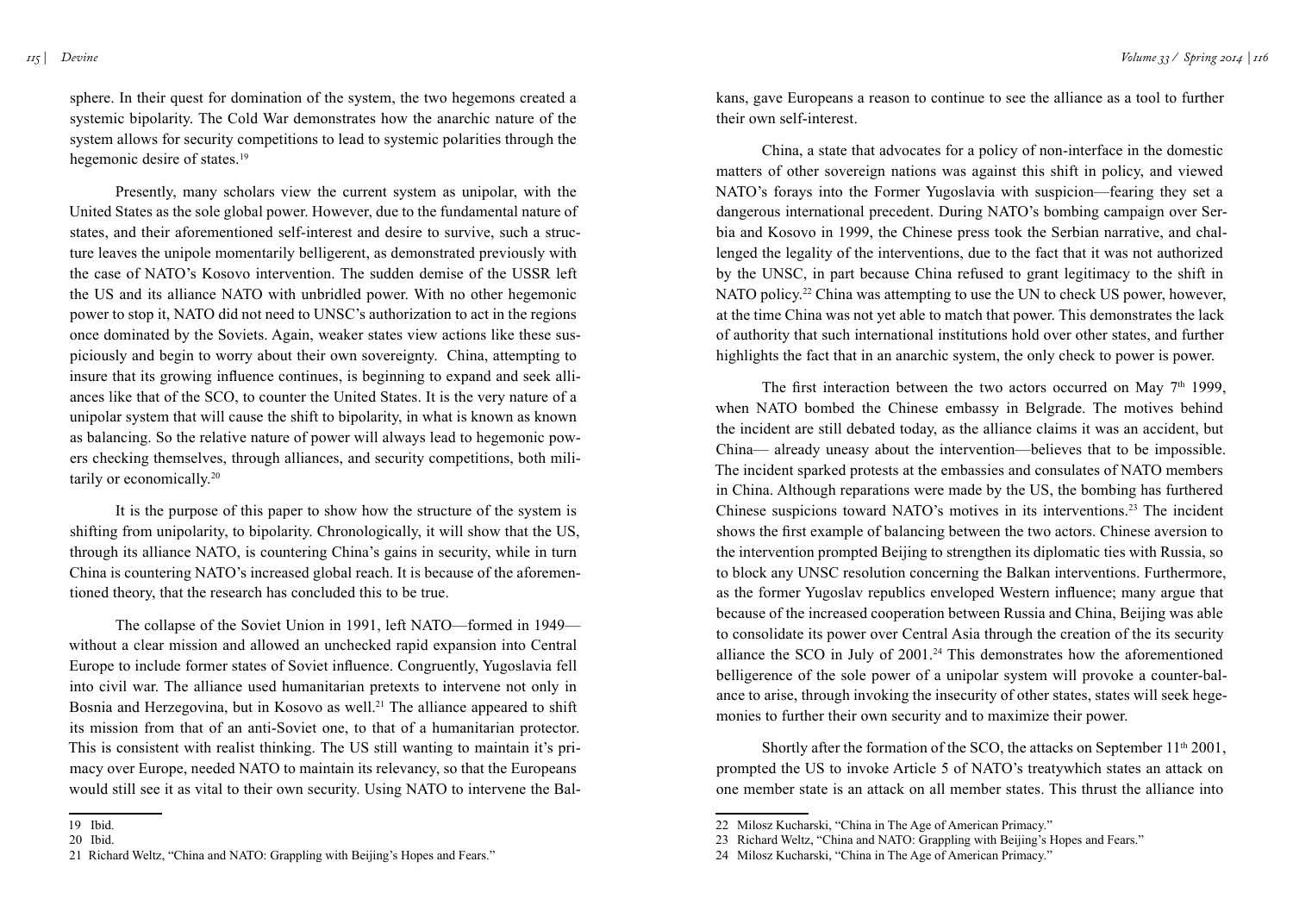sphere. In their quest for domination of the system, the two hegemons created a systemic bipolarity. The Cold War demonstrates how the anarchic nature of the system allows for security competitions to lead to systemic polarities through the hegemonic desire of states.[19]

Presently, many scholars view the current system as unipolar, with the United States as the sole global power. However, due to the fundamental nature of states, and their aforementioned self-interest and desire to survive, such a structure leaves the unipole momentarily belligerent, as demonstrated previously with the case of NATO's Kosovo intervention. The sudden demise of the USSR left the US and its alliance NATO with unbridled power. With no other hegemonic power to stop it, NATO did not need to UNSC's authorization to act in the regions once dominated by the Soviets. Again, weaker states view actions like these suspiciously and begin to worry about their own sovereignty. China, attempting to insure that its growing influence continues, is beginning to expand and seek alliances like that of the SCO, to counter the United States. It is the very nature of a unipolar system that will cause the shift to bipolarity, in what is known as known as balancing. So the relative nature of power will always lead to hegemonic powers checking themselves, through alliances, and security competitions, both militarily or economically.[20]

It is the purpose of this paper to show how the structure of the system is shifting from unipolarity, to bipolarity. Chronologically, it will show that the US, through its alliance NATO, is countering China's gains in security, while in turn China is countering NATO's increased global reach. It is because of the aforementioned theory, that the research has concluded this to be true.

The collapse of the Soviet Union in 1991, left NATO—formed in 1949—without a clear mission and allowed an unchecked rapid expansion into Central Europe to include former states of Soviet influence. Congruently, Yugoslavia fell into civil war. The alliance used humanitarian pretexts to intervene not only in Bosnia and Herzegovina, but in Kosovo as well.[21] The alliance appeared to shift its mission from that of an anti-Soviet one, to that of a humanitarian protector. This is consistent with realist thinking. The US still wanting to maintain it's primacy over Europe, needed NATO to maintain its relevancy, so that the Europeans would still see it as vital to their own security. Using NATO to intervene the Balkans, gave Europeans a reason to continue to see the alliance as a tool to further their own self-interest.

China, a state that advocates for a policy of non-interface in the domestic matters of other sovereign nations was against this shift in policy, and viewed NATO's forays into the Former Yugoslavia with suspicion—fearing they set a dangerous international precedent. During NATO's bombing campaign over Serbia and Kosovo in 1999, the Chinese press took the Serbian narrative, and challenged the legality of the interventions, due to the fact that it was not authorized by the UNSC, in part because China refused to grant legitimacy to the shift in NATO policy.[22] China was attempting to use the UN to check US power, however, at the time China was not yet able to match that power. This demonstrates the lack of authority that such international institutions hold over other states, and further highlights the fact that in an anarchic system, the only check to power is power.

The first interaction between the two actors occurred on May 7th 1999, when NATO bombed the Chinese embassy in Belgrade. The motives behind the incident are still debated today, as the alliance claims it was an accident, but China— already uneasy about the intervention—believes that to be impossible. The incident sparked protests at the embassies and consulates of NATO members in China. Although reparations were made by the US, the bombing has furthered Chinese suspicions toward NATO's motives in its interventions.[23] The incident shows the first example of balancing between the two actors. Chinese aversion to the intervention prompted Beijing to strengthen its diplomatic ties with Russia, so to block any UNSC resolution concerning the Balkan interventions. Furthermore, as the former Yugoslav republics enveloped Western influence; many argue that because of the increased cooperation between Russia and China, Beijing was able to consolidate its power over Central Asia through the creation of the its security alliance the SCO in July of 2001.[24] This demonstrates how the aforementioned belligerence of the sole power of a unipolar system will provoke a counter-balance to arise, through invoking the insecurity of other states, states will seek hegemonies to further their own security and to maximize their power.

Shortly after the formation of the SCO, the attacks on September 11th 2001, prompted the US to invoke Article 5 of NATO's treatywhich states an attack on one member state is an attack on all member states. This thrust the alliance into

---

19 Ibid.

20 Ibid.

21 Richard Weltz, "China and NATO: Grappling with Beijing's Hopes and Fears."

22 Milosz Kucharski, "China in The Age of American Primacy."

23 Richard Weltz, "China and NATO: Grappling with Beijing's Hopes and Fears."

24 Milosz Kucharski, "China in The Age of American Primacy."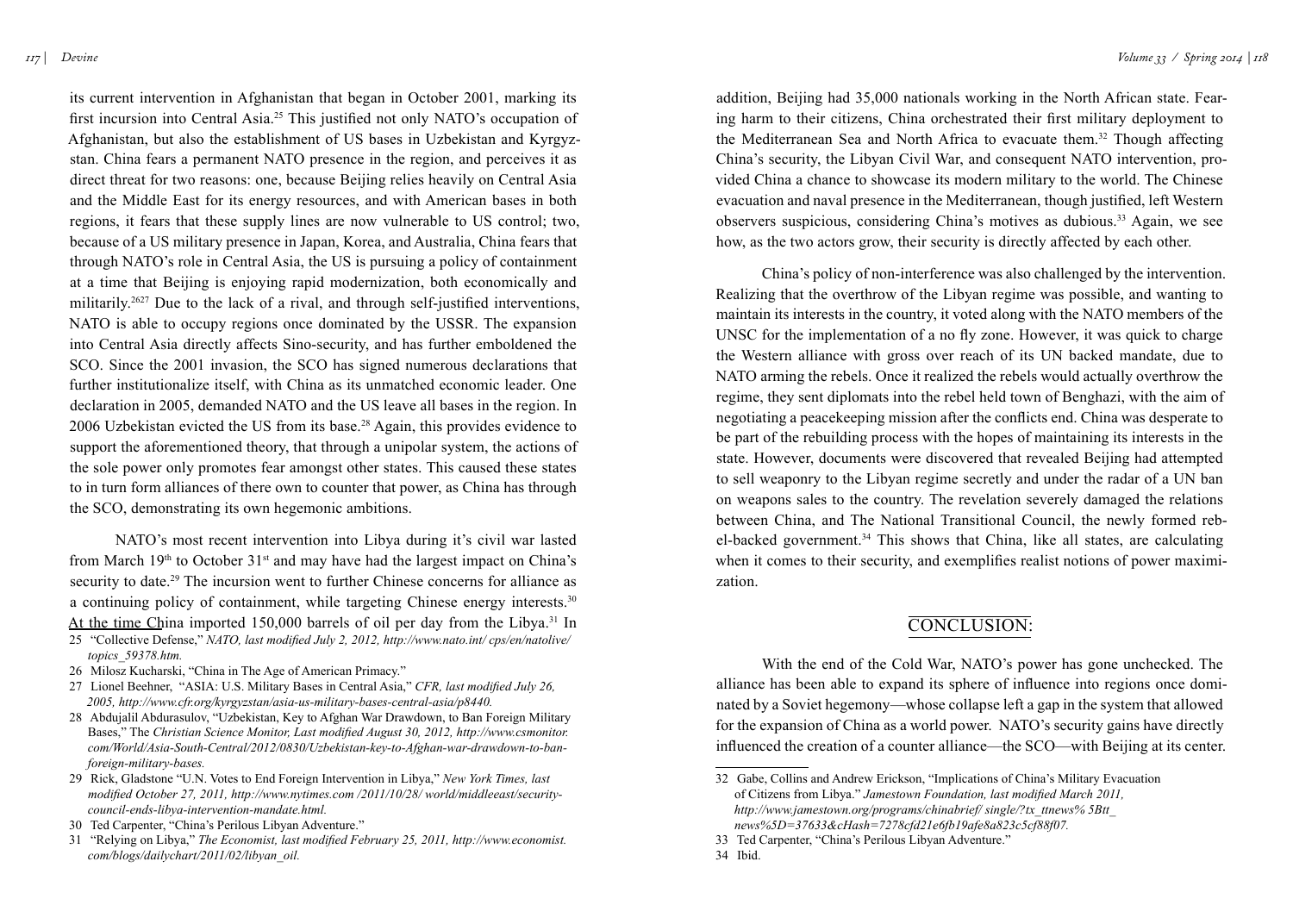its current intervention in Afghanistan that began in October 2001, marking its first incursion into Central Asia.[25] This justified not only NATO's occupation of Afghanistan, but also the establishment of US bases in Uzbekistan and Kyrgyzstan. China fears a permanent NATO presence in the region, and perceives it as direct threat for two reasons: one, because Beijing relies heavily on Central Asia and the Middle East for its energy resources, and with American bases in both regions, it fears that these supply lines are now vulnerable to US control; two, because of a US military presence in Japan, Korea, and Australia, China fears that through NATO's role in Central Asia, the US is pursuing a policy of containment at a time that Beijing is enjoying rapid modernization, both economically and militarily.[26][27] Due to the lack of a rival, and through self-justified interventions, NATO is able to occupy regions once dominated by the USSR. The expansion into Central Asia directly affects Sino-security, and has further emboldened the SCO. Since the 2001 invasion, the SCO has signed numerous declarations that further institutionalize itself, with China as its unmatched economic leader. One declaration in 2005, demanded NATO and the US leave all bases in the region. In 2006 Uzbekistan evicted the US from its base.[28] Again, this provides evidence to support the aforementioned theory, that through a unipolar system, the actions of the sole power only promotes fear amongst other states. This caused these states to in turn form alliances of there own to counter that power, as China has through the SCO, demonstrating its own hegemonic ambitions.

NATO's most recent intervention into Libya during it's civil war lasted from March 19th to October 31st and may have had the largest impact on China's security to date.[29] The incursion went to further Chinese concerns for alliance as a continuing policy of containment, while targeting Chinese energy interests.[30] At the time China imported 150,000 barrels of oil per day from the Libya.[31] In addition, Beijing had 35,000 nationals working in the North African state. Fearing harm to their citizens, China orchestrated their first military deployment to the Mediterranean Sea and North Africa to evacuate them.[32] Though affecting China's security, the Libyan Civil War, and consequent NATO intervention, provided China a chance to showcase its modern military to the world. The Chinese evacuation and naval presence in the Mediterranean, though justified, left Western observers suspicious, considering China's motives as dubious.[33] Again, we see how, as the two actors grow, their security is directly affected by each other.

China's policy of non-interference was also challenged by the intervention. Realizing that the overthrow of the Libyan regime was possible, and wanting to maintain its interests in the country, it voted along with the NATO members of the UNSC for the implementation of a no fly zone. However, it was quick to charge the Western alliance with gross over reach of its UN backed mandate, due to NATO arming the rebels. Once it realized the rebels would actually overthrow the regime, they sent diplomats into the rebel held town of Benghazi, with the aim of negotiating a peacekeeping mission after the conflicts end. China was desperate to be part of the rebuilding process with the hopes of maintaining its interests in the state. However, documents were discovered that revealed Beijing had attempted to sell weaponry to the Libyan regime secretly and under the radar of a UN ban on weapons sales to the country. The revelation severely damaged the relations between China, and The National Transitional Council, the newly formed rebel-backed government.[34] This shows that China, like all states, are calculating when it comes to their security, and exemplifies realist notions of power maximization.

## CONCLUSION:

With the end of the Cold War, NATO's power has gone unchecked. The alliance has been able to expand its sphere of influence into regions once dominated by a Soviet hegemony—whose collapse left a gap in the system that allowed for the expansion of China as a world power. NATO's security gains have directly influenced the creation of a counter alliance—the SCO—with Beijing at its center.

---

25 "Collective Defense," *NATO, last modified July 2, 2012, http://www.nato.int/ cps/en/natolive/ topics_59378.htm.*

26 Milosz Kucharski, "China in The Age of American Primacy."

27 Lionel Beehner, "ASIA: U.S. Military Bases in Central Asia," *CFR, last modified July 26, 2005, http://www.cfr.org/kyrgyzstan/asia-us-military-bases-central-asia/p8440.*

28 Abdujalil Abdurasulov, "Uzbekistan, Key to Afghan War Drawdown, to Ban Foreign Military Bases," The *Christian Science Monitor, Last modified August 30, 2012, http://www.csmonitor. com/World/Asia-South-Central/2012/0830/Uzbekistan-key-to-Afghan-war-drawdown-to-ban-foreign-military-bases.*

29 Rick, Gladstone "U.N. Votes to End Foreign Intervention in Libya," *New York Times, last modified October 27, 2011, http://www.nytimes.com /2011/10/28/ world/middleeast/security-council-ends-libya-intervention-mandate.html.*

30 Ted Carpenter, "China's Perilous Libyan Adventure."

31 "Relying on Libya," *The Economist, last modified February 25, 2011, http://www.economist. com/blogs/dailychart/2011/02/libyan_oil.*

32 Gabe, Collins and Andrew Erickson, "Implications of China's Military Evacuation of Citizens from Libya." *Jamestown Foundation, last modified March 2011, http://www.jamestown.org/programs/chinabrief/ single/?tx_ttnews% 5Btt_ news%5D=37633&cHash=7278cfd21e6fb19afe8a823c5cf88f07.*

33 Ted Carpenter, "China's Perilous Libyan Adventure."

34 Ibid.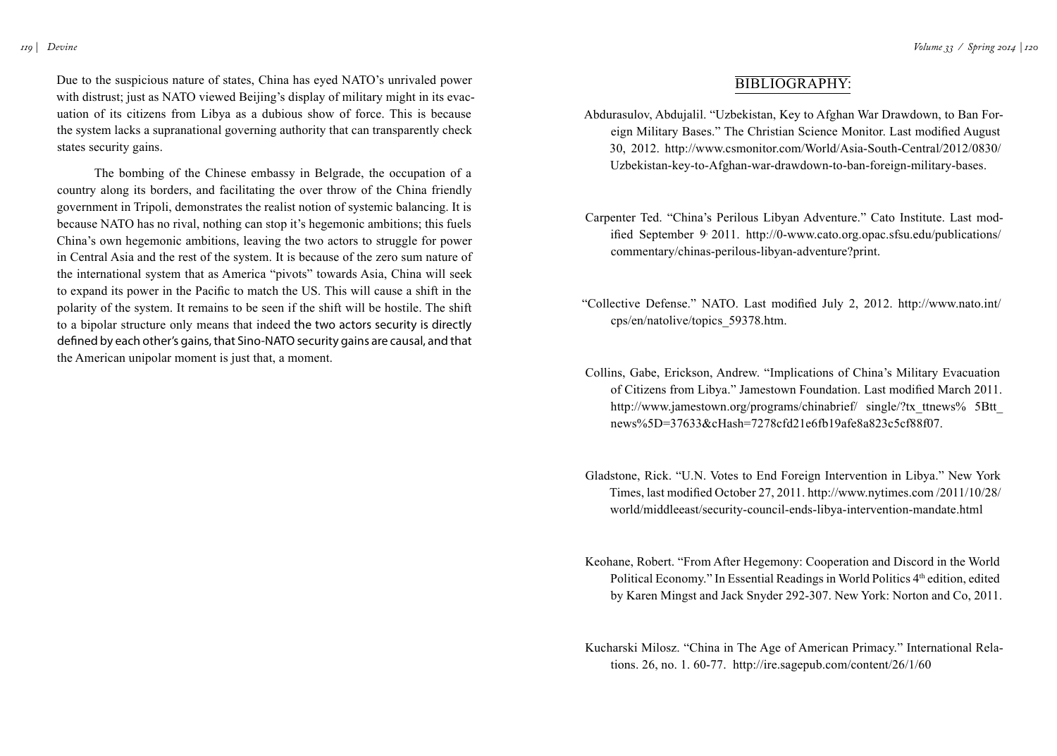Due to the suspicious nature of states, China has eyed NATO's unrivaled power with distrust; just as NATO viewed Beijing's display of military might in its evacuation of its citizens from Libya as a dubious show of force. This is because the system lacks a supranational governing authority that can transparently check states security gains.

The bombing of the Chinese embassy in Belgrade, the occupation of a country along its borders, and facilitating the over throw of the China friendly government in Tripoli, demonstrates the realist notion of systemic balancing. It is because NATO has no rival, nothing can stop it's hegemonic ambitions; this fuels China's own hegemonic ambitions, leaving the two actors to struggle for power in Central Asia and the rest of the system. It is because of the zero sum nature of the international system that as America "pivots" towards Asia, China will seek to expand its power in the Pacific to match the US. This will cause a shift in the polarity of the system. It remains to be seen if the shift will be hostile. The shift to a bipolar structure only means that indeed the two actors security is directly defined by each other's gains, that Sino-NATO security gains are causal, and that the American unipolar moment is just that, a moment.

## BIBLIOGRAPHY:

Abdurasulov, Abdujalil. "Uzbekistan, Key to Afghan War Drawdown, to Ban Foreign Military Bases." The Christian Science Monitor. Last modified August 30, 2012. http://www.csmonitor.com/World/Asia-South-Central/2012/0830/Uzbekistan-key-to-Afghan-war-drawdown-to-ban-foreign-military-bases.

Carpenter Ted. "China's Perilous Libyan Adventure." Cato Institute. Last modified September 9, 2011. http://0-www.cato.org.opac.sfsu.edu/publications/commentary/chinas-perilous-libyan-adventure?print.

"Collective Defense." NATO. Last modified July 2, 2012. http://www.nato.int/cps/en/natolive/topics_59378.htm.

Collins, Gabe, Erickson, Andrew. "Implications of China's Military Evacuation of Citizens from Libya." Jamestown Foundation. Last modified March 2011. http://www.jamestown.org/programs/chinabrief/ single/?tx_ttnews% 5Btt_news%5D=37633&cHash=7278cfd21e6fb19afe8a823c5cf88f07.

Gladstone, Rick. "U.N. Votes to End Foreign Intervention in Libya." New York Times, last modified October 27, 2011. http://www.nytimes.com /2011/10/28/world/middleeast/security-council-ends-libya-intervention-mandate.html

Keohane, Robert. "From After Hegemony: Cooperation and Discord in the World Political Economy." In Essential Readings in World Politics 4th edition, edited by Karen Mingst and Jack Snyder 292-307. New York: Norton and Co, 2011.

Kucharski Milosz. "China in The Age of American Primacy." International Relations. 26, no. 1. 60-77. http://ire.sagepub.com/content/26/1/60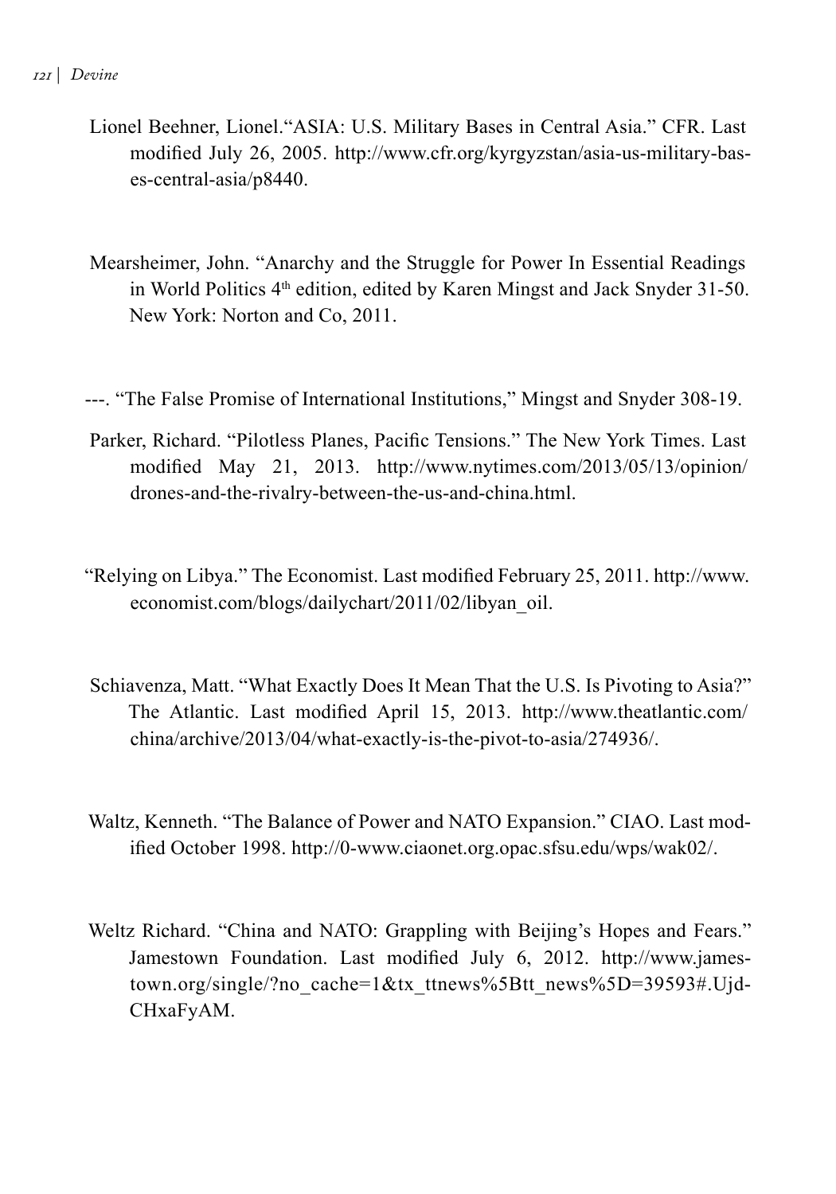Lionel Beehner, Lionel."ASIA: U.S. Military Bases in Central Asia." CFR. Last modified July 26, 2005. http://www.cfr.org/kyrgyzstan/asia-us-military-bases-central-asia/p8440.

Mearsheimer, John. "Anarchy and the Struggle for Power In Essential Readings in World Politics 4th edition, edited by Karen Mingst and Jack Snyder 31-50. New York: Norton and Co, 2011.

---. "The False Promise of International Institutions," Mingst and Snyder 308-19.

Parker, Richard. "Pilotless Planes, Pacific Tensions." The New York Times. Last modified May 21, 2013. http://www.nytimes.com/2013/05/13/opinion/drones-and-the-rivalry-between-the-us-and-china.html.

"Relying on Libya." The Economist. Last modified February 25, 2011. http://www.economist.com/blogs/dailychart/2011/02/libyan_oil.

Schiavenza, Matt. "What Exactly Does It Mean That the U.S. Is Pivoting to Asia?" The Atlantic. Last modified April 15, 2013. http://www.theatlantic.com/china/archive/2013/04/what-exactly-is-the-pivot-to-asia/274936/.

Waltz, Kenneth. "The Balance of Power and NATO Expansion." CIAO. Last modified October 1998. http://0-www.ciaonet.org.opac.sfsu.edu/wps/wak02/.

Weltz Richard. "China and NATO: Grappling with Beijing's Hopes and Fears." Jamestown Foundation. Last modified July 6, 2012. http://www.jamestown.org/single/?no_cache=1&tx_ttnews%5Btt_news%5D=39593#.UjdCHxaFyAM.